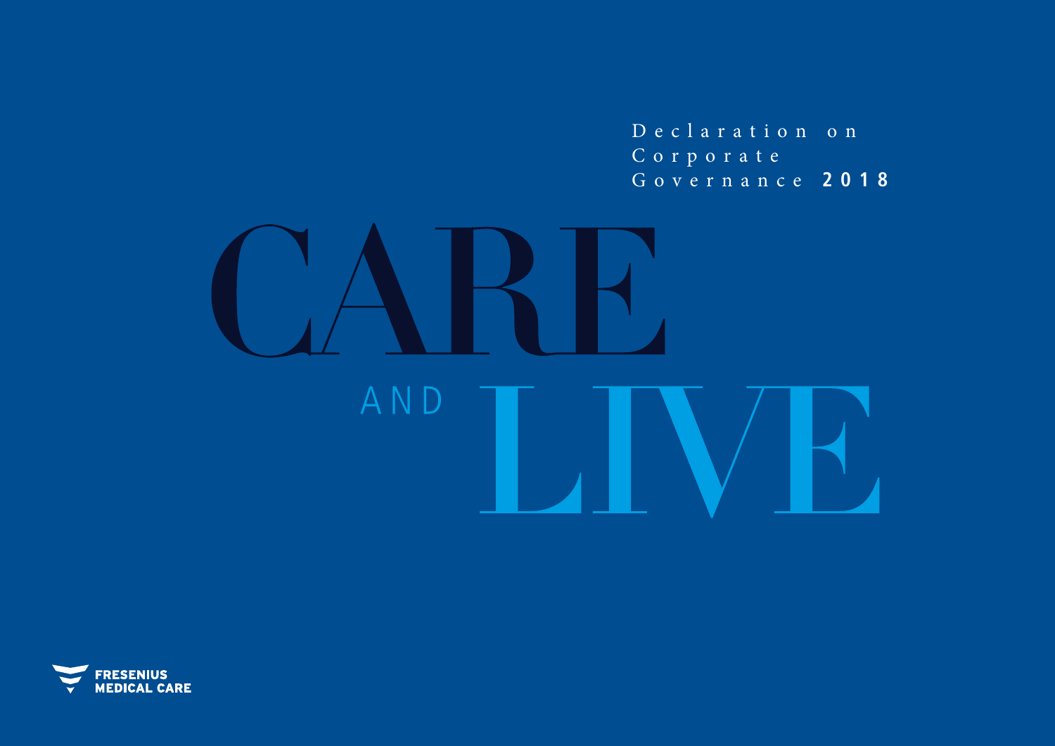# Declaration on Corporate Governance **2018**

# CARE AND LIVE

FRESENIUS MEDICAL CARE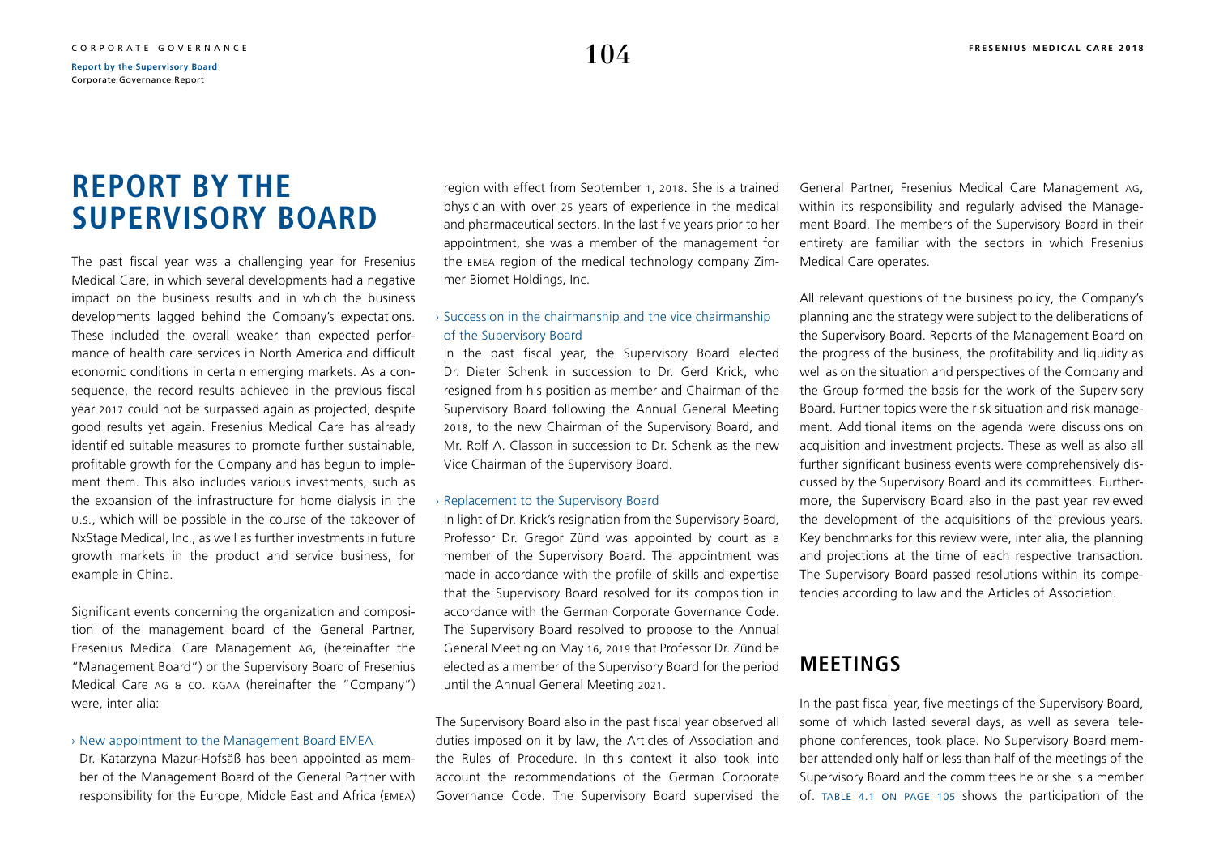# REPORT BY THE SUPERVISORY BOARD

The past fiscal year was a challenging year for Fresenius Medical Care, in which several developments had a negative impact on the business results and in which the business developments lagged behind the Company's expectations. These included the overall weaker than expected performance of health care services in North America and difficult economic conditions in certain emerging markets. As a consequence, the record results achieved in the previous fiscal year 2017 could not be surpassed again as projected, despite good results yet again. Fresenius Medical Care has already identified suitable measures to promote further sustainable, profitable growth for the Company and has begun to implement them. This also includes various investments, such as the expansion of the infrastructure for home dialysis in the U.S., which will be possible in the course of the takeover of NxStage Medical, Inc., as well as further investments in future growth markets in the product and service business, for example in China.

Significant events concerning the organization and composition of the management board of the General Partner, Fresenius Medical Care Management AG, (hereinafter the "Management Board") or the Supervisory Board of Fresenius Medical Care AG & Co. KGaA (hereinafter the "Company") were, inter alia:

› New appointment to the Management Board EMEA

Dr. Katarzyna Mazur-Hofsäß has been appointed as member of the Management Board of the General Partner with responsibility for the Europe, Middle East and Africa (EMEA) region with effect from September 1, 2018. She is a trained physician with over 25 years of experience in the medical and pharmaceutical sectors. In the last five years prior to her appointment, she was a member of the management for the EMEA region of the medical technology company Zimmer Biomet Holdings, Inc.

› Succession in the chairmanship and the vice chairmanship of the Supervisory Board

In the past fiscal year, the Supervisory Board elected Dr. Dieter Schenk in succession to Dr. Gerd Krick, who resigned from his position as member and Chairman of the Supervisory Board following the Annual General Meeting 2018, to the new Chairman of the Supervisory Board, and Mr. Rolf A. Classon in succession to Dr. Schenk as the new Vice Chairman of the Supervisory Board.

› Replacement to the Supervisory Board

In light of Dr. Krick's resignation from the Supervisory Board, Professor Dr. Gregor Zünd was appointed by court as a member of the Supervisory Board. The appointment was made in accordance with the profile of skills and expertise that the Supervisory Board resolved for its composition in accordance with the German Corporate Governance Code. The Supervisory Board resolved to propose to the Annual General Meeting on May 16, 2019 that Professor Dr. Zünd be elected as a member of the Supervisory Board for the period until the Annual General Meeting 2021.

The Supervisory Board also in the past fiscal year observed all duties imposed on it by law, the Articles of Association and the Rules of Procedure. In this context it also took into account the recommendations of the German Corporate Governance Code. The Supervisory Board supervised the General Partner, Fresenius Medical Care Management AG, within its responsibility and regularly advised the Management Board. The members of the Supervisory Board in their entirety are familiar with the sectors in which Fresenius Medical Care operates.

All relevant questions of the business policy, the Company's planning and the strategy were subject to the deliberations of the Supervisory Board. Reports of the Management Board on the progress of the business, the profitability and liquidity as well as on the situation and perspectives of the Company and the Group formed the basis for the work of the Supervisory Board. Further topics were the risk situation and risk management. Additional items on the agenda were discussions on acquisition and investment projects. These as well as also all further significant business events were comprehensively discussed by the Supervisory Board and its committees. Furthermore, the Supervisory Board also in the past year reviewed the development of the acquisitions of the previous years. Key benchmarks for this review were, inter alia, the planning and projections at the time of each respective transaction. The Supervisory Board passed resolutions within its competencies according to law and the Articles of Association.

## MEETINGS

In the past fiscal year, five meetings of the Supervisory Board, some of which lasted several days, as well as several telephone conferences, took place. No Supervisory Board member attended only half or less than half of the meetings of the Supervisory Board and the committees he or she is a member of. TABLE 4.1 ON PAGE 105 shows the participation of the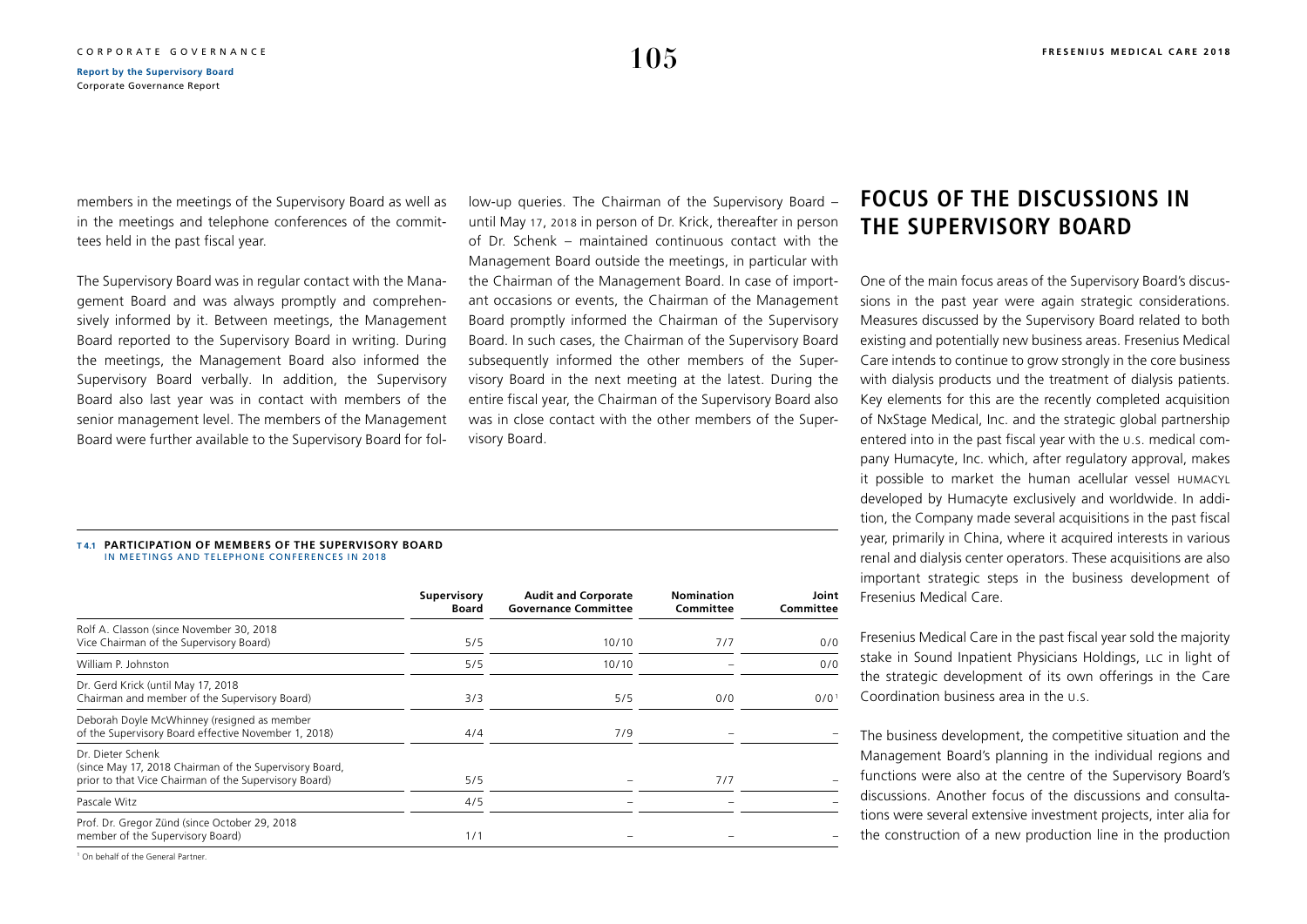members in the meetings of the Supervisory Board as well as in the meetings and telephone conferences of the committees held in the past fiscal year.

The Supervisory Board was in regular contact with the Management Board and was always promptly and comprehensively informed by it. Between meetings, the Management Board reported to the Supervisory Board in writing. During the meetings, the Management Board also informed the Supervisory Board verbally. In addition, the Supervisory Board also last year was in contact with members of the senior management level. The members of the Management Board were further available to the Supervisory Board for follow-up queries. The Chairman of the Supervisory Board – until May 17, 2018 in person of Dr. Krick, thereafter in person of Dr. Schenk – maintained continuous contact with the Management Board outside the meetings, in particular with the Chairman of the Management Board. In case of important occasions or events, the Chairman of the Management Board promptly informed the Chairman of the Supervisory Board. In such cases, the Chairman of the Supervisory Board subsequently informed the other members of the Supervisory Board in the next meeting at the latest. During the entire fiscal year, the Chairman of the Supervisory Board also was in close contact with the other members of the Supervisory Board.

**T 4.1 PARTICIPATION OF MEMBERS OF THE SUPERVISORY BOARD**
IN MEETINGS AND TELEPHONE CONFERENCES IN 2018

| | Supervisory Board | Audit and Corporate Governance Committee | Nomination Committee | Joint Committee |
|---|---|---|---|---|
| Rolf A. Classon (since November 30, 2018 Vice Chairman of the Supervisory Board) | 5/5 | 10/10 | 7/7 | 0/0 |
| William P. Johnston | 5/5 | 10/10 | – | 0/0 |
| Dr. Gerd Krick (until May 17, 2018 Chairman and member of the Supervisory Board) | 3/3 | 5/5 | 0/0 | 0/0[1] |
| Deborah Doyle McWhinney (resigned as member of the Supervisory Board effective November 1, 2018) | 4/4 | 7/9 | – | – |
| Dr. Dieter Schenk (since May 17, 2018 Chairman of the Supervisory Board, prior to that Vice Chairman of the Supervisory Board) | 5/5 | – | 7/7 | – |
| Pascale Witz | 4/5 | – | – | – |
| Prof. Dr. Gregor Zünd (since October 29, 2018 member of the Supervisory Board) | 1/1 | – | – | – |

[1] On behalf of the General Partner.

## FOCUS OF THE DISCUSSIONS IN THE SUPERVISORY BOARD

One of the main focus areas of the Supervisory Board's discussions in the past year were again strategic considerations. Measures discussed by the Supervisory Board related to both existing and potentially new business areas. Fresenius Medical Care intends to continue to grow strongly in the core business with dialysis products und the treatment of dialysis patients. Key elements for this are the recently completed acquisition of NxStage Medical, Inc. and the strategic global partnership entered into in the past fiscal year with the U.S. medical company Humacyte, Inc. which, after regulatory approval, makes it possible to market the human acellular vessel HUMACYL developed by Humacyte exclusively and worldwide. In addition, the Company made several acquisitions in the past fiscal year, primarily in China, where it acquired interests in various renal and dialysis center operators. These acquisitions are also important strategic steps in the business development of Fresenius Medical Care.

Fresenius Medical Care in the past fiscal year sold the majority stake in Sound Inpatient Physicians Holdings, LLC in light of the strategic development of its own offerings in the Care Coordination business area in the U.S.

The business development, the competitive situation and the Management Board's planning in the individual regions and functions were also at the centre of the Supervisory Board's discussions. Another focus of the discussions and consultations were several extensive investment projects, inter alia for the construction of a new production line in the production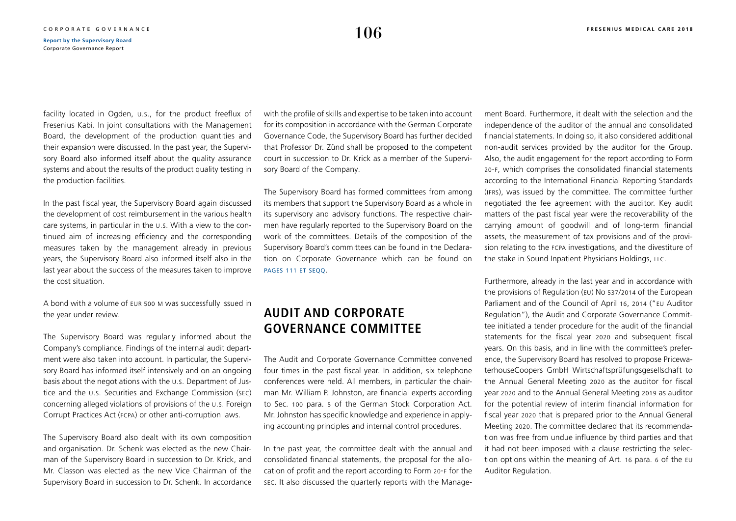facility located in Ogden, U.S., for the product freeflux of Fresenius Kabi. In joint consultations with the Management Board, the development of the production quantities and their expansion were discussed. In the past year, the Supervisory Board also informed itself about the quality assurance systems and about the results of the product quality testing in the production facilities.

In the past fiscal year, the Supervisory Board again discussed the development of cost reimbursement in the various health care systems, in particular in the U.S. With a view to the continued aim of increasing efficiency and the corresponding measures taken by the management already in previous years, the Supervisory Board also informed itself also in the last year about the success of the measures taken to improve the cost situation.

A bond with a volume of EUR 500 M was successfully issued in the year under review.

The Supervisory Board was regularly informed about the Company's compliance. Findings of the internal audit department were also taken into account. In particular, the Supervisory Board has informed itself intensively and on an ongoing basis about the negotiations with the U.S. Department of Justice and the U.S. Securities and Exchange Commission (SEC) concerning alleged violations of provisions of the U.S. Foreign Corrupt Practices Act (FCPA) or other anti-corruption laws.

The Supervisory Board also dealt with its own composition and organisation. Dr. Schenk was elected as the new Chairman of the Supervisory Board in succession to Dr. Krick, and Mr. Classon was elected as the new Vice Chairman of the Supervisory Board in succession to Dr. Schenk. In accordance with the profile of skills and expertise to be taken into account for its composition in accordance with the German Corporate Governance Code, the Supervisory Board has further decided that Professor Dr. Zünd shall be proposed to the competent court in succession to Dr. Krick as a member of the Supervisory Board of the Company.

The Supervisory Board has formed committees from among its members that support the Supervisory Board as a whole in its supervisory and advisory functions. The respective chairmen have regularly reported to the Supervisory Board on the work of the committees. Details of the composition of the Supervisory Board's committees can be found in the Declaration on Corporate Governance which can be found on PAGES 111 ET SEQQ.

## AUDIT AND CORPORATE GOVERNANCE COMMITTEE

The Audit and Corporate Governance Committee convened four times in the past fiscal year. In addition, six telephone conferences were held. All members, in particular the chairman Mr. William P. Johnston, are financial experts according to Sec. 100 para. 5 of the German Stock Corporation Act. Mr. Johnston has specific knowledge and experience in applying accounting principles and internal control procedures.

In the past year, the committee dealt with the annual and consolidated financial statements, the proposal for the allocation of profit and the report according to Form 20-F for the SEC. It also discussed the quarterly reports with the Management Board. Furthermore, it dealt with the selection and the independence of the auditor of the annual and consolidated financial statements. In doing so, it also considered additional non-audit services provided by the auditor for the Group. Also, the audit engagement for the report according to Form 20-F, which comprises the consolidated financial statements according to the International Financial Reporting Standards (IFRS), was issued by the committee. The committee further negotiated the fee agreement with the auditor. Key audit matters of the past fiscal year were the recoverability of the carrying amount of goodwill and of long-term financial assets, the measurement of tax provisions and of the provision relating to the FCPA investigations, and the divestiture of the stake in Sound Inpatient Physicians Holdings, LLC.

Furthermore, already in the last year and in accordance with the provisions of Regulation (EU) No 537/2014 of the European Parliament and of the Council of April 16, 2014 ("EU Auditor Regulation"), the Audit and Corporate Governance Committee initiated a tender procedure for the audit of the financial statements for the fiscal year 2020 and subsequent fiscal years. On this basis, and in line with the committee's preference, the Supervisory Board has resolved to propose PricewaterhouseCoopers GmbH Wirtschaftsprüfungsgesellschaft to the Annual General Meeting 2020 as the auditor for fiscal year 2020 and to the Annual General Meeting 2019 as auditor for the potential review of interim financial information for fiscal year 2020 that is prepared prior to the Annual General Meeting 2020. The committee declared that its recommendation was free from undue influence by third parties and that it had not been imposed with a clause restricting the selection options within the meaning of Art. 16 para. 6 of the EU Auditor Regulation.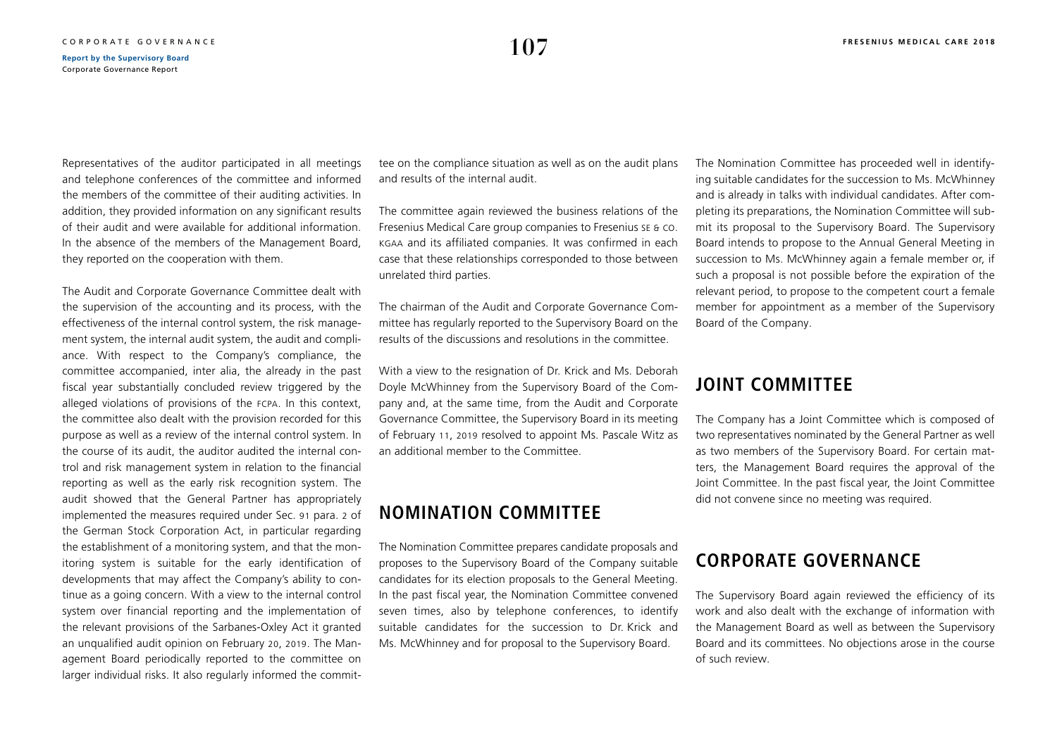Representatives of the auditor participated in all meetings and telephone conferences of the committee and informed the members of the committee of their auditing activities. In addition, they provided information on any significant results of their audit and were available for additional information. In the absence of the members of the Management Board, they reported on the cooperation with them.

The Audit and Corporate Governance Committee dealt with the supervision of the accounting and its process, with the effectiveness of the internal control system, the risk management system, the internal audit system, the audit and compliance. With respect to the Company's compliance, the committee accompanied, inter alia, the already in the past fiscal year substantially concluded review triggered by the alleged violations of provisions of the FCPA. In this context, the committee also dealt with the provision recorded for this purpose as well as a review of the internal control system. In the course of its audit, the auditor audited the internal control and risk management system in relation to the financial reporting as well as the early risk recognition system. The audit showed that the General Partner has appropriately implemented the measures required under Sec. 91 para. 2 of the German Stock Corporation Act, in particular regarding the establishment of a monitoring system, and that the monitoring system is suitable for the early identification of developments that may affect the Company's ability to continue as a going concern. With a view to the internal control system over financial reporting and the implementation of the relevant provisions of the Sarbanes-Oxley Act it granted an unqualified audit opinion on February 20, 2019. The Management Board periodically reported to the committee on larger individual risks. It also regularly informed the committee on the compliance situation as well as on the audit plans and results of the internal audit.

The committee again reviewed the business relations of the Fresenius Medical Care group companies to Fresenius SE & CO. KGAA and its affiliated companies. It was confirmed in each case that these relationships corresponded to those between unrelated third parties.

The chairman of the Audit and Corporate Governance Committee has regularly reported to the Supervisory Board on the results of the discussions and resolutions in the committee.

With a view to the resignation of Dr. Krick and Ms. Deborah Doyle McWhinney from the Supervisory Board of the Company and, at the same time, from the Audit and Corporate Governance Committee, the Supervisory Board in its meeting of February 11, 2019 resolved to appoint Ms. Pascale Witz as an additional member to the Committee.

## NOMINATION COMMITTEE

The Nomination Committee prepares candidate proposals and proposes to the Supervisory Board of the Company suitable candidates for its election proposals to the General Meeting. In the past fiscal year, the Nomination Committee convened seven times, also by telephone conferences, to identify suitable candidates for the succession to Dr. Krick and Ms. McWhinney and for proposal to the Supervisory Board.

The Nomination Committee has proceeded well in identifying suitable candidates for the succession to Ms. McWhinney and is already in talks with individual candidates. After completing its preparations, the Nomination Committee will submit its proposal to the Supervisory Board. The Supervisory Board intends to propose to the Annual General Meeting in succession to Ms. McWhinney again a female member or, if such a proposal is not possible before the expiration of the relevant period, to propose to the competent court a female member for appointment as a member of the Supervisory Board of the Company.

## JOINT COMMITTEE

The Company has a Joint Committee which is composed of two representatives nominated by the General Partner as well as two members of the Supervisory Board. For certain matters, the Management Board requires the approval of the Joint Committee. In the past fiscal year, the Joint Committee did not convene since no meeting was required.

## CORPORATE GOVERNANCE

The Supervisory Board again reviewed the efficiency of its work and also dealt with the exchange of information with the Management Board as well as between the Supervisory Board and its committees. No objections arose in the course of such review.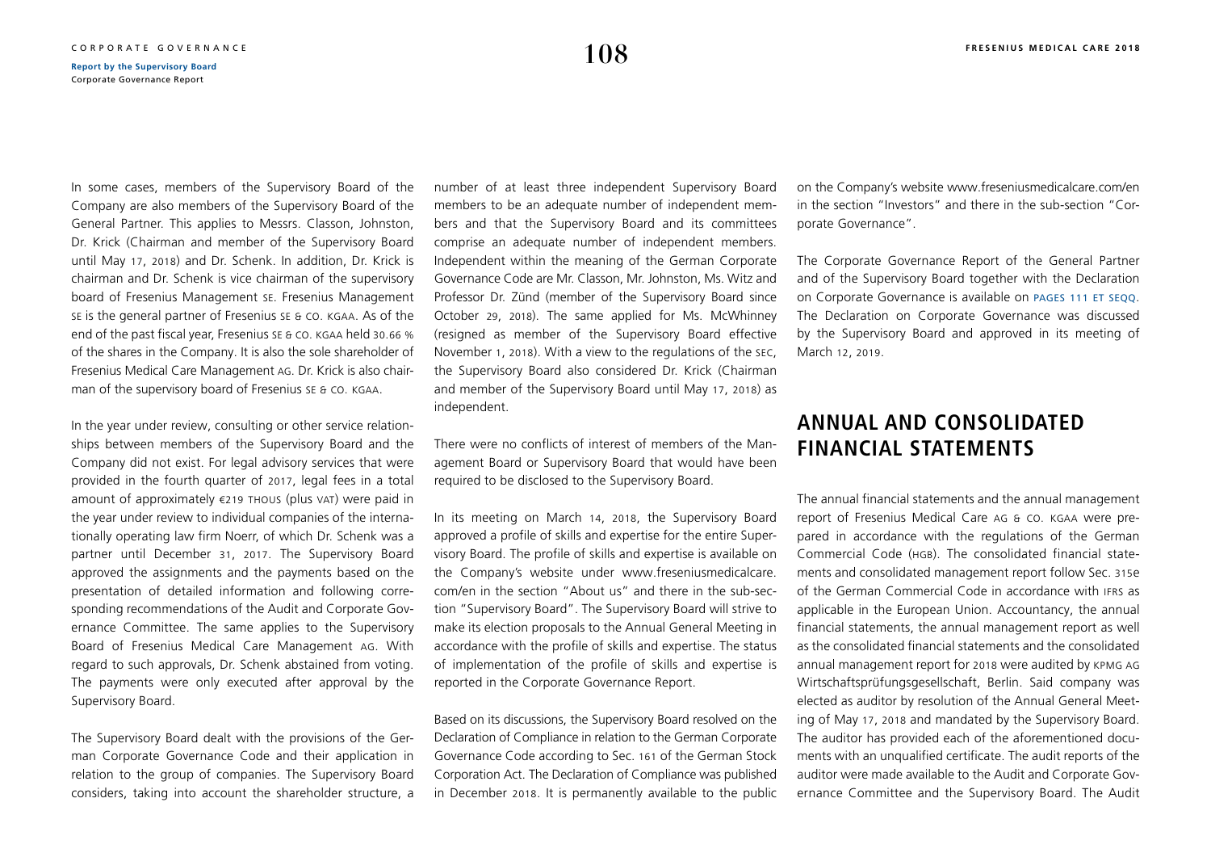In some cases, members of the Supervisory Board of the Company are also members of the Supervisory Board of the General Partner. This applies to Messrs. Classon, Johnston, Dr. Krick (Chairman and member of the Supervisory Board until May 17, 2018) and Dr. Schenk. In addition, Dr. Krick is chairman and Dr. Schenk is vice chairman of the supervisory board of Fresenius Management SE. Fresenius Management SE is the general partner of Fresenius SE & CO. KGAA. As of the end of the past fiscal year, Fresenius SE & CO. KGAA held 30.66 % of the shares in the Company. It is also the sole shareholder of Fresenius Medical Care Management AG. Dr. Krick is also chairman of the supervisory board of Fresenius SE & CO. KGAA.

In the year under review, consulting or other service relationships between members of the Supervisory Board and the Company did not exist. For legal advisory services that were provided in the fourth quarter of 2017, legal fees in a total amount of approximately €219 THOUS (plus VAT) were paid in the year under review to individual companies of the internationally operating law firm Noerr, of which Dr. Schenk was a partner until December 31, 2017. The Supervisory Board approved the assignments and the payments based on the presentation of detailed information and following corresponding recommendations of the Audit and Corporate Governance Committee. The same applies to the Supervisory Board of Fresenius Medical Care Management AG. With regard to such approvals, Dr. Schenk abstained from voting. The payments were only executed after approval by the Supervisory Board.

The Supervisory Board dealt with the provisions of the German Corporate Governance Code and their application in relation to the group of companies. The Supervisory Board considers, taking into account the shareholder structure, a number of at least three independent Supervisory Board members to be an adequate number of independent members and that the Supervisory Board and its committees comprise an adequate number of independent members. Independent within the meaning of the German Corporate Governance Code are Mr. Classon, Mr. Johnston, Ms. Witz and Professor Dr. Zünd (member of the Supervisory Board since October 29, 2018). The same applied for Ms. McWhinney (resigned as member of the Supervisory Board effective November 1, 2018). With a view to the regulations of the SEC, the Supervisory Board also considered Dr. Krick (Chairman and member of the Supervisory Board until May 17, 2018) as independent.

There were no conflicts of interest of members of the Management Board or Supervisory Board that would have been required to be disclosed to the Supervisory Board.

In its meeting on March 14, 2018, the Supervisory Board approved a profile of skills and expertise for the entire Supervisory Board. The profile of skills and expertise is available on the Company's website under www.freseniusmedicalcare.com/en in the section "About us" and there in the sub-section "Supervisory Board". The Supervisory Board will strive to make its election proposals to the Annual General Meeting in accordance with the profile of skills and expertise. The status of implementation of the profile of skills and expertise is reported in the Corporate Governance Report.

Based on its discussions, the Supervisory Board resolved on the Declaration of Compliance in relation to the German Corporate Governance Code according to Sec. 161 of the German Stock Corporation Act. The Declaration of Compliance was published in December 2018. It is permanently available to the public on the Company's website www.freseniusmedicalcare.com/en in the section "Investors" and there in the sub-section "Corporate Governance".

The Corporate Governance Report of the General Partner and of the Supervisory Board together with the Declaration on Corporate Governance is available on PAGES 111 ET SEQQ. The Declaration on Corporate Governance was discussed by the Supervisory Board and approved in its meeting of March 12, 2019.

## ANNUAL AND CONSOLIDATED FINANCIAL STATEMENTS

The annual financial statements and the annual management report of Fresenius Medical Care AG & CO. KGAA were prepared in accordance with the regulations of the German Commercial Code (HGB). The consolidated financial statements and consolidated management report follow Sec. 315e of the German Commercial Code in accordance with IFRS as applicable in the European Union. Accountancy, the annual financial statements, the annual management report as well as the consolidated financial statements and the consolidated annual management report for 2018 were audited by KPMG AG Wirtschaftsprüfungsgesellschaft, Berlin. Said company was elected as auditor by resolution of the Annual General Meeting of May 17, 2018 and mandated by the Supervisory Board. The auditor has provided each of the aforementioned documents with an unqualified certificate. The audit reports of the auditor were made available to the Audit and Corporate Governance Committee and the Supervisory Board. The Audit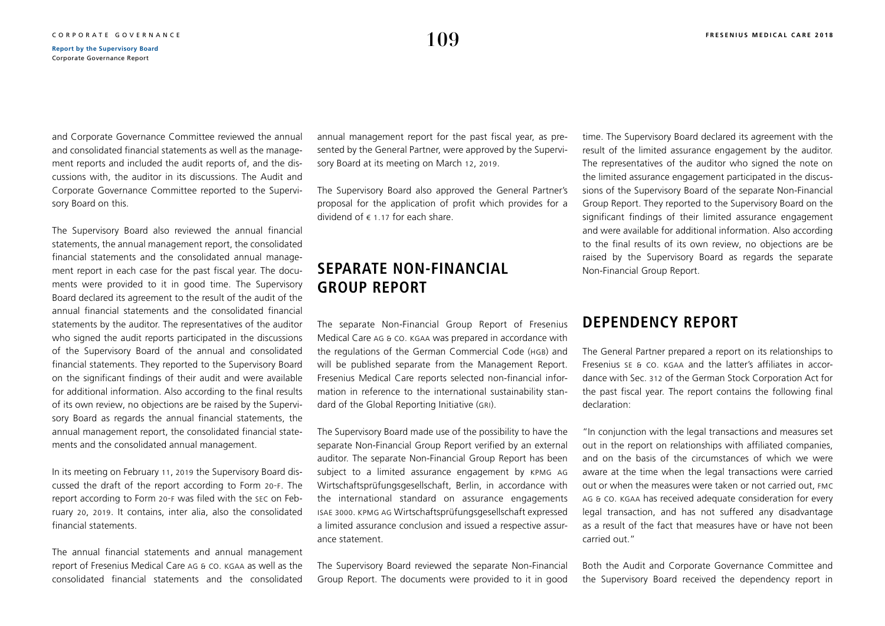and Corporate Governance Committee reviewed the annual and consolidated financial statements as well as the management reports and included the audit reports of, and the discussions with, the auditor in its discussions. The Audit and Corporate Governance Committee reported to the Supervisory Board on this.

The Supervisory Board also reviewed the annual financial statements, the annual management report, the consolidated financial statements and the consolidated annual management report in each case for the past fiscal year. The documents were provided to it in good time. The Supervisory Board declared its agreement to the result of the audit of the annual financial statements and the consolidated financial statements by the auditor. The representatives of the auditor who signed the audit reports participated in the discussions of the Supervisory Board of the annual and consolidated financial statements. They reported to the Supervisory Board on the significant findings of their audit and were available for additional information. Also according to the final results of its own review, no objections are be raised by the Supervisory Board as regards the annual financial statements, the annual management report, the consolidated financial statements and the consolidated annual management.

In its meeting on February 11, 2019 the Supervisory Board discussed the draft of the report according to Form 20-F. The report according to Form 20-F was filed with the SEC on February 20, 2019. It contains, inter alia, also the consolidated financial statements.

The annual financial statements and annual management report of Fresenius Medical Care AG & Co. KGaA as well as the consolidated financial statements and the consolidated annual management report for the past fiscal year, as presented by the General Partner, were approved by the Supervisory Board at its meeting on March 12, 2019.

The Supervisory Board also approved the General Partner's proposal for the application of profit which provides for a dividend of € 1.17 for each share.

## SEPARATE NON-FINANCIAL GROUP REPORT

The separate Non-Financial Group Report of Fresenius Medical Care AG & Co. KGaA was prepared in accordance with the regulations of the German Commercial Code (HGB) and will be published separate from the Management Report. Fresenius Medical Care reports selected non-financial information in reference to the international sustainability standard of the Global Reporting Initiative (GRI).

The Supervisory Board made use of the possibility to have the separate Non-Financial Group Report verified by an external auditor. The separate Non-Financial Group Report has been subject to a limited assurance engagement by KPMG AG Wirtschaftsprüfungsgesellschaft, Berlin, in accordance with the international standard on assurance engagements ISAE 3000. KPMG AG Wirtschaftsprüfungsgesellschaft expressed a limited assurance conclusion and issued a respective assurance statement.

The Supervisory Board reviewed the separate Non-Financial Group Report. The documents were provided to it in good time. The Supervisory Board declared its agreement with the result of the limited assurance engagement by the auditor. The representatives of the auditor who signed the note on the limited assurance engagement participated in the discussions of the Supervisory Board of the separate Non-Financial Group Report. They reported to the Supervisory Board on the significant findings of their limited assurance engagement and were available for additional information. Also according to the final results of its own review, no objections are be raised by the Supervisory Board as regards the separate Non-Financial Group Report.

## DEPENDENCY REPORT

The General Partner prepared a report on its relationships to Fresenius SE & Co. KGaA and the latter's affiliates in accordance with Sec. 312 of the German Stock Corporation Act for the past fiscal year. The report contains the following final declaration:

"In conjunction with the legal transactions and measures set out in the report on relationships with affiliated companies, and on the basis of the circumstances of which we were aware at the time when the legal transactions were carried out or when the measures were taken or not carried out, FMC AG & Co. KGaA has received adequate consideration for every legal transaction, and has not suffered any disadvantage as a result of the fact that measures have or have not been carried out."

Both the Audit and Corporate Governance Committee and the Supervisory Board received the dependency report in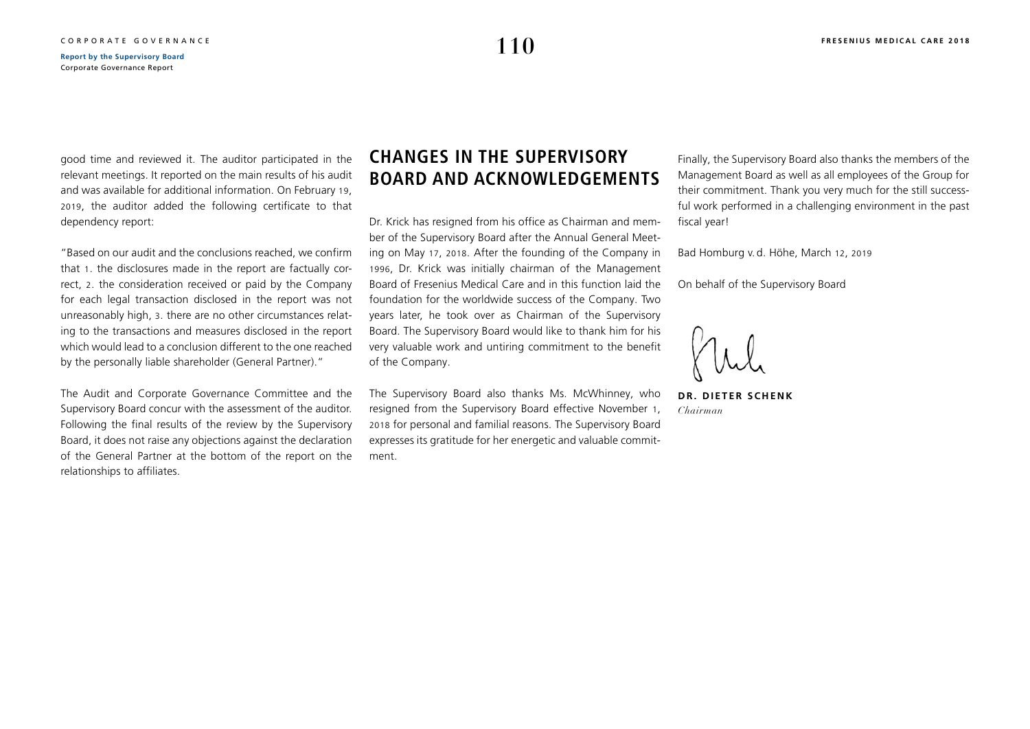good time and reviewed it. The auditor participated in the relevant meetings. It reported on the main results of his audit and was available for additional information. On February 19, 2019, the auditor added the following certificate to that dependency report:

"Based on our audit and the conclusions reached, we confirm that 1. the disclosures made in the report are factually correct, 2. the consideration received or paid by the Company for each legal transaction disclosed in the report was not unreasonably high, 3. there are no other circumstances relating to the transactions and measures disclosed in the report which would lead to a conclusion different to the one reached by the personally liable shareholder (General Partner)."

The Audit and Corporate Governance Committee and the Supervisory Board concur with the assessment of the auditor. Following the final results of the review by the Supervisory Board, it does not raise any objections against the declaration of the General Partner at the bottom of the report on the relationships to affiliates.

## CHANGES IN THE SUPERVISORY BOARD AND ACKNOWLEDGEMENTS

Dr. Krick has resigned from his office as Chairman and member of the Supervisory Board after the Annual General Meeting on May 17, 2018. After the founding of the Company in 1996, Dr. Krick was initially chairman of the Management Board of Fresenius Medical Care and in this function laid the foundation for the worldwide success of the Company. Two years later, he took over as Chairman of the Supervisory Board. The Supervisory Board would like to thank him for his very valuable work and untiring commitment to the benefit of the Company.

The Supervisory Board also thanks Ms. McWhinney, who resigned from the Supervisory Board effective November 1, 2018 for personal and familial reasons. The Supervisory Board expresses its gratitude for her energetic and valuable commitment.

Finally, the Supervisory Board also thanks the members of the Management Board as well as all employees of the Group for their commitment. Thank you very much for the still successful work performed in a challenging environment in the past fiscal year!

Bad Homburg v. d. Höhe, March 12, 2019

On behalf of the Supervisory Board

**DR. DIETER SCHENK**
*Chairman*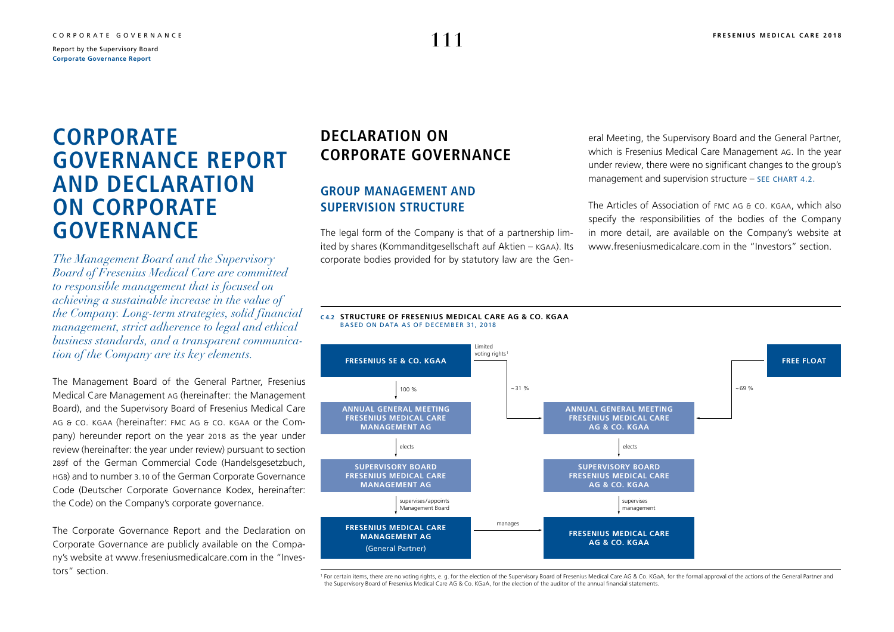# CORPORATE GOVERNANCE REPORT AND DECLARATION ON CORPORATE GOVERNANCE

*The Management Board and the Supervisory Board of Fresenius Medical Care are committed to responsible management that is focused on achieving a sustainable increase in the value of the Company. Long-term strategies, solid financial management, strict adherence to legal and ethical business standards, and a transparent communication of the Company are its key elements.*

The Management Board of the General Partner, Fresenius Medical Care Management AG (hereinafter: the Management Board), and the Supervisory Board of Fresenius Medical Care AG & CO. KGAA (hereinafter: FMC AG & CO. KGAA or the Company) hereunder report on the year 2018 as the year under review (hereinafter: the year under review) pursuant to section 289f of the German Commercial Code (Handelsgesetzbuch, HGB) and to number 3.10 of the German Corporate Governance Code (Deutscher Corporate Governance Kodex, hereinafter: the Code) on the Company's corporate governance.

The Corporate Governance Report and the Declaration on Corporate Governance are publicly available on the Company's website at www.freseniusmedicalcare.com in the "Investors" section.

## DECLARATION ON CORPORATE GOVERNANCE

### GROUP MANAGEMENT AND SUPERVISION STRUCTURE

The legal form of the Company is that of a partnership limited by shares (Kommanditgesellschaft auf Aktien – KGAA). Its corporate bodies provided for by statutory law are the General Meeting, the Supervisory Board and the General Partner, which is Fresenius Medical Care Management AG. In the year under review, there were no significant changes to the group's management and supervision structure – SEE CHART 4.2.

The Articles of Association of FMC AG & CO. KGAA, which also specify the responsibilities of the bodies of the Company in more detail, are available on the Company's website at www.freseniusmedicalcare.com in the "Investors" section.

**C 4.2 STRUCTURE OF FRESENIUS MEDICAL CARE AG & CO. KGAA**
BASED ON DATA AS OF DECEMBER 31, 2018

- FRESENIUS SE & CO. KGAA
  - 100 % → ANNUAL GENERAL MEETING FRESENIUS MEDICAL CARE MANAGEMENT AG
    - elects → SUPERVISORY BOARD FRESENIUS MEDICAL CARE MANAGEMENT AG
      - supervises/appoints Management Board → FRESENIUS MEDICAL CARE MANAGEMENT AG (General Partner)
        - manages → FRESENIUS MEDICAL CARE AG & CO. KGAA
  - Limited voting rights[1], ~31 % → ANNUAL GENERAL MEETING FRESENIUS MEDICAL CARE AG & CO. KGAA
- FREE FLOAT
  - ~69 % → ANNUAL GENERAL MEETING FRESENIUS MEDICAL CARE AG & CO. KGAA
    - elects → SUPERVISORY BOARD FRESENIUS MEDICAL CARE AG & CO. KGAA
      - supervises management → FRESENIUS MEDICAL CARE AG & CO. KGAA

[1] For certain items, there are no voting rights, e. g. for the election of the Supervisory Board of Fresenius Medical Care AG & Co. KGaA, for the formal approval of the actions of the General Partner and the Supervisory Board of Fresenius Medical Care AG & Co. KGaA, for the election of the auditor of the annual financial statements.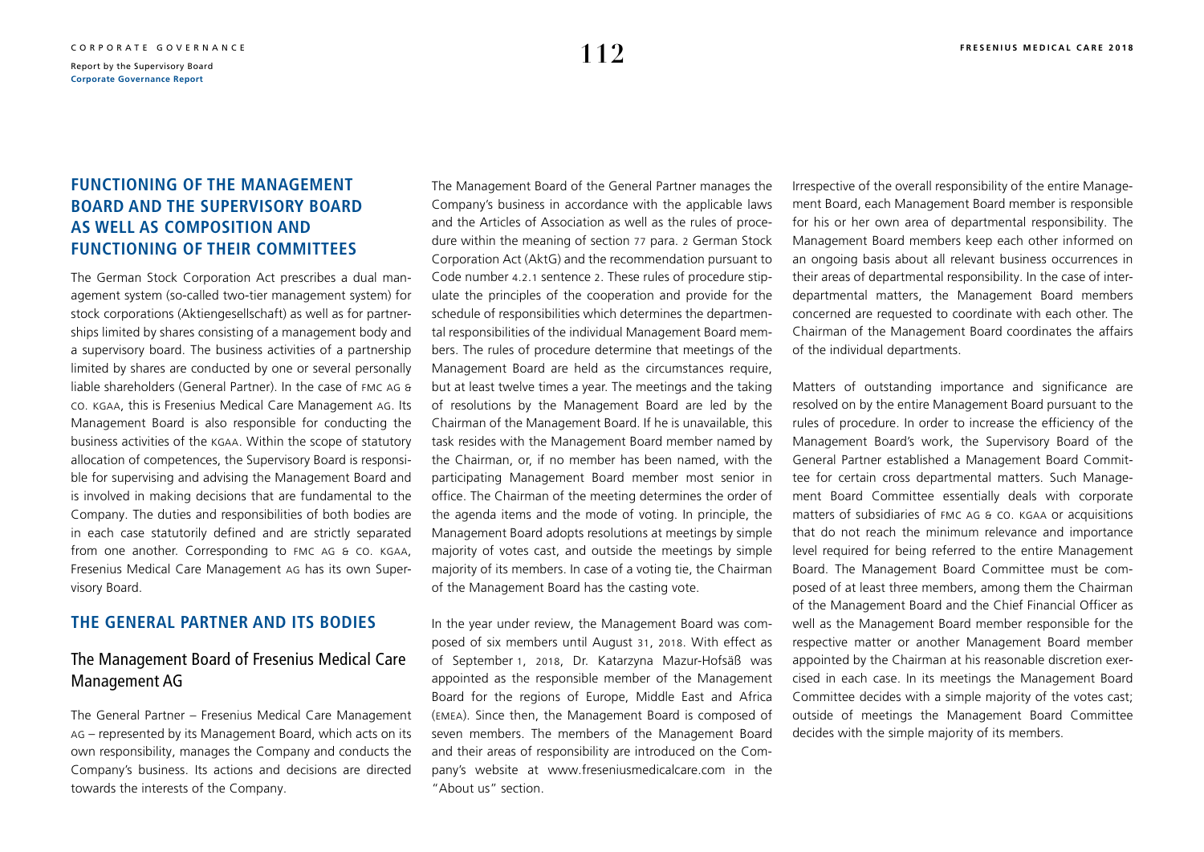## FUNCTIONING OF THE MANAGEMENT BOARD AND THE SUPERVISORY BOARD AS WELL AS COMPOSITION AND FUNCTIONING OF THEIR COMMITTEES

The German Stock Corporation Act prescribes a dual management system (so-called two-tier management system) for stock corporations (Aktiengesellschaft) as well as for partnerships limited by shares consisting of a management body and a supervisory board. The business activities of a partnership limited by shares are conducted by one or several personally liable shareholders (General Partner). In the case of FMC AG & CO. KGAA, this is Fresenius Medical Care Management AG. Its Management Board is also responsible for conducting the business activities of the KGAA. Within the scope of statutory allocation of competences, the Supervisory Board is responsible for supervising and advising the Management Board and is involved in making decisions that are fundamental to the Company. The duties and responsibilities of both bodies are in each case statutorily defined and are strictly separated from one another. Corresponding to FMC AG & CO. KGAA, Fresenius Medical Care Management AG has its own Supervisory Board.

## THE GENERAL PARTNER AND ITS BODIES

### The Management Board of Fresenius Medical Care Management AG

The General Partner – Fresenius Medical Care Management AG – represented by its Management Board, which acts on its own responsibility, manages the Company and conducts the Company's business. Its actions and decisions are directed towards the interests of the Company.

The Management Board of the General Partner manages the Company's business in accordance with the applicable laws and the Articles of Association as well as the rules of procedure within the meaning of section 77 para. 2 German Stock Corporation Act (AktG) and the recommendation pursuant to Code number 4.2.1 sentence 2. These rules of procedure stipulate the principles of the cooperation and provide for the schedule of responsibilities which determines the departmental responsibilities of the individual Management Board members. The rules of procedure determine that meetings of the Management Board are held as the circumstances require, but at least twelve times a year. The meetings and the taking of resolutions by the Management Board are led by the Chairman of the Management Board. If he is unavailable, this task resides with the Management Board member named by the Chairman, or, if no member has been named, with the participating Management Board member most senior in office. The Chairman of the meeting determines the order of the agenda items and the mode of voting. In principle, the Management Board adopts resolutions at meetings by simple majority of votes cast, and outside the meetings by simple majority of its members. In case of a voting tie, the Chairman of the Management Board has the casting vote.

In the year under review, the Management Board was composed of six members until August 31, 2018. With effect as of September 1, 2018, Dr. Katarzyna Mazur-Hofsäß was appointed as the responsible member of the Management Board for the regions of Europe, Middle East and Africa (EMEA). Since then, the Management Board is composed of seven members. The members of the Management Board and their areas of responsibility are introduced on the Company's website at www.freseniusmedicalcare.com in the "About us" section.

Irrespective of the overall responsibility of the entire Management Board, each Management Board member is responsible for his or her own area of departmental responsibility. The Management Board members keep each other informed on an ongoing basis about all relevant business occurrences in their areas of departmental responsibility. In the case of interdepartmental matters, the Management Board members concerned are requested to coordinate with each other. The Chairman of the Management Board coordinates the affairs of the individual departments.

Matters of outstanding importance and significance are resolved on by the entire Management Board pursuant to the rules of procedure. In order to increase the efficiency of the Management Board's work, the Supervisory Board of the General Partner established a Management Board Committee for certain cross departmental matters. Such Management Board Committee essentially deals with corporate matters of subsidiaries of FMC AG & CO. KGAA or acquisitions that do not reach the minimum relevance and importance level required for being referred to the entire Management Board. The Management Board Committee must be composed of at least three members, among them the Chairman of the Management Board and the Chief Financial Officer as well as the Management Board member responsible for the respective matter or another Management Board member appointed by the Chairman at his reasonable discretion exercised in each case. In its meetings the Management Board Committee decides with a simple majority of the votes cast; outside of meetings the Management Board Committee decides with the simple majority of its members.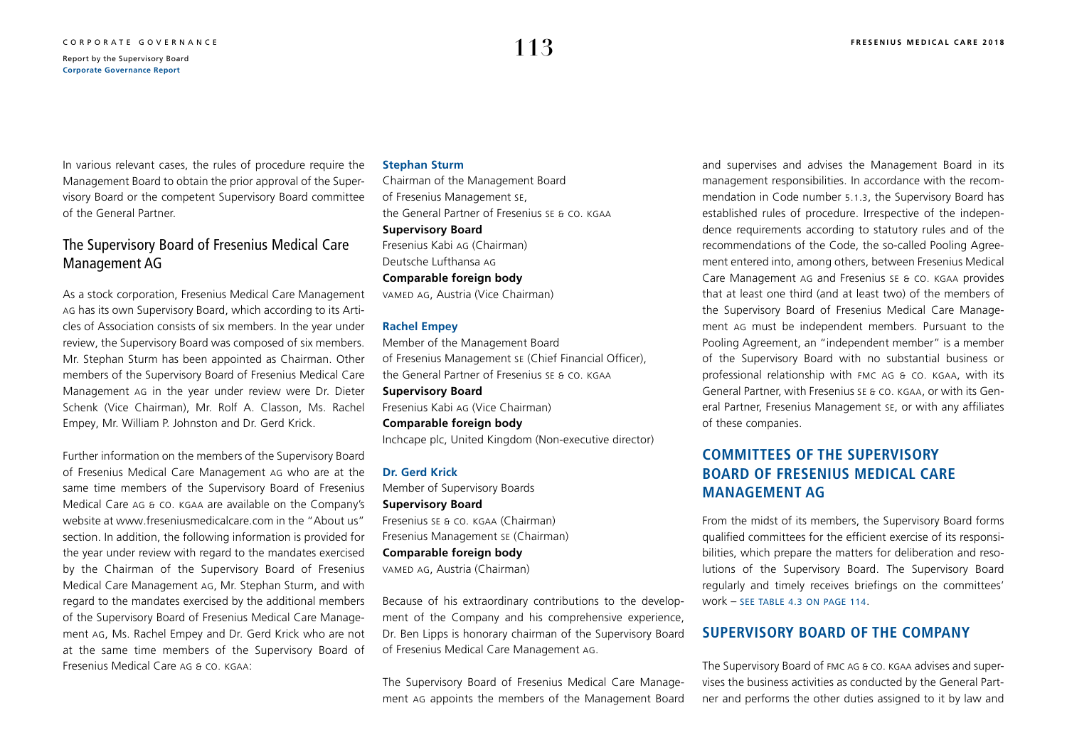In various relevant cases, the rules of procedure require the Management Board to obtain the prior approval of the Supervisory Board or the competent Supervisory Board committee of the General Partner.

## The Supervisory Board of Fresenius Medical Care Management AG

As a stock corporation, Fresenius Medical Care Management AG has its own Supervisory Board, which according to its Articles of Association consists of six members. In the year under review, the Supervisory Board was composed of six members. Mr. Stephan Sturm has been appointed as Chairman. Other members of the Supervisory Board of Fresenius Medical Care Management AG in the year under review were Dr. Dieter Schenk (Vice Chairman), Mr. Rolf A. Classon, Ms. Rachel Empey, Mr. William P. Johnston and Dr. Gerd Krick.

Further information on the members of the Supervisory Board of Fresenius Medical Care Management AG who are at the same time members of the Supervisory Board of Fresenius Medical Care AG & Co. KGaA are available on the Company's website at www.freseniusmedicalcare.com in the "About us" section. In addition, the following information is provided for the year under review with regard to the mandates exercised by the Chairman of the Supervisory Board of Fresenius Medical Care Management AG, Mr. Stephan Sturm, and with regard to the mandates exercised by the additional members of the Supervisory Board of Fresenius Medical Care Management AG, Ms. Rachel Empey and Dr. Gerd Krick who are not at the same time members of the Supervisory Board of Fresenius Medical Care AG & Co. KGaA:

**Stephan Sturm**

Chairman of the Management Board of Fresenius Management SE, the General Partner of Fresenius SE & Co. KGaA

**Supervisory Board**

Fresenius Kabi AG (Chairman)
Deutsche Lufthansa AG

**Comparable foreign body**

VAMED AG, Austria (Vice Chairman)

**Rachel Empey**

Member of the Management Board of Fresenius Management SE (Chief Financial Officer), the General Partner of Fresenius SE & Co. KGaA

**Supervisory Board**

Fresenius Kabi AG (Vice Chairman)

**Comparable foreign body**

Inchcape plc, United Kingdom (Non-executive director)

**Dr. Gerd Krick**

Member of Supervisory Boards

**Supervisory Board**

Fresenius SE & Co. KGaA (Chairman)
Fresenius Management SE (Chairman)

**Comparable foreign body**

VAMED AG, Austria (Chairman)

Because of his extraordinary contributions to the development of the Company and his comprehensive experience, Dr. Ben Lipps is honorary chairman of the Supervisory Board of Fresenius Medical Care Management AG.

The Supervisory Board of Fresenius Medical Care Management AG appoints the members of the Management Board and supervises and advises the Management Board in its management responsibilities. In accordance with the recommendation in Code number 5.1.3, the Supervisory Board has established rules of procedure. Irrespective of the independence requirements according to statutory rules and of the recommendations of the Code, the so-called Pooling Agreement entered into, among others, between Fresenius Medical Care Management AG and Fresenius SE & Co. KGaA provides that at least one third (and at least two) of the members of the Supervisory Board of Fresenius Medical Care Management AG must be independent members. Pursuant to the Pooling Agreement, an "independent member" is a member of the Supervisory Board with no substantial business or professional relationship with FMC AG & Co. KGaA, with its General Partner, with Fresenius SE & Co. KGaA, or with its General Partner, Fresenius Management SE, or with any affiliates of these companies.

## COMMITTEES OF THE SUPERVISORY BOARD OF FRESENIUS MEDICAL CARE MANAGEMENT AG

From the midst of its members, the Supervisory Board forms qualified committees for the efficient exercise of its responsibilities, which prepare the matters for deliberation and resolutions of the Supervisory Board. The Supervisory Board regularly and timely receives briefings on the committees' work – SEE TABLE 4.3 ON PAGE 114.

## SUPERVISORY BOARD OF THE COMPANY

The Supervisory Board of FMC AG & Co. KGaA advises and supervises the business activities as conducted by the General Partner and performs the other duties assigned to it by law and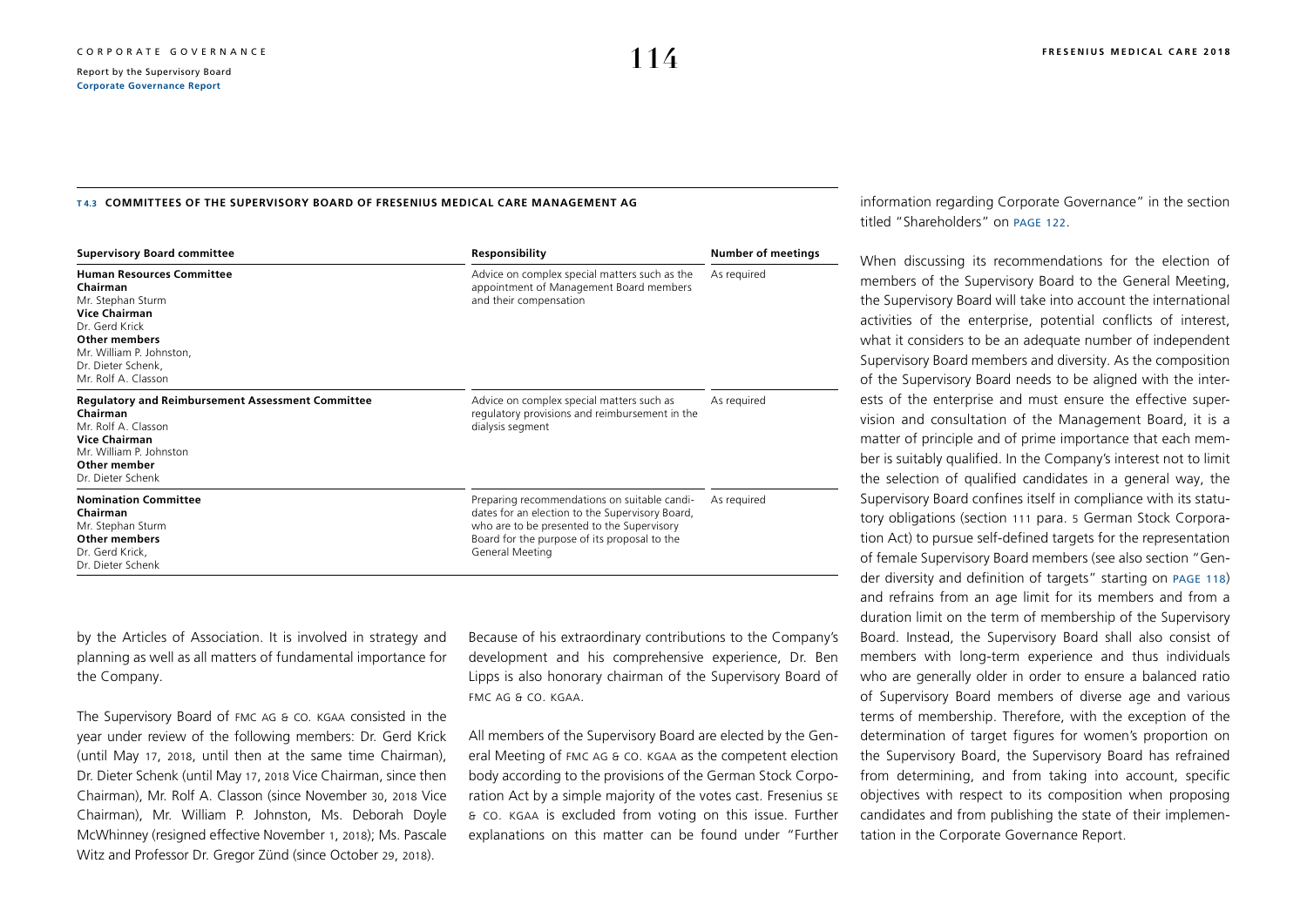**T 4.3 COMMITTEES OF THE SUPERVISORY BOARD OF FRESENIUS MEDICAL CARE MANAGEMENT AG**

| Supervisory Board committee | Responsibility | Number of meetings |
| --- | --- | --- |
| **Human Resources Committee**<br>**Chairman**<br>Mr. Stephan Sturm<br>**Vice Chairman**<br>Dr. Gerd Krick<br>**Other members**<br>Mr. William P. Johnston,<br>Dr. Dieter Schenk,<br>Mr. Rolf A. Classon | Advice on complex special matters such as the appointment of Management Board members and their compensation | As required |
| **Regulatory and Reimbursement Assessment Committee**<br>**Chairman**<br>Mr. Rolf A. Classon<br>**Vice Chairman**<br>Mr. William P. Johnston<br>**Other member**<br>Dr. Dieter Schenk | Advice on complex special matters such as regulatory provisions and reimbursement in the dialysis segment | As required |
| **Nomination Committee**<br>**Chairman**<br>Mr. Stephan Sturm<br>**Other members**<br>Dr. Gerd Krick,<br>Dr. Dieter Schenk | Preparing recommendations on suitable candidates for an election to the Supervisory Board, who are to be presented to the Supervisory Board for the purpose of its proposal to the General Meeting | As required |

by the Articles of Association. It is involved in strategy and planning as well as all matters of fundamental importance for the Company.

The Supervisory Board of FMC AG & CO. KGAA consisted in the year under review of the following members: Dr. Gerd Krick (until May 17, 2018, until then at the same time Chairman), Dr. Dieter Schenk (until May 17, 2018 Vice Chairman, since then Chairman), Mr. Rolf A. Classon (since November 30, 2018 Vice Chairman), Mr. William P. Johnston, Ms. Deborah Doyle McWhinney (resigned effective November 1, 2018); Ms. Pascale Witz and Professor Dr. Gregor Zünd (since October 29, 2018).

Because of his extraordinary contributions to the Company's development and his comprehensive experience, Dr. Ben Lipps is also honorary chairman of the Supervisory Board of FMC AG & CO. KGAA.

All members of the Supervisory Board are elected by the General Meeting of FMC AG & CO. KGAA as the competent election body according to the provisions of the German Stock Corporation Act by a simple majority of the votes cast. Fresenius SE & CO. KGAA is excluded from voting on this issue. Further explanations on this matter can be found under "Further information regarding Corporate Governance" in the section titled "Shareholders" on PAGE 122.

When discussing its recommendations for the election of members of the Supervisory Board to the General Meeting, the Supervisory Board will take into account the international activities of the enterprise, potential conflicts of interest, what it considers to be an adequate number of independent Supervisory Board members and diversity. As the composition of the Supervisory Board needs to be aligned with the interests of the enterprise and must ensure the effective supervision and consultation of the Management Board, it is a matter of principle and of prime importance that each member is suitably qualified. In the Company's interest not to limit the selection of qualified candidates in a general way, the Supervisory Board confines itself in compliance with its statutory obligations (section 111 para. 5 German Stock Corporation Act) to pursue self-defined targets for the representation of female Supervisory Board members (see also section "Gender diversity and definition of targets" starting on PAGE 118) and refrains from an age limit for its members and from a duration limit on the term of membership of the Supervisory Board. Instead, the Supervisory Board shall also consist of members with long-term experience and thus individuals who are generally older in order to ensure a balanced ratio of Supervisory Board members of diverse age and various terms of membership. Therefore, with the exception of the determination of target figures for women's proportion on the Supervisory Board, the Supervisory Board has refrained from determining, and from taking into account, specific objectives with respect to its composition when proposing candidates and from publishing the state of their implementation in the Corporate Governance Report.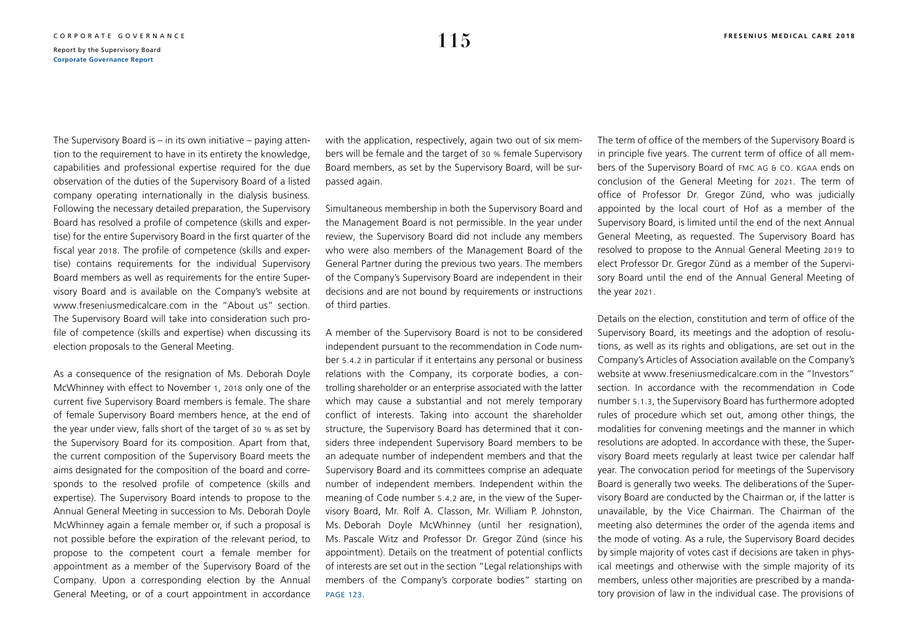The Supervisory Board is – in its own initiative – paying attention to the requirement to have in its entirety the knowledge, capabilities and professional expertise required for the due observation of the duties of the Supervisory Board of a listed company operating internationally in the dialysis business. Following the necessary detailed preparation, the Supervisory Board has resolved a profile of competence (skills and expertise) for the entire Supervisory Board in the first quarter of the fiscal year 2018. The profile of competence (skills and expertise) contains requirements for the individual Supervisory Board members as well as requirements for the entire Supervisory Board and is available on the Company's website at www.freseniusmedicalcare.com in the "About us" section. The Supervisory Board will take into consideration such profile of competence (skills and expertise) when discussing its election proposals to the General Meeting.

As a consequence of the resignation of Ms. Deborah Doyle McWhinney with effect to November 1, 2018 only one of the current five Supervisory Board members is female. The share of female Supervisory Board members hence, at the end of the year under view, falls short of the target of 30 % as set by the Supervisory Board for its composition. Apart from that, the current composition of the Supervisory Board meets the aims designated for the composition of the board and corresponds to the resolved profile of competence (skills and expertise). The Supervisory Board intends to propose to the Annual General Meeting in succession to Ms. Deborah Doyle McWhinney again a female member or, if such a proposal is not possible before the expiration of the relevant period, to propose to the competent court a female member for appointment as a member of the Supervisory Board of the Company. Upon a corresponding election by the Annual General Meeting, or of a court appointment in accordance with the application, respectively, again two out of six members will be female and the target of 30 % female Supervisory Board members, as set by the Supervisory Board, will be surpassed again.

Simultaneous membership in both the Supervisory Board and the Management Board is not permissible. In the year under review, the Supervisory Board did not include any members who were also members of the Management Board of the General Partner during the previous two years. The members of the Company's Supervisory Board are independent in their decisions and are not bound by requirements or instructions of third parties.

A member of the Supervisory Board is not to be considered independent pursuant to the recommendation in Code number 5.4.2 in particular if it entertains any personal or business relations with the Company, its corporate bodies, a controlling shareholder or an enterprise associated with the latter which may cause a substantial and not merely temporary conflict of interests. Taking into account the shareholder structure, the Supervisory Board has determined that it considers three independent Supervisory Board members to be an adequate number of independent members and that the Supervisory Board and its committees comprise an adequate number of independent members. Independent within the meaning of Code number 5.4.2 are, in the view of the Supervisory Board, Mr. Rolf A. Classon, Mr. William P. Johnston, Ms. Deborah Doyle McWhinney (until her resignation), Ms. Pascale Witz and Professor Dr. Gregor Zünd (since his appointment). Details on the treatment of potential conflicts of interests are set out in the section "Legal relationships with members of the Company's corporate bodies" starting on PAGE 123.

The term of office of the members of the Supervisory Board is in principle five years. The current term of office of all members of the Supervisory Board of FMC AG & CO. KGAA ends on conclusion of the General Meeting for 2021. The term of office of Professor Dr. Gregor Zünd, who was judicially appointed by the local court of Hof as a member of the Supervisory Board, is limited until the end of the next Annual General Meeting, as requested. The Supervisory Board has resolved to propose to the Annual General Meeting 2019 to elect Professor Dr. Gregor Zünd as a member of the Supervisory Board until the end of the Annual General Meeting of the year 2021.

Details on the election, constitution and term of office of the Supervisory Board, its meetings and the adoption of resolutions, as well as its rights and obligations, are set out in the Company's Articles of Association available on the Company's website at www.freseniusmedicalcare.com in the "Investors" section. In accordance with the recommendation in Code number 5.1.3, the Supervisory Board has furthermore adopted rules of procedure which set out, among other things, the modalities for convening meetings and the manner in which resolutions are adopted. In accordance with these, the Supervisory Board meets regularly at least twice per calendar half year. The convocation period for meetings of the Supervisory Board is generally two weeks. The deliberations of the Supervisory Board are conducted by the Chairman or, if the latter is unavailable, by the Vice Chairman. The Chairman of the meeting also determines the order of the agenda items and the mode of voting. As a rule, the Supervisory Board decides by simple majority of votes cast if decisions are taken in physical meetings and otherwise with the simple majority of its members, unless other majorities are prescribed by a mandatory provision of law in the individual case. The provisions of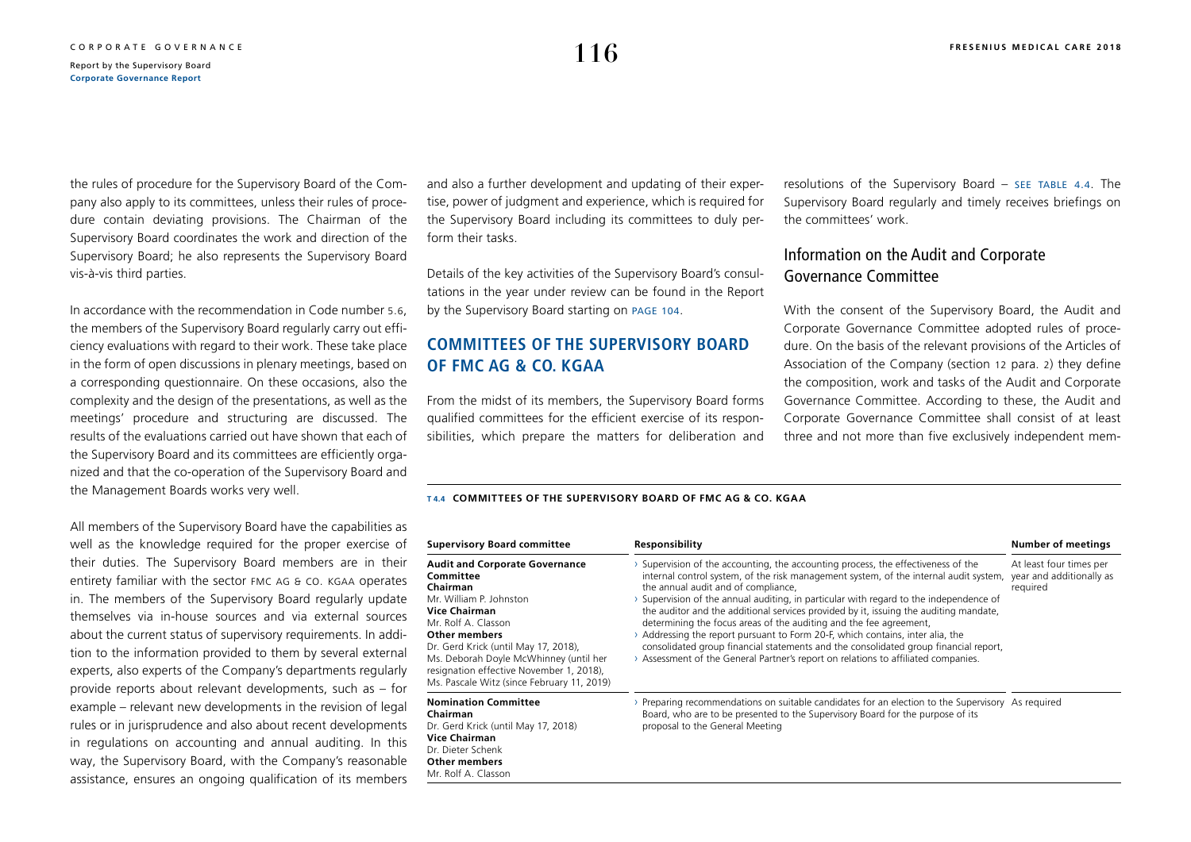the rules of procedure for the Supervisory Board of the Company also apply to its committees, unless their rules of procedure contain deviating provisions. The Chairman of the Supervisory Board coordinates the work and direction of the Supervisory Board; he also represents the Supervisory Board vis-à-vis third parties.

In accordance with the recommendation in Code number 5.6, the members of the Supervisory Board regularly carry out efficiency evaluations with regard to their work. These take place in the form of open discussions in plenary meetings, based on a corresponding questionnaire. On these occasions, also the complexity and the design of the presentations, as well as the meetings' procedure and structuring are discussed. The results of the evaluations carried out have shown that each of the Supervisory Board and its committees are efficiently organized and that the co-operation of the Supervisory Board and the Management Boards works very well.

All members of the Supervisory Board have the capabilities as well as the knowledge required for the proper exercise of their duties. The Supervisory Board members are in their entirety familiar with the sector FMC AG & CO. KGAA operates in. The members of the Supervisory Board regularly update themselves via in-house sources and via external sources about the current status of supervisory requirements. In addition to the information provided to them by several external experts, also experts of the Company's departments regularly provide reports about relevant developments, such as – for example – relevant new developments in the revision of legal rules or in jurisprudence and also about recent developments in regulations on accounting and annual auditing. In this way, the Supervisory Board, with the Company's reasonable assistance, ensures an ongoing qualification of its members and also a further development and updating of their expertise, power of judgment and experience, which is required for the Supervisory Board including its committees to duly perform their tasks.

Details of the key activities of the Supervisory Board's consultations in the year under review can be found in the Report by the Supervisory Board starting on PAGE 104.

## COMMITTEES OF THE SUPERVISORY BOARD OF FMC AG & CO. KGAA

From the midst of its members, the Supervisory Board forms qualified committees for the efficient exercise of its responsibilities, which prepare the matters for deliberation and resolutions of the Supervisory Board – SEE TABLE 4.4. The Supervisory Board regularly and timely receives briefings on the committees' work.

### Information on the Audit and Corporate Governance Committee

With the consent of the Supervisory Board, the Audit and Corporate Governance Committee adopted rules of procedure. On the basis of the relevant provisions of the Articles of Association of the Company (section 12 para. 2) they define the composition, work and tasks of the Audit and Corporate Governance Committee. According to these, the Audit and Corporate Governance Committee shall consist of at least three and not more than five exclusively independent mem-

**T 4.4 COMMITTEES OF THE SUPERVISORY BOARD OF FMC AG & CO. KGAA**

| Supervisory Board committee | Responsibility | Number of meetings |
|---|---|---|
| **Audit and Corporate Governance Committee**<br>**Chairman**<br>Mr. William P. Johnston<br>**Vice Chairman**<br>Mr. Rolf A. Classon<br>**Other members**<br>Dr. Gerd Krick (until May 17, 2018),<br>Ms. Deborah Doyle McWhinney (until her resignation effective November 1, 2018),<br>Ms. Pascale Witz (since February 11, 2019) | › Supervision of the accounting, the accounting process, the effectiveness of the internal control system, of the risk management system, of the internal audit system, the annual audit and of compliance,<br>› Supervision of the annual auditing, in particular with regard to the independence of the auditor and the additional services provided by it, issuing the auditing mandate, determining the focus areas of the auditing and the fee agreement,<br>› Addressing the report pursuant to Form 20-F, which contains, inter alia, the consolidated group financial statements and the consolidated group financial report,<br>› Assessment of the General Partner's report on relations to affiliated companies. | At least four times per year and additionally as required |
| **Nomination Committee**<br>**Chairman**<br>Dr. Gerd Krick (until May 17, 2018)<br>**Vice Chairman**<br>Dr. Dieter Schenk<br>**Other members**<br>Mr. Rolf A. Classon | › Preparing recommendations on suitable candidates for an election to the Supervisory Board, who are to be presented to the Supervisory Board for the purpose of its proposal to the General Meeting | As required |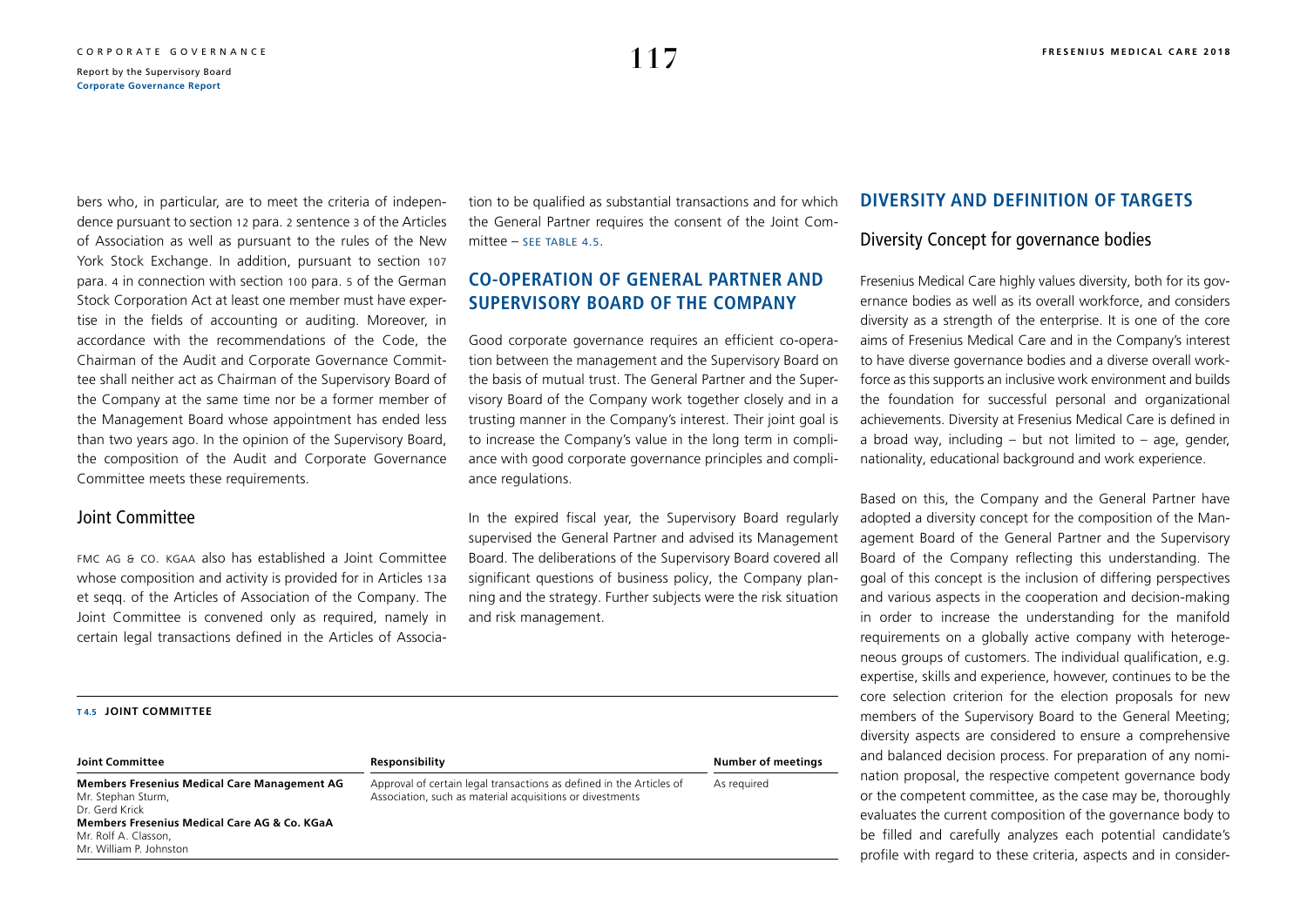bers who, in particular, are to meet the criteria of independence pursuant to section 12 para. 2 sentence 3 of the Articles of Association as well as pursuant to the rules of the New York Stock Exchange. In addition, pursuant to section 107 para. 4 in connection with section 100 para. 5 of the German Stock Corporation Act at least one member must have expertise in the fields of accounting or auditing. Moreover, in accordance with the recommendations of the Code, the Chairman of the Audit and Corporate Governance Committee shall neither act as Chairman of the Supervisory Board of the Company at the same time nor be a former member of the Management Board whose appointment has ended less than two years ago. In the opinion of the Supervisory Board, the composition of the Audit and Corporate Governance Committee meets these requirements.

### Joint Committee

FMC AG & CO. KGAA also has established a Joint Committee whose composition and activity is provided for in Articles 13a et seqq. of the Articles of Association of the Company. The Joint Committee is convened only as required, namely in certain legal transactions defined in the Articles of Association to be qualified as substantial transactions and for which the General Partner requires the consent of the Joint Committee – SEE TABLE 4.5.

**T 4.5 JOINT COMMITTEE**

| Joint Committee | Responsibility | Number of meetings |
|---|---|---|
| **Members Fresenius Medical Care Management AG**<br>Mr. Stephan Sturm,<br>Dr. Gerd Krick<br>**Members Fresenius Medical Care AG & Co. KGaA**<br>Mr. Rolf A. Classon,<br>Mr. William P. Johnston | Approval of certain legal transactions as defined in the Articles of Association, such as material acquisitions or divestments | As required |

## CO-OPERATION OF GENERAL PARTNER AND SUPERVISORY BOARD OF THE COMPANY

Good corporate governance requires an efficient co-operation between the management and the Supervisory Board on the basis of mutual trust. The General Partner and the Supervisory Board of the Company work together closely and in a trusting manner in the Company's interest. Their joint goal is to increase the Company's value in the long term in compliance with good corporate governance principles and compliance regulations.

In the expired fiscal year, the Supervisory Board regularly supervised the General Partner and advised its Management Board. The deliberations of the Supervisory Board covered all significant questions of business policy, the Company planning and the strategy. Further subjects were the risk situation and risk management.

## DIVERSITY AND DEFINITION OF TARGETS

### Diversity Concept for governance bodies

Fresenius Medical Care highly values diversity, both for its governance bodies as well as its overall workforce, and considers diversity as a strength of the enterprise. It is one of the core aims of Fresenius Medical Care and in the Company's interest to have diverse governance bodies and a diverse overall workforce as this supports an inclusive work environment and builds the foundation for successful personal and organizational achievements. Diversity at Fresenius Medical Care is defined in a broad way, including – but not limited to – age, gender, nationality, educational background and work experience.

Based on this, the Company and the General Partner have adopted a diversity concept for the composition of the Management Board of the General Partner and the Supervisory Board of the Company reflecting this understanding. The goal of this concept is the inclusion of differing perspectives and various aspects in the cooperation and decision-making in order to increase the understanding for the manifold requirements on a globally active company with heterogeneous groups of customers. The individual qualification, e.g. expertise, skills and experience, however, continues to be the core selection criterion for the election proposals for new members of the Supervisory Board to the General Meeting; diversity aspects are considered to ensure a comprehensive and balanced decision process. For preparation of any nomination proposal, the respective competent governance body or the competent committee, as the case may be, thoroughly evaluates the current composition of the governance body to be filled and carefully analyzes each potential candidate's profile with regard to these criteria, aspects and in consider-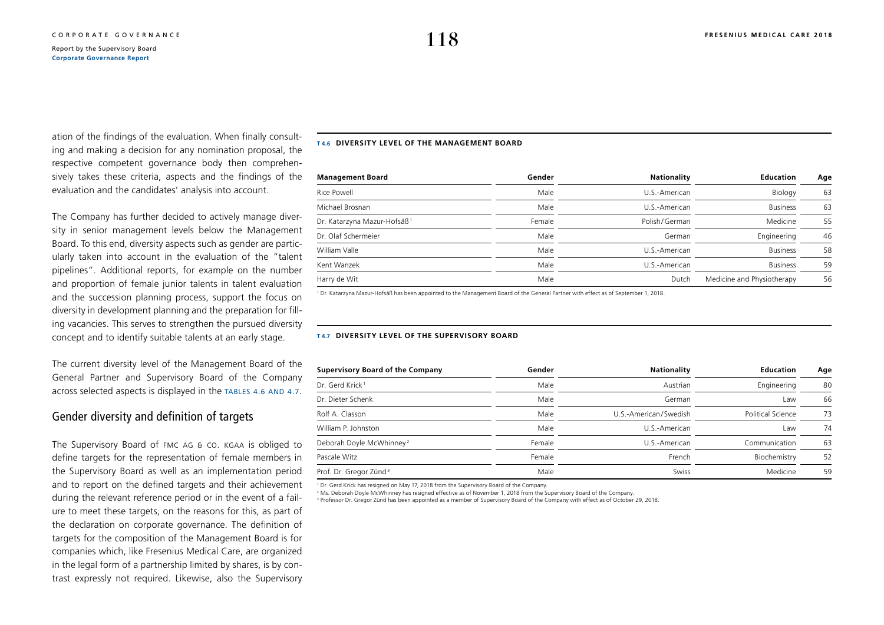ation of the findings of the evaluation. When finally consulting and making a decision for any nomination proposal, the respective competent governance body then comprehensively takes these criteria, aspects and the findings of the evaluation and the candidates' analysis into account.

The Company has further decided to actively manage diversity in senior management levels below the Management Board. To this end, diversity aspects such as gender are particularly taken into account in the evaluation of the "talent pipelines". Additional reports, for example on the number and proportion of female junior talents in talent evaluation and the succession planning process, support the focus on diversity in development planning and the preparation for filling vacancies. This serves to strengthen the pursued diversity concept and to identify suitable talents at an early stage.

The current diversity level of the Management Board of the General Partner and Supervisory Board of the Company across selected aspects is displayed in the TABLES 4.6 AND 4.7.

## Gender diversity and definition of targets

The Supervisory Board of FMC AG & CO. KGAA is obliged to define targets for the representation of female members in the Supervisory Board as well as an implementation period and to report on the defined targets and their achievement during the relevant reference period or in the event of a failure to meet these targets, on the reasons for this, as part of the declaration on corporate governance. The definition of targets for the composition of the Management Board is for companies which, like Fresenius Medical Care, are organized in the legal form of a partnership limited by shares, is by contrast expressly not required. Likewise, also the Supervisory

**T 4.6 DIVERSITY LEVEL OF THE MANAGEMENT BOARD**

| Management Board | Gender | Nationality | Education | Age |
|---|---|---|---|---|
| Rice Powell | Male | U.S.-American | Biology | 63 |
| Michael Brosnan | Male | U.S.-American | Business | 63 |
| Dr. Katarzyna Mazur-Hofsäß[1] | Female | Polish/German | Medicine | 55 |
| Dr. Olaf Schermeier | Male | German | Engineering | 46 |
| William Valle | Male | U.S.-American | Business | 58 |
| Kent Wanzek | Male | U.S.-American | Business | 59 |
| Harry de Wit | Male | Dutch | Medicine and Physiotherapy | 56 |

[1] Dr. Katarzyna Mazur-Hofsäß has been appointed to the Management Board of the General Partner with effect as of September 1, 2018.

**T 4.7 DIVERSITY LEVEL OF THE SUPERVISORY BOARD**

| Supervisory Board of the Company | Gender | Nationality | Education | Age |
|---|---|---|---|---|
| Dr. Gerd Krick[1] | Male | Austrian | Engineering | 80 |
| Dr. Dieter Schenk | Male | German | Law | 66 |
| Rolf A. Classon | Male | U.S.-American/Swedish | Political Science | 73 |
| William P. Johnston | Male | U.S.-American | Law | 74 |
| Deborah Doyle McWhinney[2] | Female | U.S.-American | Communication | 63 |
| Pascale Witz | Female | French | Biochemistry | 52 |
| Prof. Dr. Gregor Zünd[3] | Male | Swiss | Medicine | 59 |

[1] Dr. Gerd Krick has resigned on May 17, 2018 from the Supervisory Board of the Company.
[2] Ms. Deborah Doyle McWhinney has resigned effective as of November 1, 2018 from the Supervisory Board of the Company.
[3] Professor Dr. Gregor Zünd has been appointed as a member of Supervisory Board of the Company with effect as of October 29, 2018.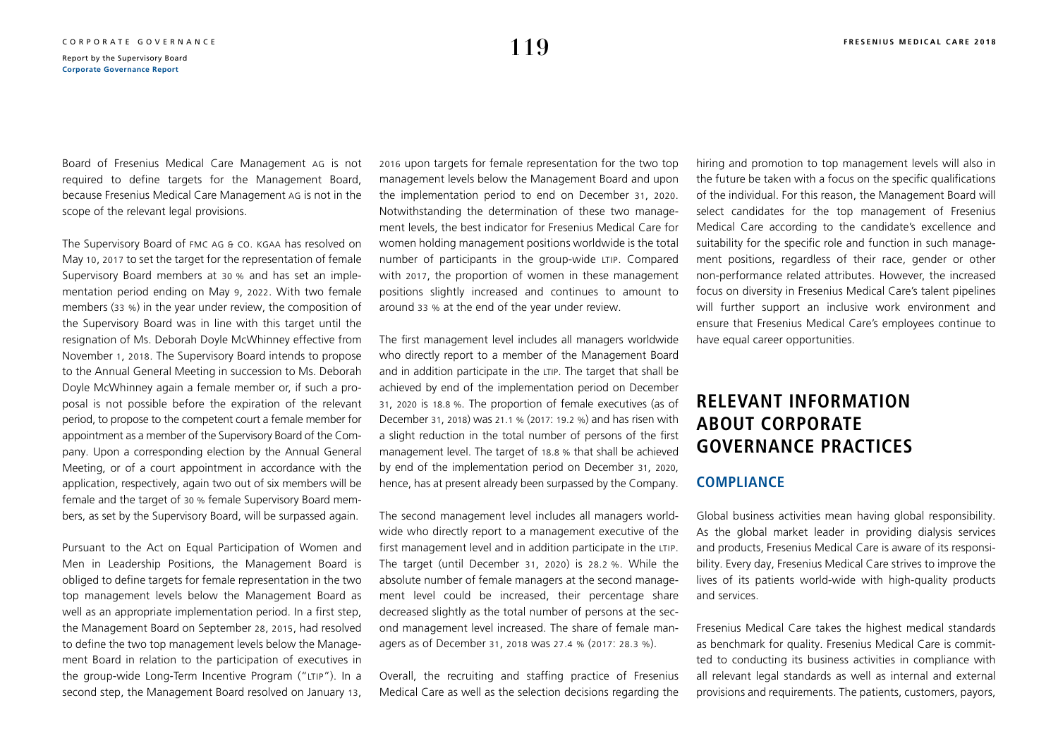Board of Fresenius Medical Care Management AG is not required to define targets for the Management Board, because Fresenius Medical Care Management AG is not in the scope of the relevant legal provisions.

The Supervisory Board of FMC AG & CO. KGAA has resolved on May 10, 2017 to set the target for the representation of female Supervisory Board members at 30 % and has set an implementation period ending on May 9, 2022. With two female members (33 %) in the year under review, the composition of the Supervisory Board was in line with this target until the resignation of Ms. Deborah Doyle McWhinney effective from November 1, 2018. The Supervisory Board intends to propose to the Annual General Meeting in succession to Ms. Deborah Doyle McWhinney again a female member or, if such a proposal is not possible before the expiration of the relevant period, to propose to the competent court a female member for appointment as a member of the Supervisory Board of the Company. Upon a corresponding election by the Annual General Meeting, or of a court appointment in accordance with the application, respectively, again two out of six members will be female and the target of 30 % female Supervisory Board members, as set by the Supervisory Board, will be surpassed again.

Pursuant to the Act on Equal Participation of Women and Men in Leadership Positions, the Management Board is obliged to define targets for female representation in the two top management levels below the Management Board as well as an appropriate implementation period. In a first step, the Management Board on September 28, 2015, had resolved to define the two top management levels below the Management Board in relation to the participation of executives in the group-wide Long-Term Incentive Program ("LTIP"). In a second step, the Management Board resolved on January 13, 2016 upon targets for female representation for the two top management levels below the Management Board and upon the implementation period to end on December 31, 2020. Notwithstanding the determination of these two management levels, the best indicator for Fresenius Medical Care for women holding management positions worldwide is the total number of participants in the group-wide LTIP. Compared with 2017, the proportion of women in these management positions slightly increased and continues to amount to around 33 % at the end of the year under review.

The first management level includes all managers worldwide who directly report to a member of the Management Board and in addition participate in the LTIP. The target that shall be achieved by end of the implementation period on December 31, 2020 is 18.8 %. The proportion of female executives (as of December 31, 2018) was 21.1 % (2017: 19.2 %) and has risen with a slight reduction in the total number of persons of the first management level. The target of 18.8 % that shall be achieved by end of the implementation period on December 31, 2020, hence, has at present already been surpassed by the Company.

The second management level includes all managers worldwide who directly report to a management executive of the first management level and in addition participate in the LTIP. The target (until December 31, 2020) is 28.2 %. While the absolute number of female managers at the second management level could be increased, their percentage share decreased slightly as the total number of persons at the second management level increased. The share of female managers as of December 31, 2018 was 27.4 % (2017: 28.3 %).

Overall, the recruiting and staffing practice of Fresenius Medical Care as well as the selection decisions regarding the hiring and promotion to top management levels will also in the future be taken with a focus on the specific qualifications of the individual. For this reason, the Management Board will select candidates for the top management of Fresenius Medical Care according to the candidate's excellence and suitability for the specific role and function in such management positions, regardless of their race, gender or other non-performance related attributes. However, the increased focus on diversity in Fresenius Medical Care's talent pipelines will further support an inclusive work environment and ensure that Fresenius Medical Care's employees continue to have equal career opportunities.

## RELEVANT INFORMATION ABOUT CORPORATE GOVERNANCE PRACTICES

### COMPLIANCE

Global business activities mean having global responsibility. As the global market leader in providing dialysis services and products, Fresenius Medical Care is aware of its responsibility. Every day, Fresenius Medical Care strives to improve the lives of its patients world-wide with high-quality products and services.

Fresenius Medical Care takes the highest medical standards as benchmark for quality. Fresenius Medical Care is committed to conducting its business activities in compliance with all relevant legal standards as well as internal and external provisions and requirements. The patients, customers, payors,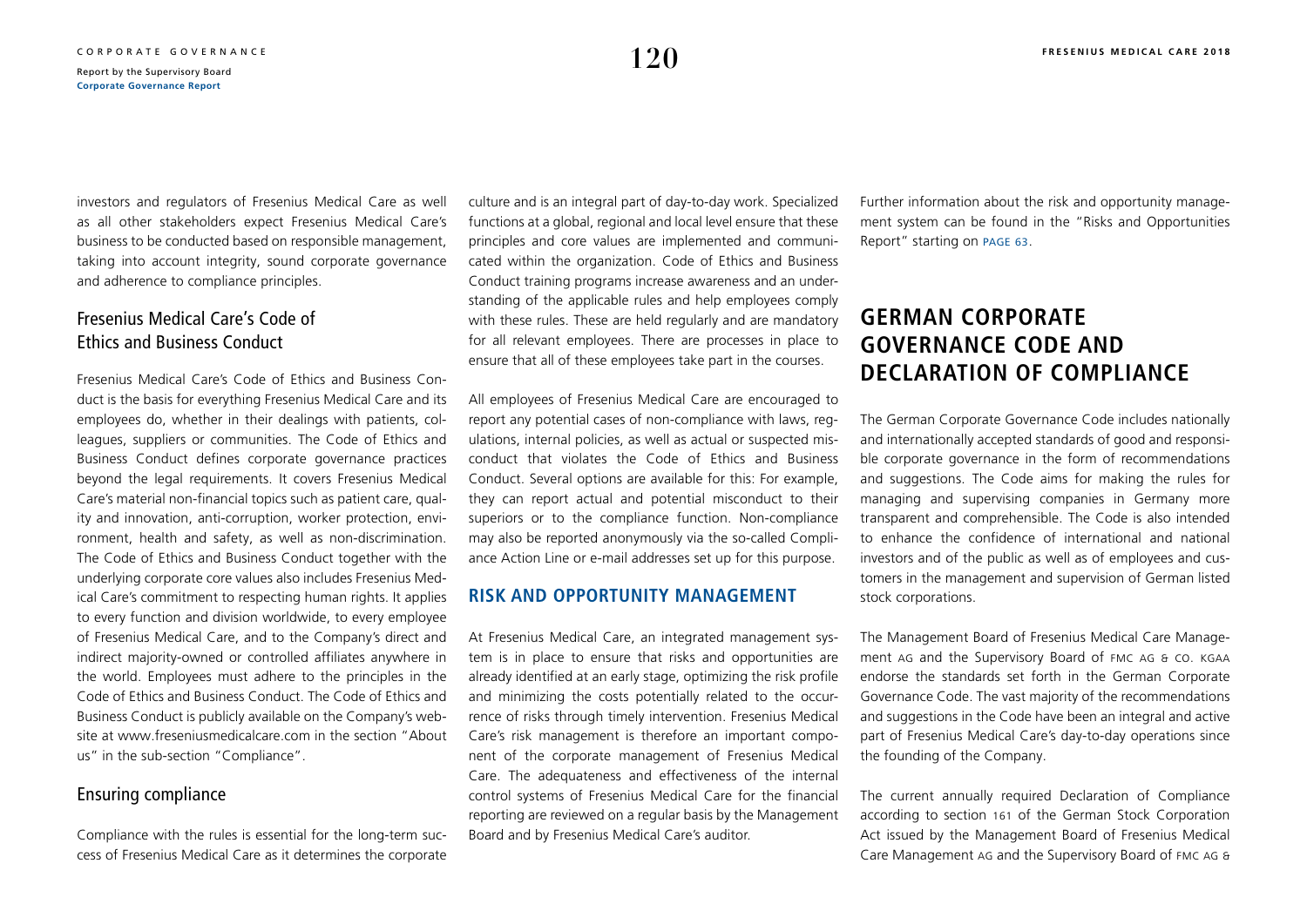investors and regulators of Fresenius Medical Care as well as all other stakeholders expect Fresenius Medical Care's business to be conducted based on responsible management, taking into account integrity, sound corporate governance and adherence to compliance principles.

### Fresenius Medical Care's Code of Ethics and Business Conduct

Fresenius Medical Care's Code of Ethics and Business Conduct is the basis for everything Fresenius Medical Care and its employees do, whether in their dealings with patients, colleagues, suppliers or communities. The Code of Ethics and Business Conduct defines corporate governance practices beyond the legal requirements. It covers Fresenius Medical Care's material non-financial topics such as patient care, quality and innovation, anti-corruption, worker protection, environment, health and safety, as well as non-discrimination. The Code of Ethics and Business Conduct together with the underlying corporate core values also includes Fresenius Medical Care's commitment to respecting human rights. It applies to every function and division worldwide, to every employee of Fresenius Medical Care, and to the Company's direct and indirect majority-owned or controlled affiliates anywhere in the world. Employees must adhere to the principles in the Code of Ethics and Business Conduct. The Code of Ethics and Business Conduct is publicly available on the Company's website at www.freseniusmedicalcare.com in the section "About us" in the sub-section "Compliance".

### Ensuring compliance

Compliance with the rules is essential for the long-term success of Fresenius Medical Care as it determines the corporate culture and is an integral part of day-to-day work. Specialized functions at a global, regional and local level ensure that these principles and core values are implemented and communicated within the organization. Code of Ethics and Business Conduct training programs increase awareness and an understanding of the applicable rules and help employees comply with these rules. These are held regularly and are mandatory for all relevant employees. There are processes in place to ensure that all of these employees take part in the courses.

All employees of Fresenius Medical Care are encouraged to report any potential cases of non-compliance with laws, regulations, internal policies, as well as actual or suspected misconduct that violates the Code of Ethics and Business Conduct. Several options are available for this: For example, they can report actual and potential misconduct to their superiors or to the compliance function. Non-compliance may also be reported anonymously via the so-called Compliance Action Line or e-mail addresses set up for this purpose.

### RISK AND OPPORTUNITY MANAGEMENT

At Fresenius Medical Care, an integrated management system is in place to ensure that risks and opportunities are already identified at an early stage, optimizing the risk profile and minimizing the costs potentially related to the occurrence of risks through timely intervention. Fresenius Medical Care's risk management is therefore an important component of the corporate management of Fresenius Medical Care. The adequateness and effectiveness of the internal control systems of Fresenius Medical Care for the financial reporting are reviewed on a regular basis by the Management Board and by Fresenius Medical Care's auditor.

Further information about the risk and opportunity management system can be found in the "Risks and Opportunities Report" starting on PAGE 63.

## GERMAN CORPORATE GOVERNANCE CODE AND DECLARATION OF COMPLIANCE

The German Corporate Governance Code includes nationally and internationally accepted standards of good and responsible corporate governance in the form of recommendations and suggestions. The Code aims for making the rules for managing and supervising companies in Germany more transparent and comprehensible. The Code is also intended to enhance the confidence of international and national investors and of the public as well as of employees and customers in the management and supervision of German listed stock corporations.

The Management Board of Fresenius Medical Care Management AG and the Supervisory Board of FMC AG & CO. KGAA endorse the standards set forth in the German Corporate Governance Code. The vast majority of the recommendations and suggestions in the Code have been an integral and active part of Fresenius Medical Care's day-to-day operations since the founding of the Company.

The current annually required Declaration of Compliance according to section 161 of the German Stock Corporation Act issued by the Management Board of Fresenius Medical Care Management AG and the Supervisory Board of FMC AG &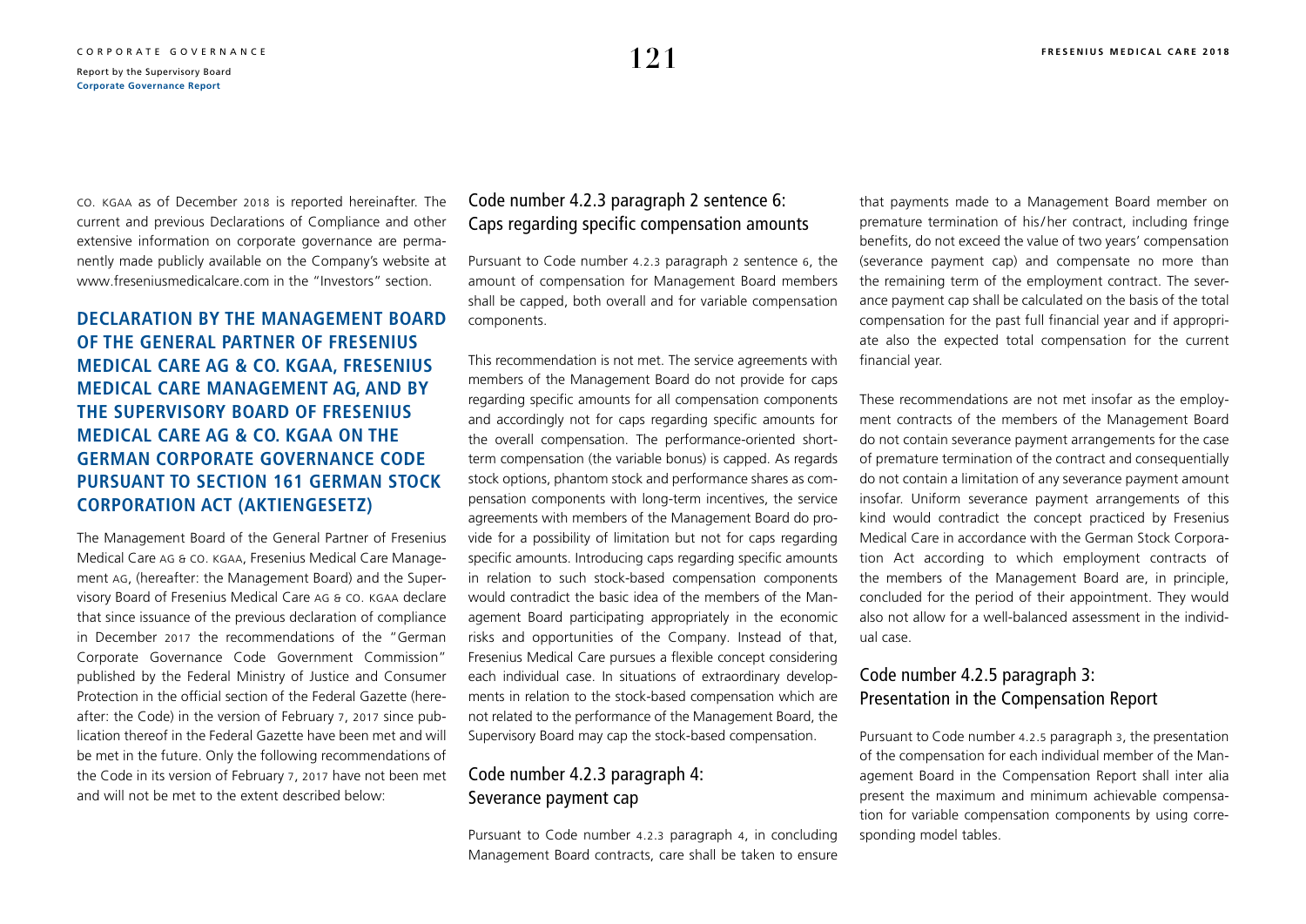CO. KGAA as of December 2018 is reported hereinafter. The current and previous Declarations of Compliance and other extensive information on corporate governance are permanently made publicly available on the Company's website at www.freseniusmedicalcare.com in the "Investors" section.

## DECLARATION BY THE MANAGEMENT BOARD OF THE GENERAL PARTNER OF FRESENIUS MEDICAL CARE AG & CO. KGAA, FRESENIUS MEDICAL CARE MANAGEMENT AG, AND BY THE SUPERVISORY BOARD OF FRESENIUS MEDICAL CARE AG & CO. KGAA ON THE GERMAN CORPORATE GOVERNANCE CODE PURSUANT TO SECTION 161 GERMAN STOCK CORPORATION ACT (AKTIENGESETZ)

The Management Board of the General Partner of Fresenius Medical Care AG & CO. KGAA, Fresenius Medical Care Management AG, (hereafter: the Management Board) and the Supervisory Board of Fresenius Medical Care AG & CO. KGAA declare that since issuance of the previous declaration of compliance in December 2017 the recommendations of the "German Corporate Governance Code Government Commission" published by the Federal Ministry of Justice and Consumer Protection in the official section of the Federal Gazette (hereafter: the Code) in the version of February 7, 2017 since publication thereof in the Federal Gazette have been met and will be met in the future. Only the following recommendations of the Code in its version of February 7, 2017 have not been met and will not be met to the extent described below:

### Code number 4.2.3 paragraph 2 sentence 6: Caps regarding specific compensation amounts

Pursuant to Code number 4.2.3 paragraph 2 sentence 6, the amount of compensation for Management Board members shall be capped, both overall and for variable compensation components.

This recommendation is not met. The service agreements with members of the Management Board do not provide for caps regarding specific amounts for all compensation components and accordingly not for caps regarding specific amounts for the overall compensation. The performance-oriented short-term compensation (the variable bonus) is capped. As regards stock options, phantom stock and performance shares as compensation components with long-term incentives, the service agreements with members of the Management Board do provide for a possibility of limitation but not for caps regarding specific amounts. Introducing caps regarding specific amounts in relation to such stock-based compensation components would contradict the basic idea of the members of the Management Board participating appropriately in the economic risks and opportunities of the Company. Instead of that, Fresenius Medical Care pursues a flexible concept considering each individual case. In situations of extraordinary developments in relation to the stock-based compensation which are not related to the performance of the Management Board, the Supervisory Board may cap the stock-based compensation.

### Code number 4.2.3 paragraph 4: Severance payment cap

Pursuant to Code number 4.2.3 paragraph 4, in concluding Management Board contracts, care shall be taken to ensure that payments made to a Management Board member on premature termination of his/her contract, including fringe benefits, do not exceed the value of two years' compensation (severance payment cap) and compensate no more than the remaining term of the employment contract. The severance payment cap shall be calculated on the basis of the total compensation for the past full financial year and if appropriate also the expected total compensation for the current financial year.

These recommendations are not met insofar as the employment contracts of the members of the Management Board do not contain severance payment arrangements for the case of premature termination of the contract and consequentially do not contain a limitation of any severance payment amount insofar. Uniform severance payment arrangements of this kind would contradict the concept practiced by Fresenius Medical Care in accordance with the German Stock Corporation Act according to which employment contracts of the members of the Management Board are, in principle, concluded for the period of their appointment. They would also not allow for a well-balanced assessment in the individual case.

### Code number 4.2.5 paragraph 3: Presentation in the Compensation Report

Pursuant to Code number 4.2.5 paragraph 3, the presentation of the compensation for each individual member of the Management Board in the Compensation Report shall inter alia present the maximum and minimum achievable compensation for variable compensation components by using corresponding model tables.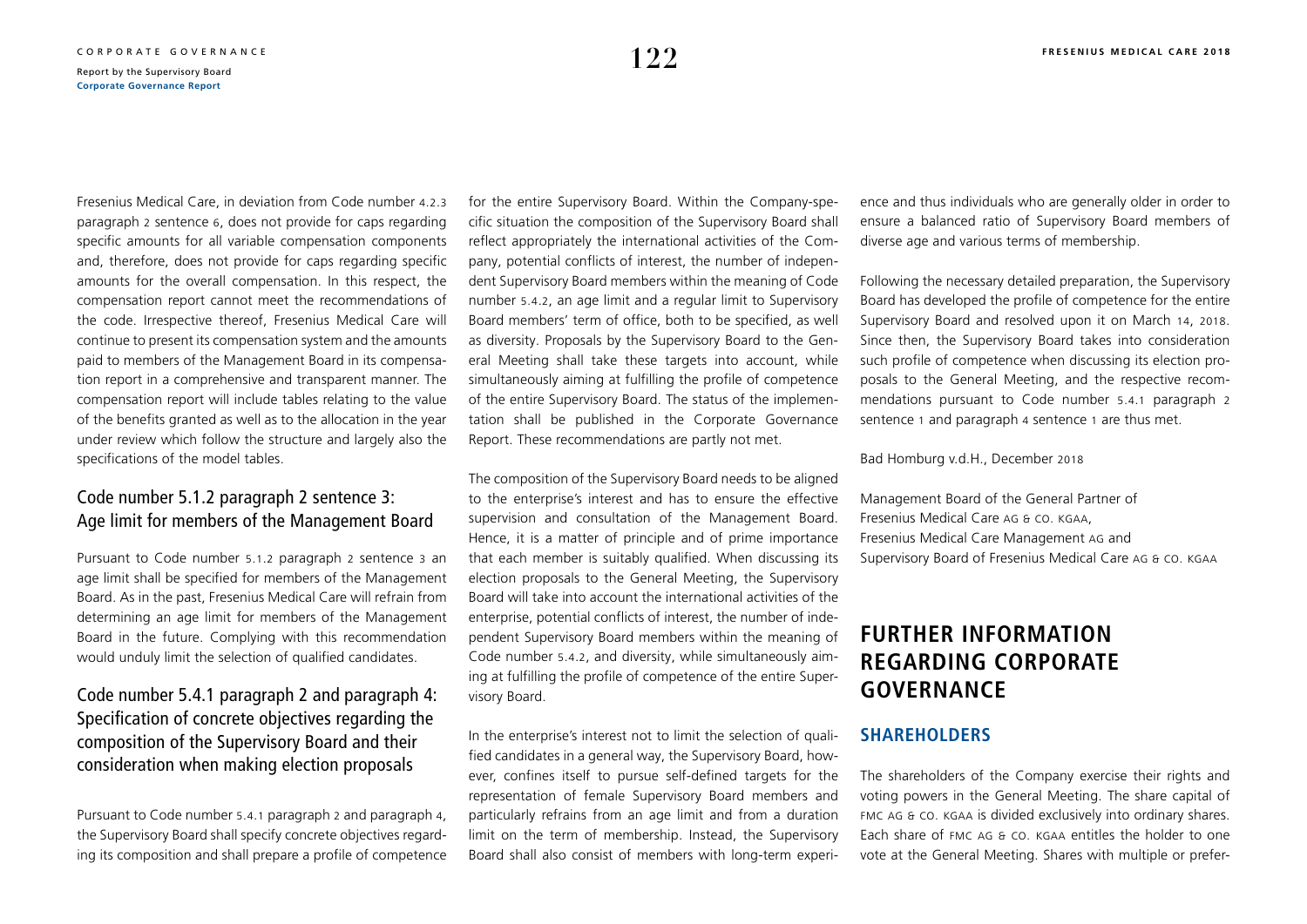Fresenius Medical Care, in deviation from Code number 4.2.3 paragraph 2 sentence 6, does not provide for caps regarding specific amounts for all variable compensation components and, therefore, does not provide for caps regarding specific amounts for the overall compensation. In this respect, the compensation report cannot meet the recommendations of the code. Irrespective thereof, Fresenius Medical Care will continue to present its compensation system and the amounts paid to members of the Management Board in its compensation report in a comprehensive and transparent manner. The compensation report will include tables relating to the value of the benefits granted as well as to the allocation in the year under review which follow the structure and largely also the specifications of the model tables.

### Code number 5.1.2 paragraph 2 sentence 3: Age limit for members of the Management Board

Pursuant to Code number 5.1.2 paragraph 2 sentence 3 an age limit shall be specified for members of the Management Board. As in the past, Fresenius Medical Care will refrain from determining an age limit for members of the Management Board in the future. Complying with this recommendation would unduly limit the selection of qualified candidates.

### Code number 5.4.1 paragraph 2 and paragraph 4: Specification of concrete objectives regarding the composition of the Supervisory Board and their consideration when making election proposals

Pursuant to Code number 5.4.1 paragraph 2 and paragraph 4, the Supervisory Board shall specify concrete objectives regarding its composition and shall prepare a profile of competence for the entire Supervisory Board. Within the Company-specific situation the composition of the Supervisory Board shall reflect appropriately the international activities of the Company, potential conflicts of interest, the number of independent Supervisory Board members within the meaning of Code number 5.4.2, an age limit and a regular limit to Supervisory Board members' term of office, both to be specified, as well as diversity. Proposals by the Supervisory Board to the General Meeting shall take these targets into account, while simultaneously aiming at fulfilling the profile of competence of the entire Supervisory Board. The status of the implementation shall be published in the Corporate Governance Report. These recommendations are partly not met.

The composition of the Supervisory Board needs to be aligned to the enterprise's interest and has to ensure the effective supervision and consultation of the Management Board. Hence, it is a matter of principle and of prime importance that each member is suitably qualified. When discussing its election proposals to the General Meeting, the Supervisory Board will take into account the international activities of the enterprise, potential conflicts of interest, the number of independent Supervisory Board members within the meaning of Code number 5.4.2, and diversity, while simultaneously aiming at fulfilling the profile of competence of the entire Supervisory Board.

In the enterprise's interest not to limit the selection of qualified candidates in a general way, the Supervisory Board, however, confines itself to pursue self-defined targets for the representation of female Supervisory Board members and particularly refrains from an age limit and from a duration limit on the term of membership. Instead, the Supervisory Board shall also consist of members with long-term experience and thus individuals who are generally older in order to ensure a balanced ratio of Supervisory Board members of diverse age and various terms of membership.

Following the necessary detailed preparation, the Supervisory Board has developed the profile of competence for the entire Supervisory Board and resolved upon it on March 14, 2018. Since then, the Supervisory Board takes into consideration such profile of competence when discussing its election proposals to the General Meeting, and the respective recommendations pursuant to Code number 5.4.1 paragraph 2 sentence 1 and paragraph 4 sentence 1 are thus met.

Bad Homburg v.d.H., December 2018

Management Board of the General Partner of
Fresenius Medical Care AG & Co. KGaA,
Fresenius Medical Care Management AG and
Supervisory Board of Fresenius Medical Care AG & Co. KGaA

## FURTHER INFORMATION REGARDING CORPORATE GOVERNANCE

### SHAREHOLDERS

The shareholders of the Company exercise their rights and voting powers in the General Meeting. The share capital of FMC AG & Co. KGaA is divided exclusively into ordinary shares. Each share of FMC AG & Co. KGaA entitles the holder to one vote at the General Meeting. Shares with multiple or prefer-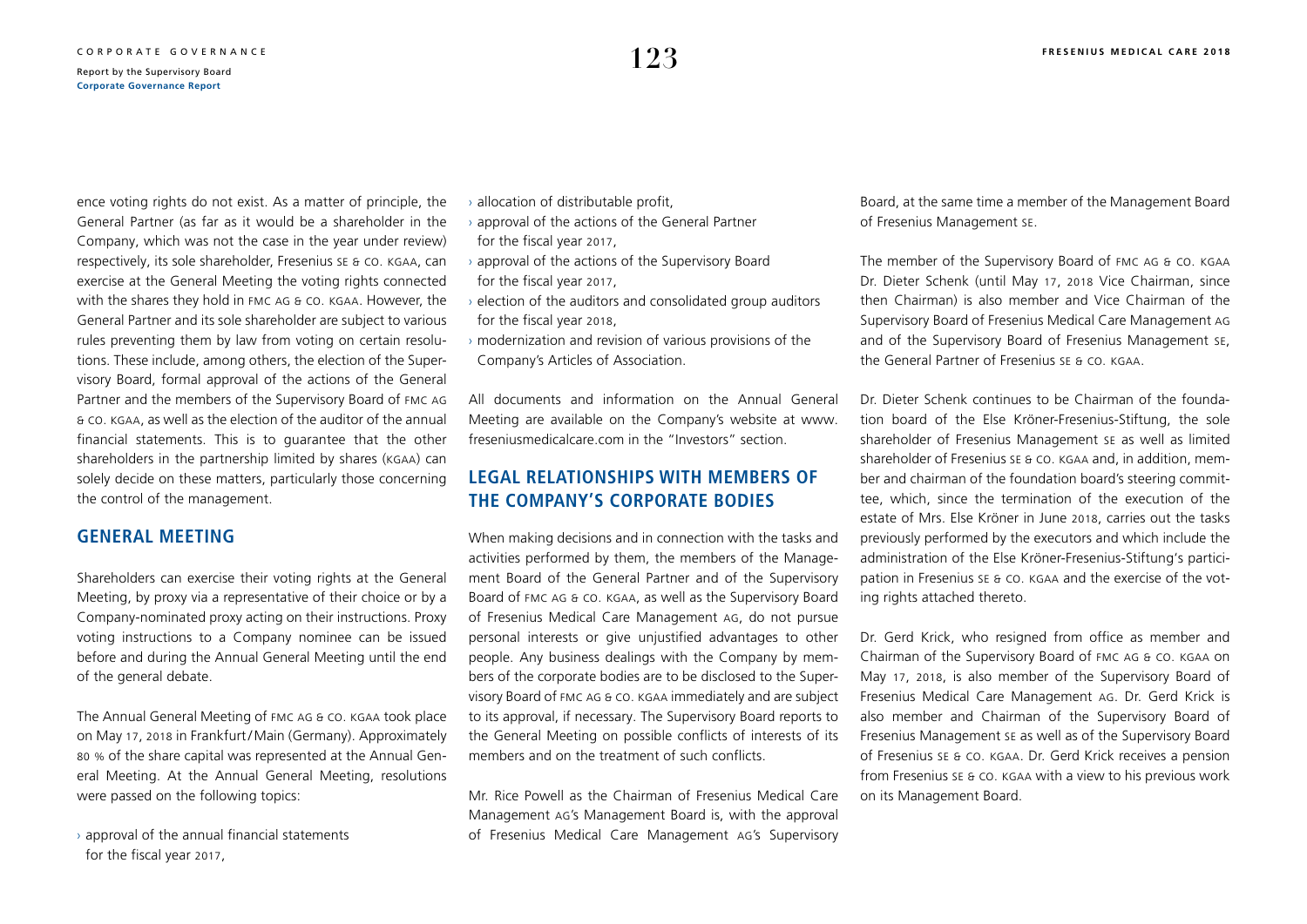ence voting rights do not exist. As a matter of principle, the General Partner (as far as it would be a shareholder in the Company, which was not the case in the year under review) respectively, its sole shareholder, Fresenius SE & Co. KGaA, can exercise at the General Meeting the voting rights connected with the shares they hold in FMC AG & Co. KGaA. However, the General Partner and its sole shareholder are subject to various rules preventing them by law from voting on certain resolutions. These include, among others, the election of the Supervisory Board, formal approval of the actions of the General Partner and the members of the Supervisory Board of FMC AG & Co. KGaA, as well as the election of the auditor of the annual financial statements. This is to guarantee that the other shareholders in the partnership limited by shares (KGaA) can solely decide on these matters, particularly those concerning the control of the management.

## GENERAL MEETING

Shareholders can exercise their voting rights at the General Meeting, by proxy via a representative of their choice or by a Company-nominated proxy acting on their instructions. Proxy voting instructions to a Company nominee can be issued before and during the Annual General Meeting until the end of the general debate.

The Annual General Meeting of FMC AG & Co. KGaA took place on May 17, 2018 in Frankfurt/Main (Germany). Approximately 80 % of the share capital was represented at the Annual General Meeting. At the Annual General Meeting, resolutions were passed on the following topics:

› approval of the annual financial statements for the fiscal year 2017,
› allocation of distributable profit,
› approval of the actions of the General Partner for the fiscal year 2017,
› approval of the actions of the Supervisory Board for the fiscal year 2017,
› election of the auditors and consolidated group auditors for the fiscal year 2018,
› modernization and revision of various provisions of the Company's Articles of Association.

All documents and information on the Annual General Meeting are available on the Company's website at www.freseniusmedicalcare.com in the "Investors" section.

## LEGAL RELATIONSHIPS WITH MEMBERS OF THE COMPANY'S CORPORATE BODIES

When making decisions and in connection with the tasks and activities performed by them, the members of the Management Board of the General Partner and of the Supervisory Board of FMC AG & Co. KGaA, as well as the Supervisory Board of Fresenius Medical Care Management AG, do not pursue personal interests or give unjustified advantages to other people. Any business dealings with the Company by members of the corporate bodies are to be disclosed to the Supervisory Board of FMC AG & Co. KGaA immediately and are subject to its approval, if necessary. The Supervisory Board reports to the General Meeting on possible conflicts of interests of its members and on the treatment of such conflicts.

Mr. Rice Powell as the Chairman of Fresenius Medical Care Management AG's Management Board is, with the approval of Fresenius Medical Care Management AG's Supervisory Board, at the same time a member of the Management Board of Fresenius Management SE.

The member of the Supervisory Board of FMC AG & Co. KGaA Dr. Dieter Schenk (until May 17, 2018 Vice Chairman, since then Chairman) is also member and Vice Chairman of the Supervisory Board of Fresenius Medical Care Management AG and of the Supervisory Board of Fresenius Management SE, the General Partner of Fresenius SE & Co. KGaA.

Dr. Dieter Schenk continues to be Chairman of the foundation board of the Else Kröner-Fresenius-Stiftung, the sole shareholder of Fresenius Management SE as well as limited shareholder of Fresenius SE & Co. KGaA and, in addition, member and chairman of the foundation board's steering committee, which, since the termination of the execution of the estate of Mrs. Else Kröner in June 2018, carries out the tasks previously performed by the executors and which include the administration of the Else Kröner-Fresenius-Stiftung's participation in Fresenius SE & Co. KGaA and the exercise of the voting rights attached thereto.

Dr. Gerd Krick, who resigned from office as member and Chairman of the Supervisory Board of FMC AG & Co. KGaA on May 17, 2018, is also member of the Supervisory Board of Fresenius Medical Care Management AG. Dr. Gerd Krick is also member and Chairman of the Supervisory Board of Fresenius Management SE as well as of the Supervisory Board of Fresenius SE & Co. KGaA. Dr. Gerd Krick receives a pension from Fresenius SE & Co. KGaA with a view to his previous work on its Management Board.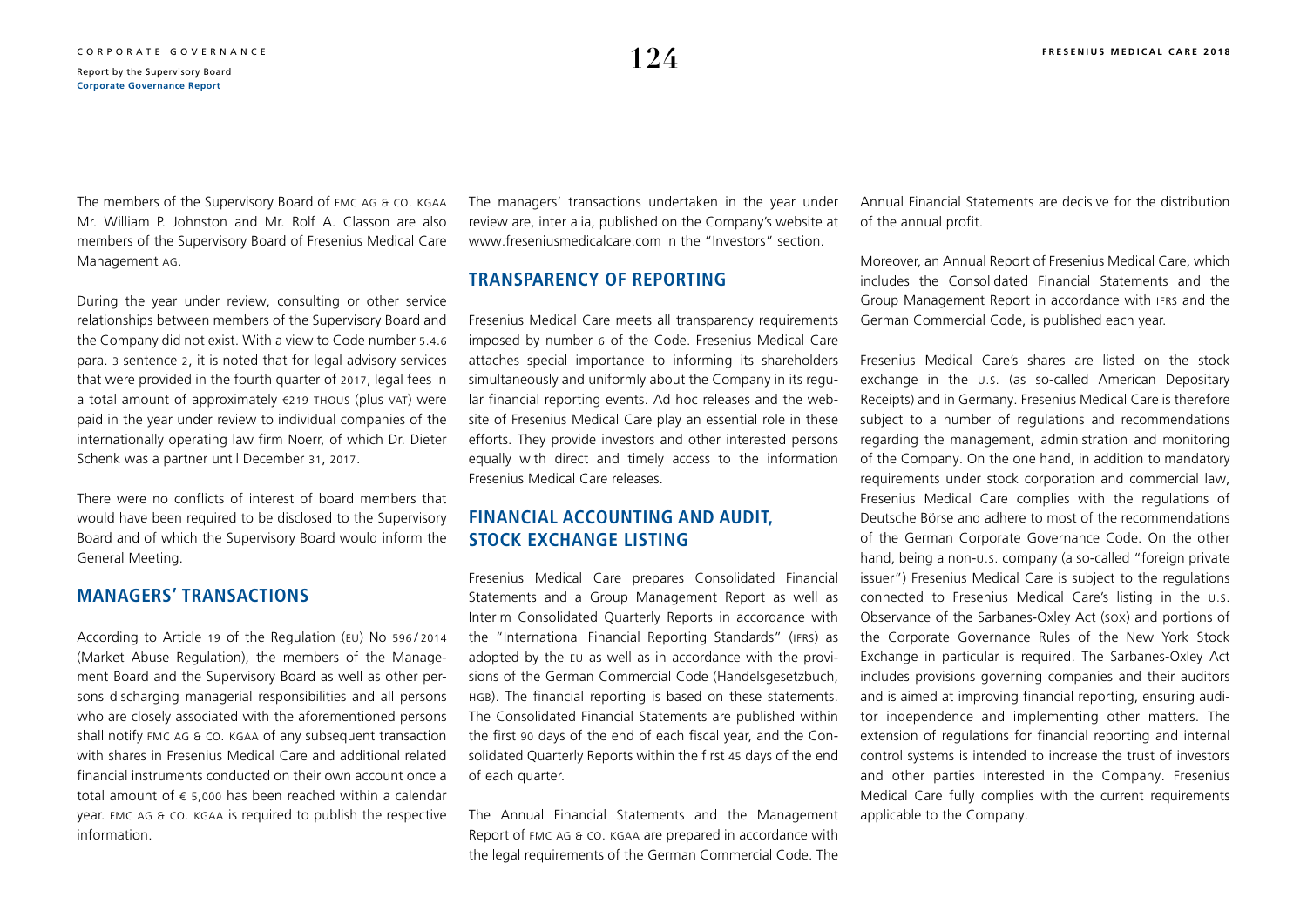The members of the Supervisory Board of FMC AG & CO. KGAA Mr. William P. Johnston and Mr. Rolf A. Classon are also members of the Supervisory Board of Fresenius Medical Care Management AG.

During the year under review, consulting or other service relationships between members of the Supervisory Board and the Company did not exist. With a view to Code number 5.4.6 para. 3 sentence 2, it is noted that for legal advisory services that were provided in the fourth quarter of 2017, legal fees in a total amount of approximately €219 THOUS (plus VAT) were paid in the year under review to individual companies of the internationally operating law firm Noerr, of which Dr. Dieter Schenk was a partner until December 31, 2017.

There were no conflicts of interest of board members that would have been required to be disclosed to the Supervisory Board and of which the Supervisory Board would inform the General Meeting.

## MANAGERS' TRANSACTIONS

According to Article 19 of the Regulation (EU) No 596/2014 (Market Abuse Regulation), the members of the Management Board and the Supervisory Board as well as other persons discharging managerial responsibilities and all persons who are closely associated with the aforementioned persons shall notify FMC AG & CO. KGAA of any subsequent transaction with shares in Fresenius Medical Care and additional related financial instruments conducted on their own account once a total amount of € 5,000 has been reached within a calendar year. FMC AG & CO. KGAA is required to publish the respective information.

The managers' transactions undertaken in the year under review are, inter alia, published on the Company's website at www.freseniusmedicalcare.com in the "Investors" section.

## TRANSPARENCY OF REPORTING

Fresenius Medical Care meets all transparency requirements imposed by number 6 of the Code. Fresenius Medical Care attaches special importance to informing its shareholders simultaneously and uniformly about the Company in its regular financial reporting events. Ad hoc releases and the website of Fresenius Medical Care play an essential role in these efforts. They provide investors and other interested persons equally with direct and timely access to the information Fresenius Medical Care releases.

## FINANCIAL ACCOUNTING AND AUDIT, STOCK EXCHANGE LISTING

Fresenius Medical Care prepares Consolidated Financial Statements and a Group Management Report as well as Interim Consolidated Quarterly Reports in accordance with the "International Financial Reporting Standards" (IFRS) as adopted by the EU as well as in accordance with the provisions of the German Commercial Code (Handelsgesetzbuch, HGB). The financial reporting is based on these statements. The Consolidated Financial Statements are published within the first 90 days of the end of each fiscal year, and the Consolidated Quarterly Reports within the first 45 days of the end of each quarter.

The Annual Financial Statements and the Management Report of FMC AG & CO. KGAA are prepared in accordance with the legal requirements of the German Commercial Code. The Annual Financial Statements are decisive for the distribution of the annual profit.

Moreover, an Annual Report of Fresenius Medical Care, which includes the Consolidated Financial Statements and the Group Management Report in accordance with IFRS and the German Commercial Code, is published each year.

Fresenius Medical Care's shares are listed on the stock exchange in the U.S. (as so-called American Depositary Receipts) and in Germany. Fresenius Medical Care is therefore subject to a number of regulations and recommendations regarding the management, administration and monitoring of the Company. On the one hand, in addition to mandatory requirements under stock corporation and commercial law, Fresenius Medical Care complies with the regulations of Deutsche Börse and adhere to most of the recommendations of the German Corporate Governance Code. On the other hand, being a non-U.S. company (a so-called "foreign private issuer") Fresenius Medical Care is subject to the regulations connected to Fresenius Medical Care's listing in the U.S. Observance of the Sarbanes-Oxley Act (SOX) and portions of the Corporate Governance Rules of the New York Stock Exchange in particular is required. The Sarbanes-Oxley Act includes provisions governing companies and their auditors and is aimed at improving financial reporting, ensuring auditor independence and implementing other matters. The extension of regulations for financial reporting and internal control systems is intended to increase the trust of investors and other parties interested in the Company. Fresenius Medical Care fully complies with the current requirements applicable to the Company.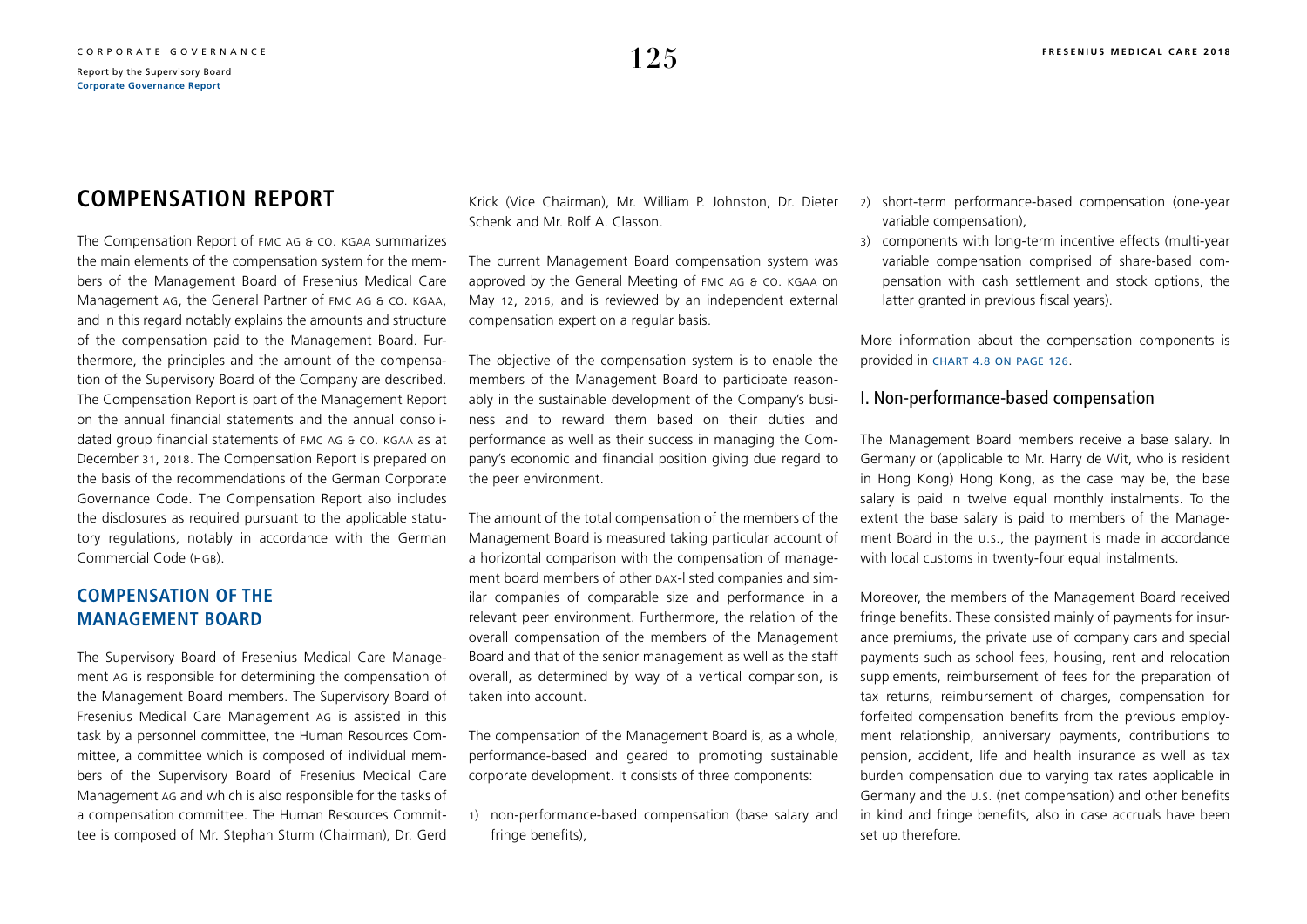# COMPENSATION REPORT

The Compensation Report of FMC AG & CO. KGAA summarizes the main elements of the compensation system for the members of the Management Board of Fresenius Medical Care Management AG, the General Partner of FMC AG & CO. KGAA, and in this regard notably explains the amounts and structure of the compensation paid to the Management Board. Furthermore, the principles and the amount of the compensation of the Supervisory Board of the Company are described. The Compensation Report is part of the Management Report on the annual financial statements and the annual consolidated group financial statements of FMC AG & CO. KGAA as at December 31, 2018. The Compensation Report is prepared on the basis of the recommendations of the German Corporate Governance Code. The Compensation Report also includes the disclosures as required pursuant to the applicable statutory regulations, notably in accordance with the German Commercial Code (HGB).

## COMPENSATION OF THE MANAGEMENT BOARD

The Supervisory Board of Fresenius Medical Care Management AG is responsible for determining the compensation of the Management Board members. The Supervisory Board of Fresenius Medical Care Management AG is assisted in this task by a personnel committee, the Human Resources Committee, a committee which is composed of individual members of the Supervisory Board of Fresenius Medical Care Management AG and which is also responsible for the tasks of a compensation committee. The Human Resources Committee is composed of Mr. Stephan Sturm (Chairman), Dr. Gerd Krick (Vice Chairman), Mr. William P. Johnston, Dr. Dieter Schenk and Mr. Rolf A. Classon.

The current Management Board compensation system was approved by the General Meeting of FMC AG & CO. KGAA on May 12, 2016, and is reviewed by an independent external compensation expert on a regular basis.

The objective of the compensation system is to enable the members of the Management Board to participate reasonably in the sustainable development of the Company's business and to reward them based on their duties and performance as well as their success in managing the Company's economic and financial position giving due regard to the peer environment.

The amount of the total compensation of the members of the Management Board is measured taking particular account of a horizontal comparison with the compensation of management board members of other DAX-listed companies and similar companies of comparable size and performance in a relevant peer environment. Furthermore, the relation of the overall compensation of the members of the Management Board and that of the senior management as well as the staff overall, as determined by way of a vertical comparison, is taken into account.

The compensation of the Management Board is, as a whole, performance-based and geared to promoting sustainable corporate development. It consists of three components:

1) non-performance-based compensation (base salary and fringe benefits),
2) short-term performance-based compensation (one-year variable compensation),
3) components with long-term incentive effects (multi-year variable compensation comprised of share-based compensation with cash settlement and stock options, the latter granted in previous fiscal years).

More information about the compensation components is provided in CHART 4.8 ON PAGE 126.

### I. Non-performance-based compensation

The Management Board members receive a base salary. In Germany or (applicable to Mr. Harry de Wit, who is resident in Hong Kong) Hong Kong, as the case may be, the base salary is paid in twelve equal monthly instalments. To the extent the base salary is paid to members of the Management Board in the U.S., the payment is made in accordance with local customs in twenty-four equal instalments.

Moreover, the members of the Management Board received fringe benefits. These consisted mainly of payments for insurance premiums, the private use of company cars and special payments such as school fees, housing, rent and relocation supplements, reimbursement of fees for the preparation of tax returns, reimbursement of charges, compensation for forfeited compensation benefits from the previous employment relationship, anniversary payments, contributions to pension, accident, life and health insurance as well as tax burden compensation due to varying tax rates applicable in Germany and the U.S. (net compensation) and other benefits in kind and fringe benefits, also in case accruals have been set up therefore.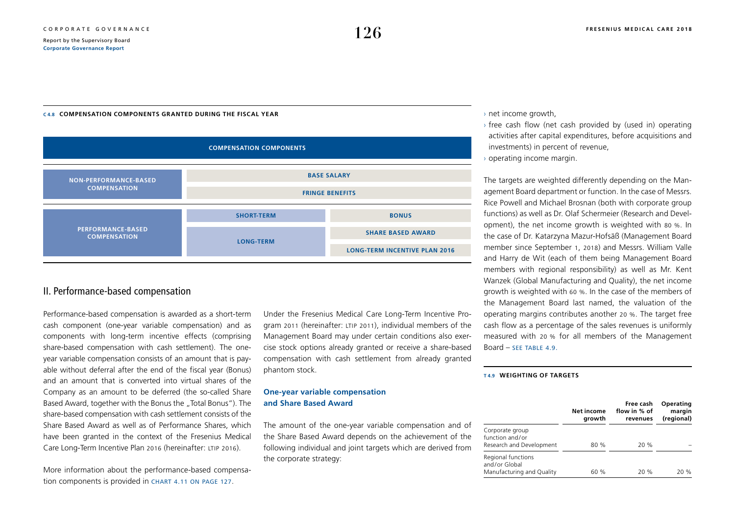**C 4.8 COMPENSATION COMPONENTS GRANTED DURING THE FISCAL YEAR**

| COMPENSATION COMPONENTS | | |
|---|---|---|
| NON-PERFORMANCE-BASED COMPENSATION | BASE SALARY | |
| | FRINGE BENEFITS | |
| PERFORMANCE-BASED COMPENSATION | SHORT-TERM | BONUS |
| | LONG-TERM | SHARE BASED AWARD |
| | | LONG-TERM INCENTIVE PLAN 2016 |

## II. Performance-based compensation

Performance-based compensation is awarded as a short-term cash component (one-year variable compensation) and as components with long-term incentive effects (comprising share-based compensation with cash settlement). The one-year variable compensation consists of an amount that is payable without deferral after the end of the fiscal year (Bonus) and an amount that is converted into virtual shares of the Company as an amount to be deferred (the so-called Share Based Award, together with the Bonus the „Total Bonus"). The share-based compensation with cash settlement consists of the Share Based Award as well as of Performance Shares, which have been granted in the context of the Fresenius Medical Care Long-Term Incentive Plan 2016 (hereinafter: LTIP 2016).

More information about the performance-based compensation components is provided in CHART 4.11 ON PAGE 127.

Under the Fresenius Medical Care Long-Term Incentive Program 2011 (hereinafter: LTIP 2011), individual members of the Management Board may under certain conditions also exercise stock options already granted or receive a share-based compensation with cash settlement from already granted phantom stock.

### One-year variable compensation and Share Based Award

The amount of the one-year variable compensation and of the Share Based Award depends on the achievement of the following individual and joint targets which are derived from the corporate strategy:

- net income growth,
- free cash flow (net cash provided by (used in) operating activities after capital expenditures, before acquisitions and investments) in percent of revenue,
- operating income margin.

The targets are weighted differently depending on the Management Board department or function. In the case of Messrs. Rice Powell and Michael Brosnan (both with corporate group functions) as well as Dr. Olaf Schermeier (Research and Development), the net income growth is weighted with 80 %. In the case of Dr. Katarzyna Mazur-Hofsäß (Management Board member since September 1, 2018) and Messrs. William Valle and Harry de Wit (each of them being Management Board members with regional responsibility) as well as Mr. Kent Wanzek (Global Manufacturing and Quality), the net income growth is weighted with 60 %. In the case of the members of the Management Board last named, the valuation of the operating margins contributes another 20 %. The target free cash flow as a percentage of the sales revenues is uniformly measured with 20 % for all members of the Management Board – SEE TABLE 4.9.

**T 4.9 WEIGHTING OF TARGETS**

| | Net income growth | Free cash flow in % of revenues | Operating margin (regional) |
|---|---|---|---|
| Corporate group function and/or Research and Development | 80 % | 20 % | – |
| Regional functions and/or Global Manufacturing and Quality | 60 % | 20 % | 20 % |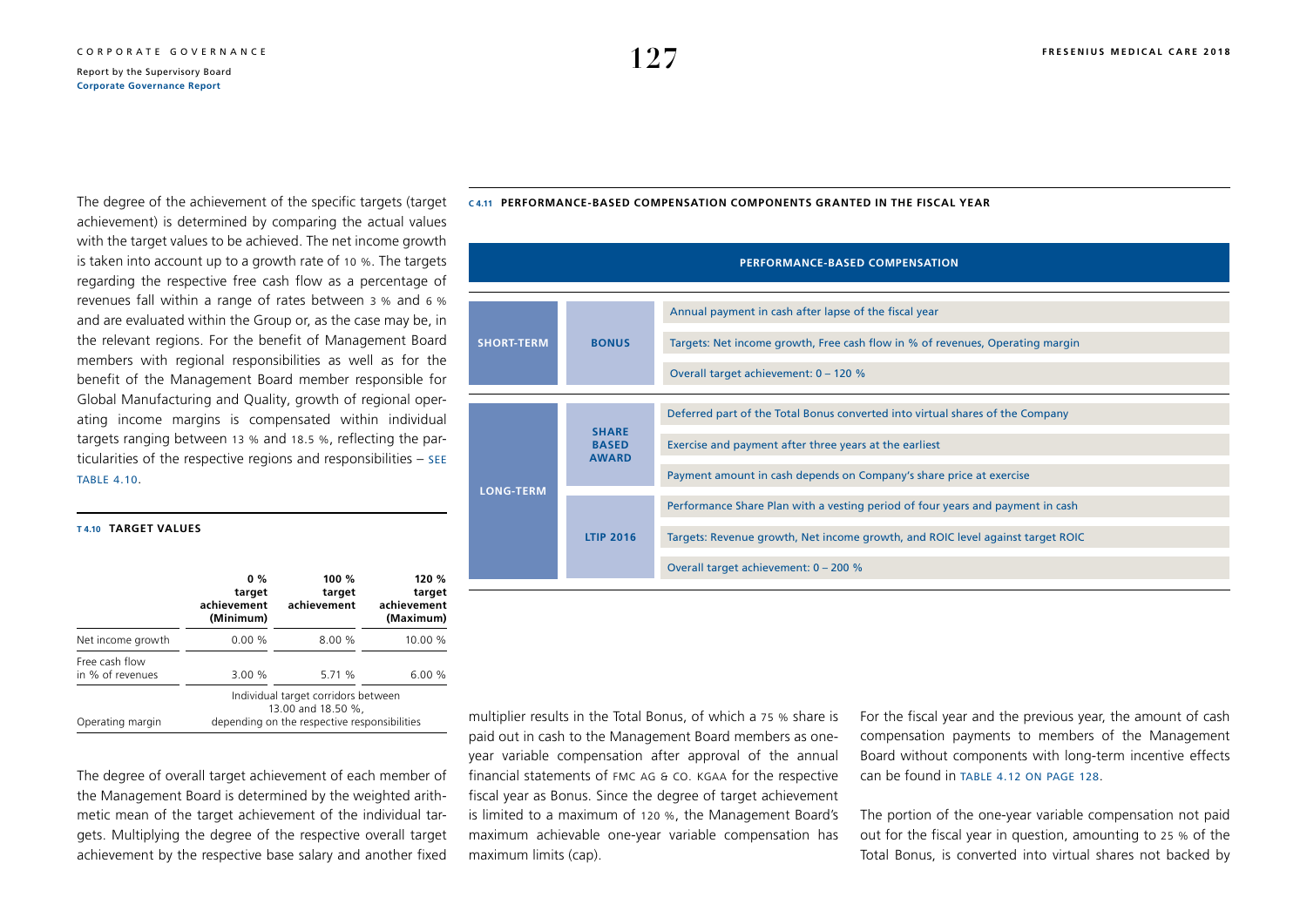The degree of the achievement of the specific targets (target achievement) is determined by comparing the actual values with the target values to be achieved. The net income growth is taken into account up to a growth rate of 10 %. The targets regarding the respective free cash flow as a percentage of revenues fall within a range of rates between 3 % and 6 % and are evaluated within the Group or, as the case may be, in the relevant regions. For the benefit of Management Board members with regional responsibilities as well as for the benefit of the Management Board member responsible for Global Manufacturing and Quality, growth of regional operating income margins is compensated within individual targets ranging between 13 % and 18.5 %, reflecting the particularities of the respective regions and responsibilities – SEE TABLE 4.10.

**T 4.10 TARGET VALUES**

| | 0 % target achievement (Minimum) | 100 % target achievement | 120 % target achievement (Maximum) |
|---|---|---|---|
| Net income growth | 0.00 % | 8.00 % | 10.00 % |
| Free cash flow in % of revenues | 3.00 % | 5.71 % | 6.00 % |
| Operating margin | Individual target corridors between 13.00 and 18.50 %, depending on the respective responsibilities | | |

The degree of overall target achievement of each member of the Management Board is determined by the weighted arithmetic mean of the target achievement of the individual targets. Multiplying the degree of the respective overall target achievement by the respective base salary and another fixed multiplier results in the Total Bonus, of which a 75 % share is paid out in cash to the Management Board members as one-year variable compensation after approval of the annual financial statements of FMC AG & CO. KGAA for the respective fiscal year as Bonus. Since the degree of target achievement is limited to a maximum of 120 %, the Management Board's maximum achievable one-year variable compensation has maximum limits (cap).

**C 4.11 PERFORMANCE-BASED COMPENSATION COMPONENTS GRANTED IN THE FISCAL YEAR**

| PERFORMANCE-BASED COMPENSATION | | |
|---|---|---|
| SHORT-TERM | BONUS | Annual payment in cash after lapse of the fiscal year |
| | | Targets: Net income growth, Free cash flow in % of revenues, Operating margin |
| | | Overall target achievement: 0 – 120 % |
| LONG-TERM | SHARE BASED AWARD | Deferred part of the Total Bonus converted into virtual shares of the Company |
| | | Exercise and payment after three years at the earliest |
| | | Payment amount in cash depends on Company's share price at exercise |
| | LTIP 2016 | Performance Share Plan with a vesting period of four years and payment in cash |
| | | Targets: Revenue growth, Net income growth, and ROIC level against target ROIC |
| | | Overall target achievement: 0 – 200 % |

For the fiscal year and the previous year, the amount of cash compensation payments to members of the Management Board without components with long-term incentive effects can be found in TABLE 4.12 ON PAGE 128.

The portion of the one-year variable compensation not paid out for the fiscal year in question, amounting to 25 % of the Total Bonus, is converted into virtual shares not backed by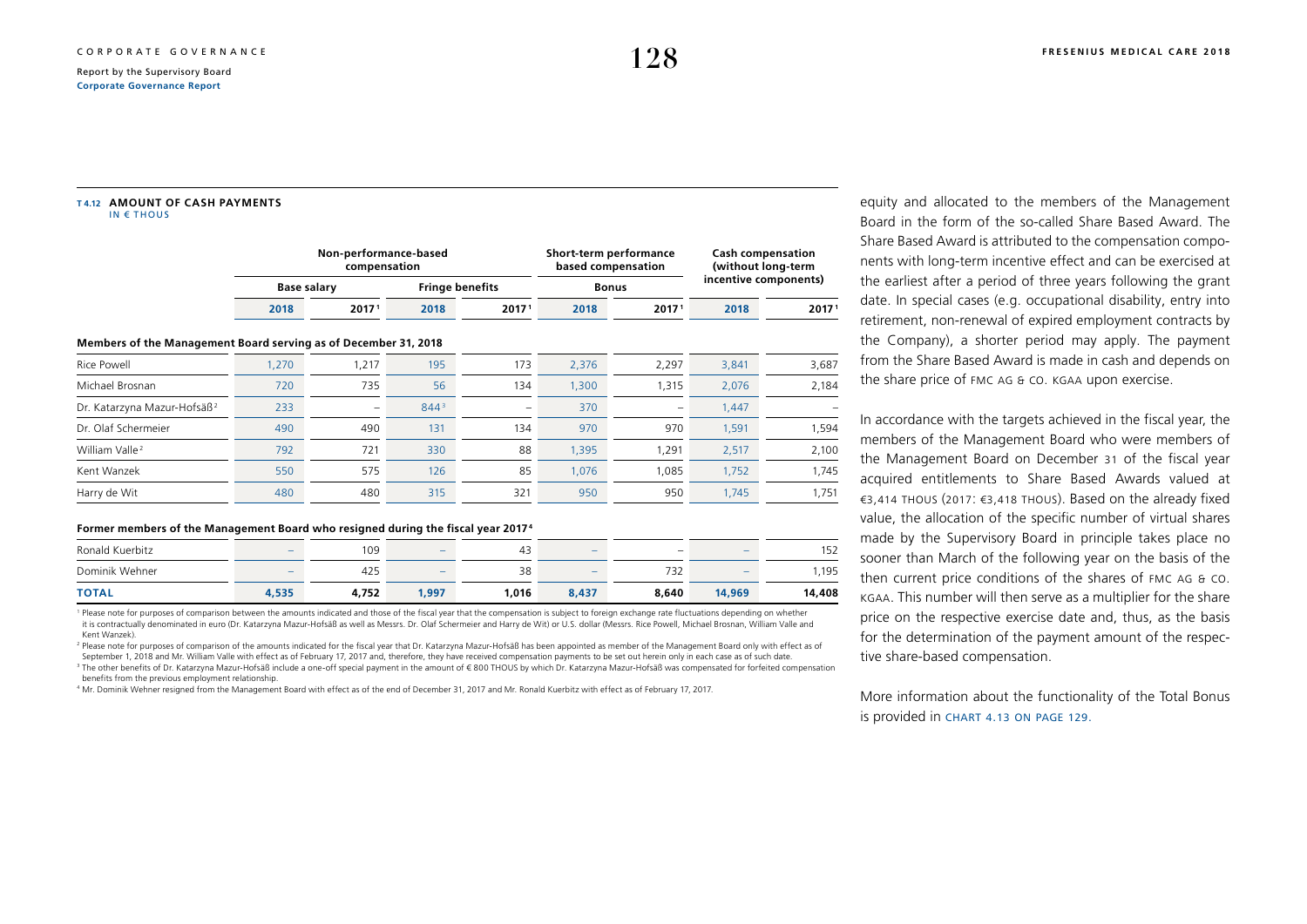**T 4.12 AMOUNT OF CASH PAYMENTS**
IN € THOUS

| | Non-performance-based compensation | | | | Short-term performance based compensation | | Cash compensation (without long-term incentive components) | |
|---|---|---|---|---|---|---|---|---|
| | Base salary | | Fringe benefits | | Bonus | | | |
| | 2018 | 2017[1] | 2018 | 2017[1] | 2018 | 2017[1] | 2018 | 2017[1] |
| **Members of the Management Board serving as of December 31, 2018** | | | | | | | | |
| Rice Powell | 1,270 | 1,217 | 195 | 173 | 2,376 | 2,297 | 3,841 | 3,687 |
| Michael Brosnan | 720 | 735 | 56 | 134 | 1,300 | 1,315 | 2,076 | 2,184 |
| Dr. Katarzyna Mazur-Hofsäß[2] | 233 | – | 844[3] | – | 370 | – | 1,447 | – |
| Dr. Olaf Schermeier | 490 | 490 | 131 | 134 | 970 | 970 | 1,591 | 1,594 |
| William Valle[2] | 792 | 721 | 330 | 88 | 1,395 | 1,291 | 2,517 | 2,100 |
| Kent Wanzek | 550 | 575 | 126 | 85 | 1,076 | 1,085 | 1,752 | 1,745 |
| Harry de Wit | 480 | 480 | 315 | 321 | 950 | 950 | 1,745 | 1,751 |
| **Former members of the Management Board who resigned during the fiscal year 2017[4]** | | | | | | | | |
| Ronald Kuerbitz | – | 109 | – | 43 | – | – | – | 152 |
| Dominik Wehner | – | 425 | – | 38 | – | 732 | – | 1,195 |
| **TOTAL** | **4,535** | **4,752** | **1,997** | **1,016** | **8,437** | **8,640** | **14,969** | **14,408** |

[1] Please note for purposes of comparison between the amounts indicated and those of the fiscal year that the compensation is subject to foreign exchange rate fluctuations depending on whether it is contractually denominated in euro (Dr. Katarzyna Mazur-Hofsäß as well as Messrs. Dr. Olaf Schermeier and Harry de Wit) or U.S. dollar (Messrs. Rice Powell, Michael Brosnan, William Valle and Kent Wanzek).

[2] Please note for purposes of comparison of the amounts indicated for the fiscal year that Dr. Katarzyna Mazur-Hofsäß has been appointed as member of the Management Board only with effect as of September 1, 2018 and Mr. William Valle with effect as of February 17, 2017 and, therefore, they have received compensation payments to be set out herein only in each case as of such date.

[3] The other benefits of Dr. Katarzyna Mazur-Hofsäß include a one-off special payment in the amount of € 800 THOUS by which Dr. Katarzyna Mazur-Hofsäß was compensated for forfeited compensation benefits from the previous employment relationship.

[4] Mr. Dominik Wehner resigned from the Management Board with effect as of the end of December 31, 2017 and Mr. Ronald Kuerbitz with effect as of February 17, 2017.

equity and allocated to the members of the Management Board in the form of the so-called Share Based Award. The Share Based Award is attributed to the compensation components with long-term incentive effect and can be exercised at the earliest after a period of three years following the grant date. In special cases (e.g. occupational disability, entry into retirement, non-renewal of expired employment contracts by the Company), a shorter period may apply. The payment from the Share Based Award is made in cash and depends on the share price of FMC AG & CO. KGAA upon exercise.

In accordance with the targets achieved in the fiscal year, the members of the Management Board who were members of the Management Board on December 31 of the fiscal year acquired entitlements to Share Based Awards valued at €3,414 THOUS (2017: €3,418 THOUS). Based on the already fixed value, the allocation of the specific number of virtual shares made by the Supervisory Board in principle takes place no sooner than March of the following year on the basis of the then current price conditions of the shares of FMC AG & CO. KGAA. This number will then serve as a multiplier for the share price on the respective exercise date and, thus, as the basis for the determination of the payment amount of the respective share-based compensation.

More information about the functionality of the Total Bonus is provided in CHART 4.13 ON PAGE 129.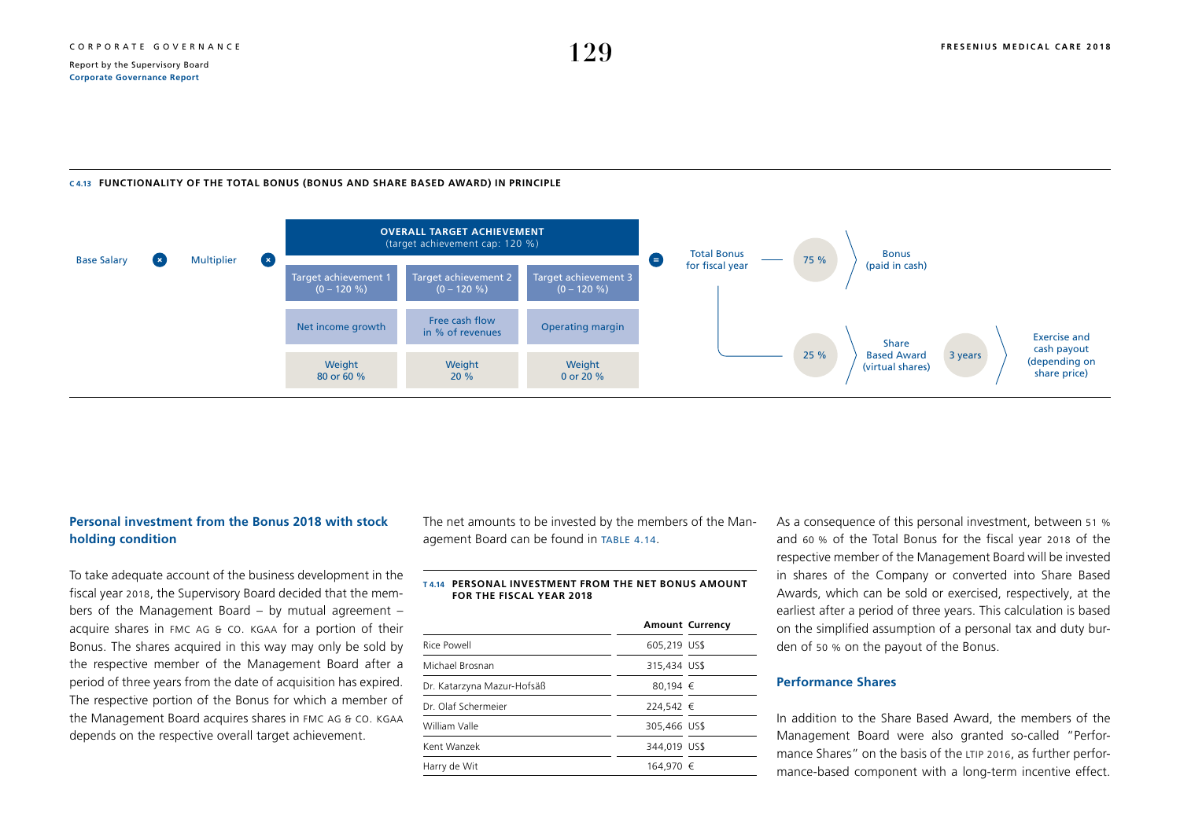**C 4.13 FUNCTIONALITY OF THE TOTAL BONUS (BONUS AND SHARE BASED AWARD) IN PRINCIPLE**

Base Salary × Multiplier × OVERALL TARGET ACHIEVEMENT (target achievement cap: 120 %) = Total Bonus for fiscal year

| Target achievement 1 (0 – 120 %) | Target achievement 2 (0 – 120 %) | Target achievement 3 (0 – 120 %) |
|---|---|---|
| Net income growth | Free cash flow in % of revenues | Operating margin |
| Weight 80 or 60 % | Weight 20 % | Weight 0 or 20 % |

Total Bonus for fiscal year:
- 75 % → Bonus (paid in cash)
- 25 % → Share Based Award (virtual shares) → 3 years → Exercise and cash payout (depending on share price)

## Personal investment from the Bonus 2018 with stock holding condition

To take adequate account of the business development in the fiscal year 2018, the Supervisory Board decided that the members of the Management Board – by mutual agreement – acquire shares in FMC AG & CO. KGAA for a portion of their Bonus. The shares acquired in this way may only be sold by the respective member of the Management Board after a period of three years from the date of acquisition has expired. The respective portion of the Bonus for which a member of the Management Board acquires shares in FMC AG & CO. KGAA depends on the respective overall target achievement.

The net amounts to be invested by the members of the Management Board can be found in TABLE 4.14.

**T 4.14 PERSONAL INVESTMENT FROM THE NET BONUS AMOUNT FOR THE FISCAL YEAR 2018**

| | Amount | Currency |
|---|---|---|
| Rice Powell | 605,219 | US$ |
| Michael Brosnan | 315,434 | US$ |
| Dr. Katarzyna Mazur-Hofsäß | 80,194 | € |
| Dr. Olaf Schermeier | 224,542 | € |
| William Valle | 305,466 | US$ |
| Kent Wanzek | 344,019 | US$ |
| Harry de Wit | 164,970 | € |

As a consequence of this personal investment, between 51 % and 60 % of the Total Bonus for the fiscal year 2018 of the respective member of the Management Board will be invested in shares of the Company or converted into Share Based Awards, which can be sold or exercised, respectively, at the earliest after a period of three years. This calculation is based on the simplified assumption of a personal tax and duty burden of 50 % on the payout of the Bonus.

## Performance Shares

In addition to the Share Based Award, the members of the Management Board were also granted so-called "Performance Shares" on the basis of the LTIP 2016, as further performance-based component with a long-term incentive effect.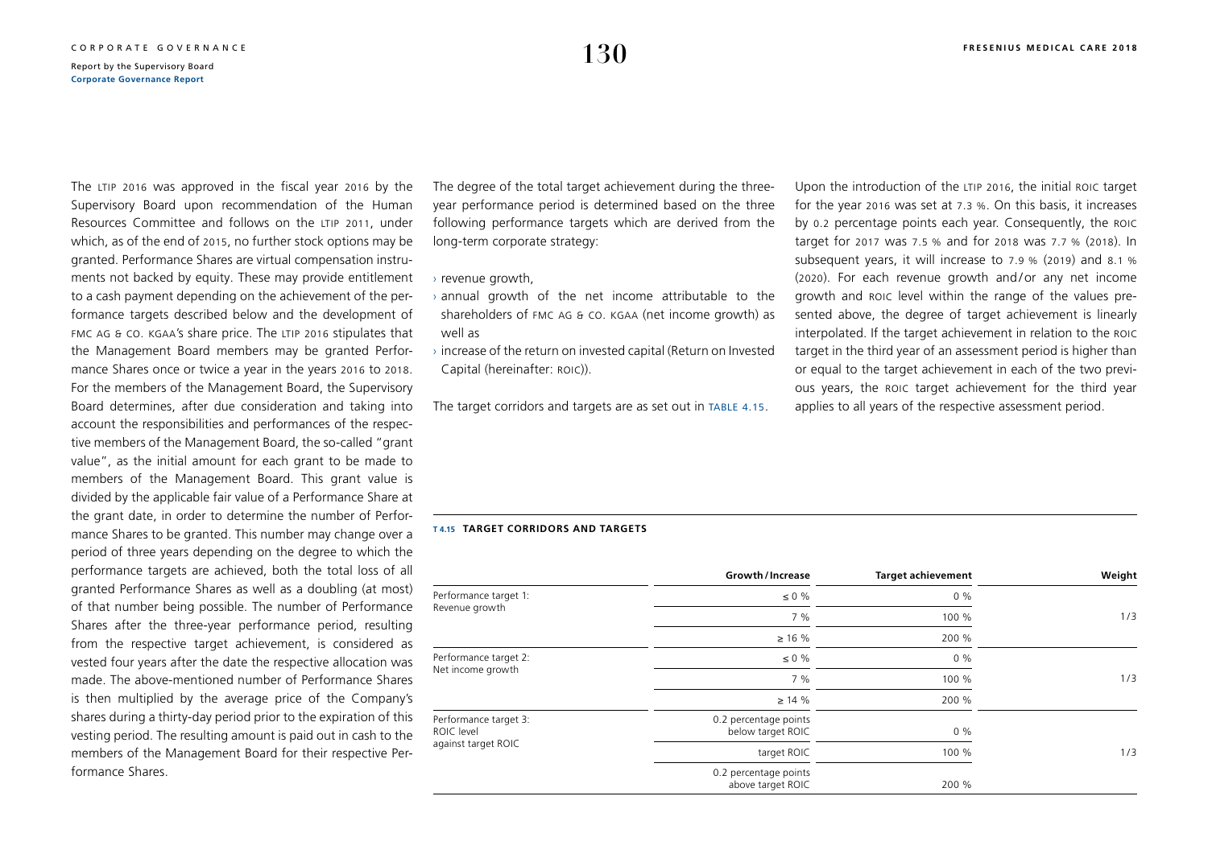The LTIP 2016 was approved in the fiscal year 2016 by the Supervisory Board upon recommendation of the Human Resources Committee and follows on the LTIP 2011, under which, as of the end of 2015, no further stock options may be granted. Performance Shares are virtual compensation instruments not backed by equity. These may provide entitlement to a cash payment depending on the achievement of the performance targets described below and the development of FMC AG & CO. KGAA's share price. The LTIP 2016 stipulates that the Management Board members may be granted Performance Shares once or twice a year in the years 2016 to 2018. For the members of the Management Board, the Supervisory Board determines, after due consideration and taking into account the responsibilities and performances of the respective members of the Management Board, the so-called "grant value", as the initial amount for each grant to be made to members of the Management Board. This grant value is divided by the applicable fair value of a Performance Share at the grant date, in order to determine the number of Performance Shares to be granted. This number may change over a period of three years depending on the degree to which the performance targets are achieved, both the total loss of all granted Performance Shares as well as a doubling (at most) of that number being possible. The number of Performance Shares after the three-year performance period, resulting from the respective target achievement, is considered as vested four years after the date the respective allocation was made. The above-mentioned number of Performance Shares is then multiplied by the average price of the Company's shares during a thirty-day period prior to the expiration of this vesting period. The resulting amount is paid out in cash to the members of the Management Board for their respective Performance Shares.

The degree of the total target achievement during the three-year performance period is determined based on the three following performance targets which are derived from the long-term corporate strategy:

- revenue growth,
- annual growth of the net income attributable to the shareholders of FMC AG & CO. KGAA (net income growth) as well as
- increase of the return on invested capital (Return on Invested Capital (hereinafter: ROIC)).

The target corridors and targets are as set out in TABLE 4.15.

Upon the introduction of the LTIP 2016, the initial ROIC target for the year 2016 was set at 7.3 %. On this basis, it increases by 0.2 percentage points each year. Consequently, the ROIC target for 2017 was 7.5 % and for 2018 was 7.7 % (2018). In subsequent years, it will increase to 7.9 % (2019) and 8.1 % (2020). For each revenue growth and/or any net income growth and ROIC level within the range of the values presented above, the degree of target achievement is linearly interpolated. If the target achievement in relation to the ROIC target in the third year of an assessment period is higher than or equal to the target achievement in each of the two previous years, the ROIC target achievement for the third year applies to all years of the respective assessment period.

**T 4.15 TARGET CORRIDORS AND TARGETS**

| | Growth/Increase | Target achievement | Weight |
|---|---|---|---|
| Performance target 1: Revenue growth | ≤ 0 % | 0 % | |
| | 7 % | 100 % | 1/3 |
| | ≥ 16 % | 200 % | |
| Performance target 2: Net income growth | ≤ 0 % | 0 % | |
| | 7 % | 100 % | 1/3 |
| | ≥ 14 % | 200 % | |
| Performance target 3: ROIC level against target ROIC | 0.2 percentage points below target ROIC | 0 % | |
| | target ROIC | 100 % | 1/3 |
| | 0.2 percentage points above target ROIC | 200 % | |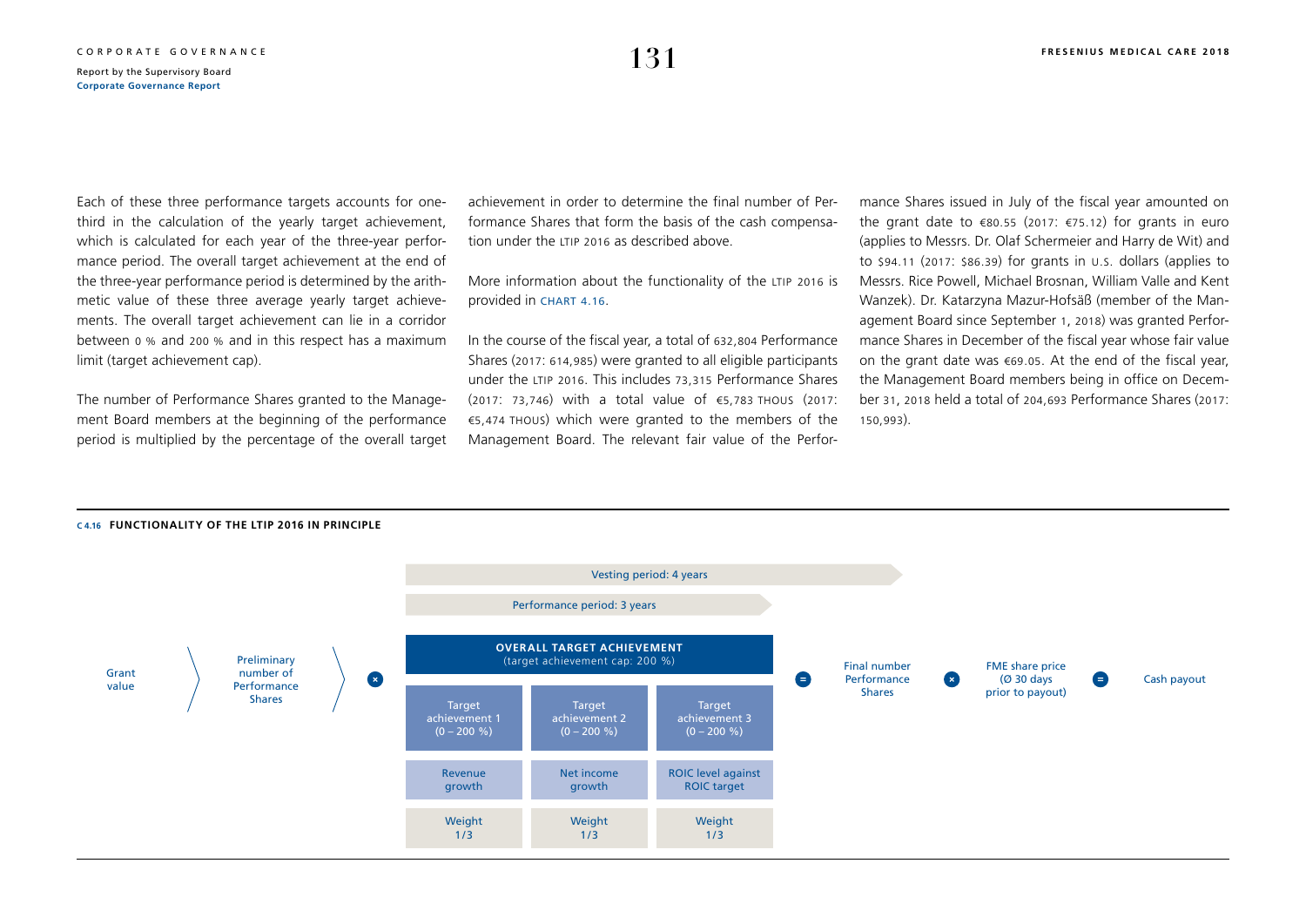Each of these three performance targets accounts for one-third in the calculation of the yearly target achievement, which is calculated for each year of the three-year performance period. The overall target achievement at the end of the three-year performance period is determined by the arithmetic value of these three average yearly target achievements. The overall target achievement can lie in a corridor between 0 % and 200 % and in this respect has a maximum limit (target achievement cap).

The number of Performance Shares granted to the Management Board members at the beginning of the performance period is multiplied by the percentage of the overall target achievement in order to determine the final number of Performance Shares that form the basis of the cash compensation under the LTIP 2016 as described above.

More information about the functionality of the LTIP 2016 is provided in CHART 4.16.

In the course of the fiscal year, a total of 632,804 Performance Shares (2017: 614,985) were granted to all eligible participants under the LTIP 2016. This includes 73,315 Performance Shares (2017: 73,746) with a total value of €5,783 THOUS (2017: €5,474 THOUS) which were granted to the members of the Management Board. The relevant fair value of the Performance Shares issued in July of the fiscal year amounted on the grant date to €80.55 (2017: €75.12) for grants in euro (applies to Messrs. Dr. Olaf Schermeier and Harry de Wit) and to $94.11 (2017: $86.39) for grants in U.S. dollars (applies to Messrs. Rice Powell, Michael Brosnan, William Valle and Kent Wanzek). Dr. Katarzyna Mazur-Hofsäß (member of the Management Board since September 1, 2018) was granted Performance Shares in December of the fiscal year whose fair value on the grant date was €69.05. At the end of the fiscal year, the Management Board members being in office on December 31, 2018 held a total of 204,693 Performance Shares (2017: 150,993).

**C 4.16 FUNCTIONALITY OF THE LTIP 2016 IN PRINCIPLE**

Vesting period: 4 years

Performance period: 3 years

Grant value 〉 Preliminary number of Performance Shares 〉 × **OVERALL TARGET ACHIEVEMENT** (target achievement cap: 200 %) = Final number Performance Shares × FME share price (Ø 30 days prior to payout) = Cash payout

| Target achievement 1 (0 – 200 %) | Target achievement 2 (0 – 200 %) | Target achievement 3 (0 – 200 %) |
|---|---|---|
| Revenue growth | Net income growth | ROIC level against ROIC target |
| Weight 1/3 | Weight 1/3 | Weight 1/3 |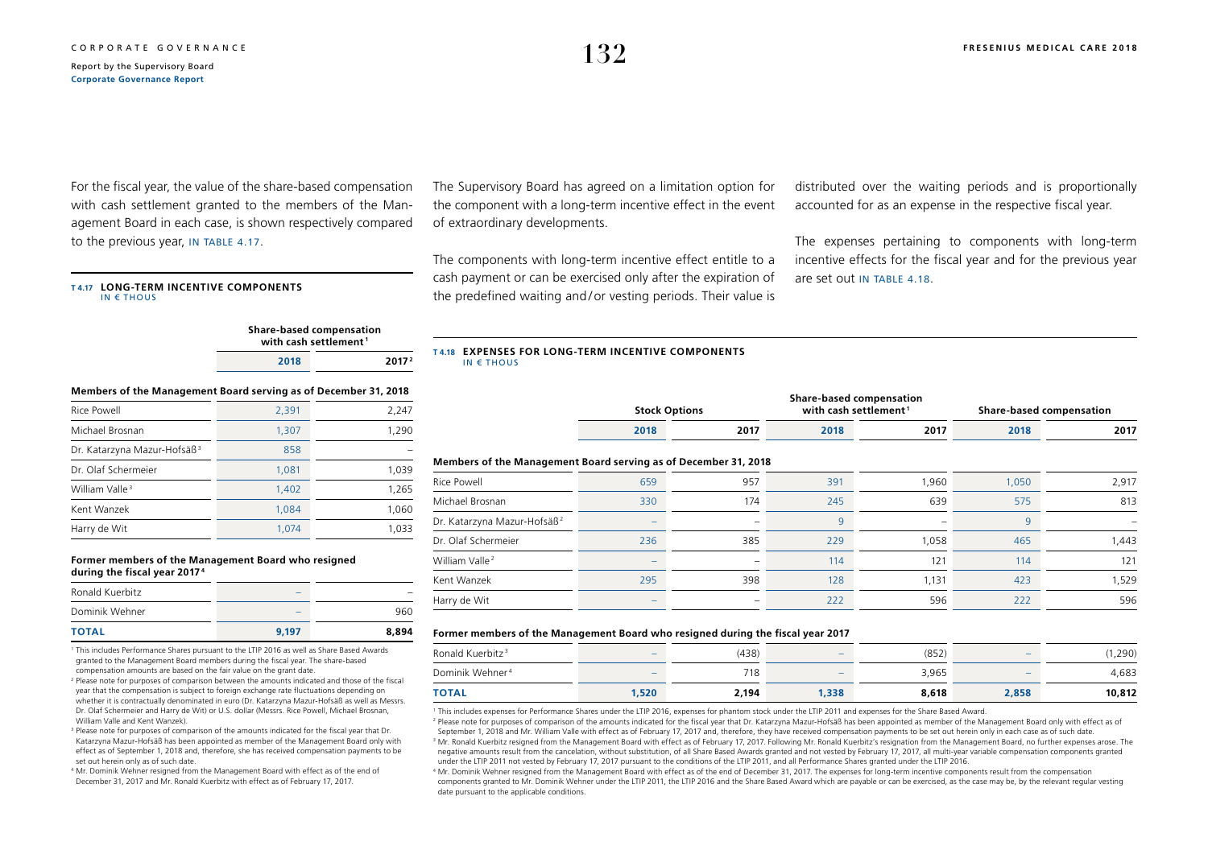For the fiscal year, the value of the share-based compensation with cash settlement granted to the members of the Management Board in each case, is shown respectively compared to the previous year, IN TABLE 4.17.

**T 4.17 LONG-TERM INCENTIVE COMPONENTS**
IN € THOUS

| | Share-based compensation with cash settlement[1] | |
|---|---|---|
| | 2018 | 2017[2] |
| **Members of the Management Board serving as of December 31, 2018** | | |
| Rice Powell | 2,391 | 2,247 |
| Michael Brosnan | 1,307 | 1,290 |
| Dr. Katarzyna Mazur-Hofsäß[3] | 858 | – |
| Dr. Olaf Schermeier | 1,081 | 1,039 |
| William Valle[3] | 1,402 | 1,265 |
| Kent Wanzek | 1,084 | 1,060 |
| Harry de Wit | 1,074 | 1,033 |
| **Former members of the Management Board who resigned during the fiscal year 2017[4]** | | |
| Ronald Kuerbitz | – | – |
| Dominik Wehner | – | 960 |
| **TOTAL** | **9,197** | **8,894** |

[1] This includes Performance Shares pursuant to the LTIP 2016 as well as Share Based Awards granted to the Management Board members during the fiscal year. The share-based compensation amounts are based on the fair value on the grant date.
[2] Please note for purposes of comparison between the amounts indicated and those of the fiscal year that the compensation is subject to foreign exchange rate fluctuations depending on whether it is contractually denominated in euro (Dr. Katarzyna Mazur-Hofsäß as well as Messrs. Dr. Olaf Schermeier and Harry de Wit) or U.S. dollar (Messrs. Rice Powell, Michael Brosnan, William Valle and Kent Wanzek).
[3] Please note for purposes of comparison of the amounts indicated for the fiscal year that Dr. Katarzyna Mazur-Hofsäß has been appointed as member of the Management Board only with effect as of September 1, 2018 and, therefore, she has received compensation payments to be set out herein only as of such date.
[4] Mr. Dominik Wehner resigned from the Management Board with effect as of the end of December 31, 2017 and Mr. Ronald Kuerbitz with effect as of February 17, 2017.

The Supervisory Board has agreed on a limitation option for the component with a long-term incentive effect in the event of extraordinary developments.

The components with long-term incentive effect entitle to a cash payment or can be exercised only after the expiration of the predefined waiting and/or vesting periods. Their value is distributed over the waiting periods and is proportionally accounted for as an expense in the respective fiscal year.

The expenses pertaining to components with long-term incentive effects for the fiscal year and for the previous year are set out IN TABLE 4.18.

**T 4.18 EXPENSES FOR LONG-TERM INCENTIVE COMPONENTS**
IN € THOUS

| | Stock Options | | Share-based compensation with cash settlement[1] | | Share-based compensation | |
|---|---|---|---|---|---|---|
| | 2018 | 2017 | 2018 | 2017 | 2018 | 2017 |
| **Members of the Management Board serving as of December 31, 2018** | | | | | | |
| Rice Powell | 659 | 957 | 391 | 1,960 | 1,050 | 2,917 |
| Michael Brosnan | 330 | 174 | 245 | 639 | 575 | 813 |
| Dr. Katarzyna Mazur-Hofsäß[2] | – | – | 9 | – | 9 | – |
| Dr. Olaf Schermeier | 236 | 385 | 229 | 1,058 | 465 | 1,443 |
| William Valle[2] | – | – | 114 | 121 | 114 | 121 |
| Kent Wanzek | 295 | 398 | 128 | 1,131 | 423 | 1,529 |
| Harry de Wit | – | – | 222 | 596 | 222 | 596 |
| **Former members of the Management Board who resigned during the fiscal year 2017** | | | | | | |
| Ronald Kuerbitz[3] | – | (438) | – | (852) | – | (1,290) |
| Dominik Wehner[4] | – | 718 | – | 3,965 | – | 4,683 |
| **TOTAL** | **1,520** | **2,194** | **1,338** | **8,618** | **2,858** | **10,812** |

[1] This includes expenses for Performance Shares under the LTIP 2016, expenses for phantom stock under the LTIP 2011 and expenses for the Share Based Award.
[2] Please note for purposes of comparison of the amounts indicated for the fiscal year that Dr. Katarzyna Mazur-Hofsäß has been appointed as member of the Management Board only with effect as of September 1, 2018 and Mr. William Valle with effect as of February 17, 2017 and, therefore, they have received compensation payments to be set out herein only in each case as of such date.
[3] Mr. Ronald Kuerbitz resigned from the Management Board with effect as of February 17, 2017. Following Mr. Ronald Kuerbitz's resignation from the Management Board, no further expenses arose. The negative amounts result from the cancelation, without substitution, of all Share Based Awards granted and not vested by February 17, 2017, all multi-year variable compensation components granted under the LTIP 2011 not vested by February 17, 2017 pursuant to the conditions of the LTIP 2011, and all Performance Shares granted under the LTIP 2016.
[4] Mr. Dominik Wehner resigned from the Management Board with effect as of the end of December 31, 2017. The expenses for long-term incentive components result from the compensation components granted to Mr. Dominik Wehner under the LTIP 2011, the LTIP 2016 and the Share Based Award which are payable or can be exercised, as the case may be, by the relevant regular vesting date pursuant to the applicable conditions.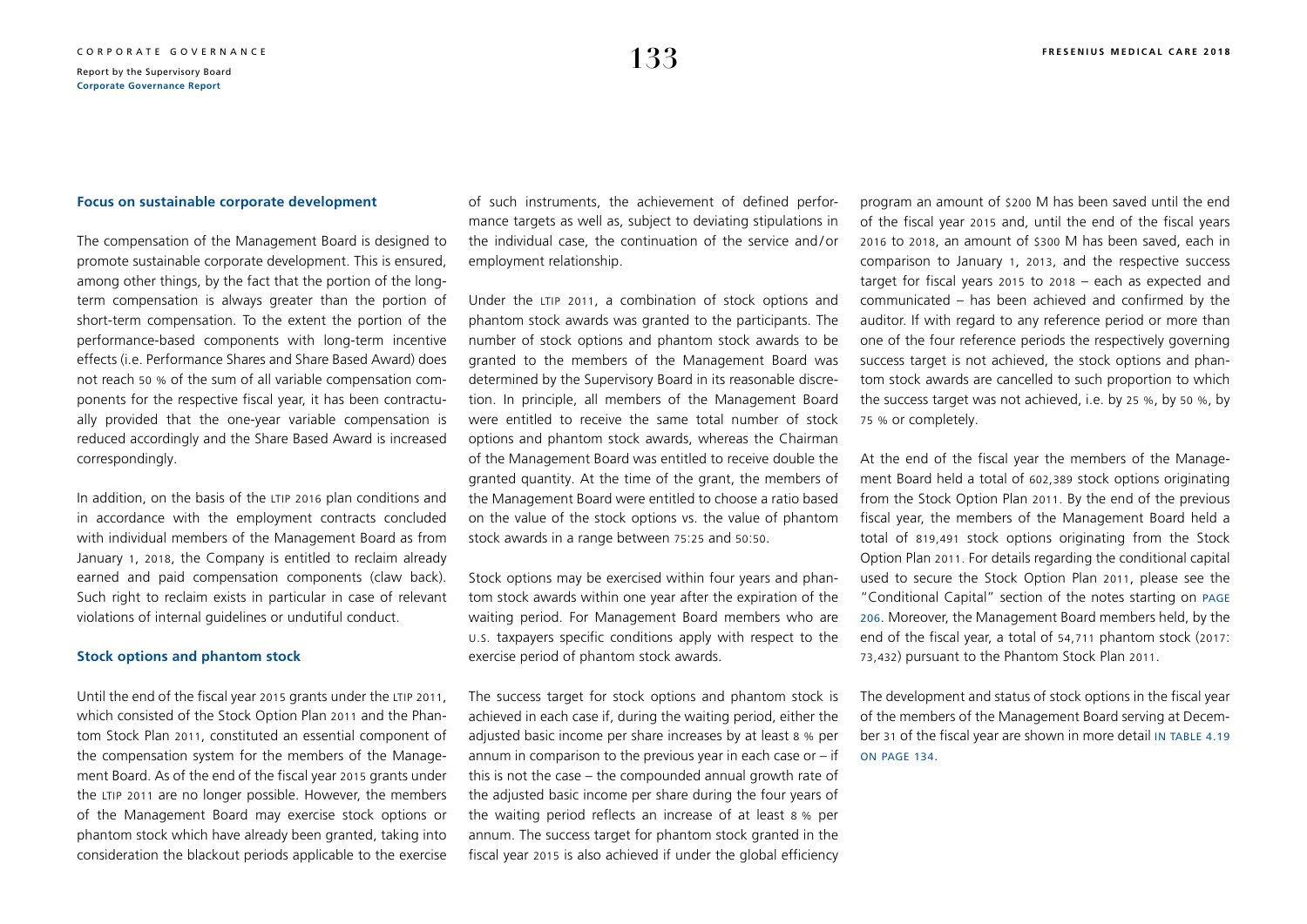### Focus on sustainable corporate development

The compensation of the Management Board is designed to promote sustainable corporate development. This is ensured, among other things, by the fact that the portion of the long-term compensation is always greater than the portion of short-term compensation. To the extent the portion of the performance-based components with long-term incentive effects (i.e. Performance Shares and Share Based Award) does not reach 50 % of the sum of all variable compensation components for the respective fiscal year, it has been contractually provided that the one-year variable compensation is reduced accordingly and the Share Based Award is increased correspondingly.

In addition, on the basis of the LTIP 2016 plan conditions and in accordance with the employment contracts concluded with individual members of the Management Board as from January 1, 2018, the Company is entitled to reclaim already earned and paid compensation components (claw back). Such right to reclaim exists in particular in case of relevant violations of internal guidelines or undutiful conduct.

### Stock options and phantom stock

Until the end of the fiscal year 2015 grants under the LTIP 2011, which consisted of the Stock Option Plan 2011 and the Phantom Stock Plan 2011, constituted an essential component of the compensation system for the members of the Management Board. As of the end of the fiscal year 2015 grants under the LTIP 2011 are no longer possible. However, the members of the Management Board may exercise stock options or phantom stock which have already been granted, taking into consideration the blackout periods applicable to the exercise of such instruments, the achievement of defined performance targets as well as, subject to deviating stipulations in the individual case, the continuation of the service and/or employment relationship.

Under the LTIP 2011, a combination of stock options and phantom stock awards was granted to the participants. The number of stock options and phantom stock awards to be granted to the members of the Management Board was determined by the Supervisory Board in its reasonable discretion. In principle, all members of the Management Board were entitled to receive the same total number of stock options and phantom stock awards, whereas the Chairman of the Management Board was entitled to receive double the granted quantity. At the time of the grant, the members of the Management Board were entitled to choose a ratio based on the value of the stock options vs. the value of phantom stock awards in a range between 75:25 and 50:50.

Stock options may be exercised within four years and phantom stock awards within one year after the expiration of the waiting period. For Management Board members who are U.S. taxpayers specific conditions apply with respect to the exercise period of phantom stock awards.

The success target for stock options and phantom stock is achieved in each case if, during the waiting period, either the adjusted basic income per share increases by at least 8 % per annum in comparison to the previous year in each case or – if this is not the case – the compounded annual growth rate of the adjusted basic income per share during the four years of the waiting period reflects an increase of at least 8 % per annum. The success target for phantom stock granted in the fiscal year 2015 is also achieved if under the global efficiency program an amount of $200 M has been saved until the end of the fiscal year 2015 and, until the end of the fiscal years 2016 to 2018, an amount of $300 M has been saved, each in comparison to January 1, 2013, and the respective success target for fiscal years 2015 to 2018 – each as expected and communicated – has been achieved and confirmed by the auditor. If with regard to any reference period or more than one of the four reference periods the respectively governing success target is not achieved, the stock options and phantom stock awards are cancelled to such proportion to which the success target was not achieved, i.e. by 25 %, by 50 %, by 75 % or completely.

At the end of the fiscal year the members of the Management Board held a total of 602,389 stock options originating from the Stock Option Plan 2011. By the end of the previous fiscal year, the members of the Management Board held a total of 819,491 stock options originating from the Stock Option Plan 2011. For details regarding the conditional capital used to secure the Stock Option Plan 2011, please see the "Conditional Capital" section of the notes starting on PAGE 206. Moreover, the Management Board members held, by the end of the fiscal year, a total of 54,711 phantom stock (2017: 73,432) pursuant to the Phantom Stock Plan 2011.

The development and status of stock options in the fiscal year of the members of the Management Board serving at December 31 of the fiscal year are shown in more detail IN TABLE 4.19 ON PAGE 134.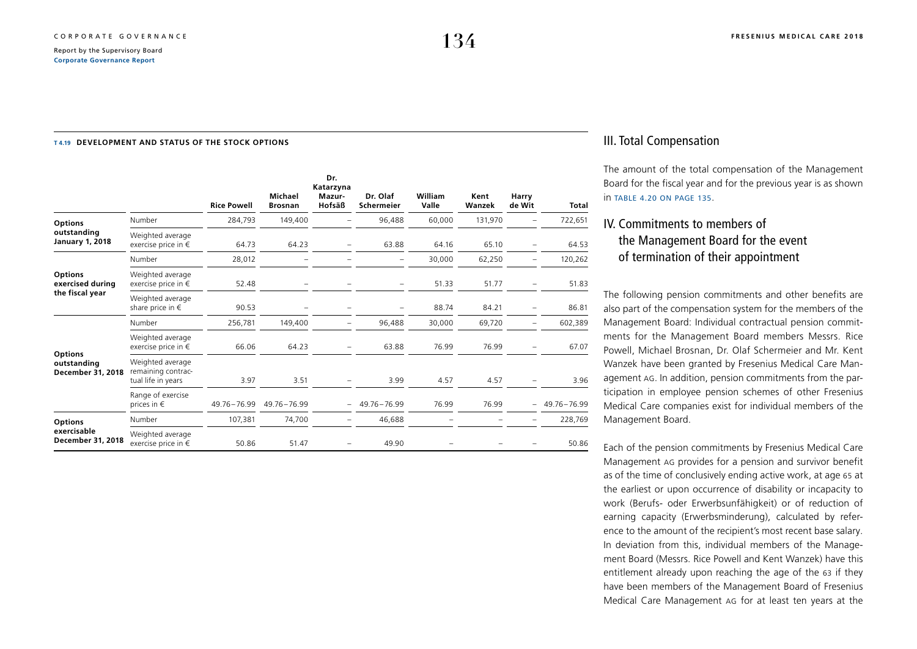**T 4.19 DEVELOPMENT AND STATUS OF THE STOCK OPTIONS**

| | | Rice Powell | Michael Brosnan | Dr. Katarzyna Mazur-Hofsäß | Dr. Olaf Schermeier | William Valle | Kent Wanzek | Harry de Wit | Total |
|---|---|---|---|---|---|---|---|---|---|
| Options outstanding January 1, 2018 | Number | 284,793 | 149,400 | – | 96,488 | 60,000 | 131,970 | – | 722,651 |
| | Weighted average exercise price in € | 64.73 | 64.23 | – | 63.88 | 64.16 | 65.10 | – | 64.53 |
| Options exercised during the fiscal year | Number | 28,012 | – | – | – | 30,000 | 62,250 | – | 120,262 |
| | Weighted average exercise price in € | 52.48 | – | – | – | 51.33 | 51.77 | – | 51.83 |
| | Weighted average share price in € | 90.53 | – | – | – | 88.74 | 84.21 | – | 86.81 |
| Options outstanding December 31, 2018 | Number | 256,781 | 149,400 | – | 96,488 | 30,000 | 69,720 | – | 602,389 |
| | Weighted average exercise price in € | 66.06 | 64.23 | – | 63.88 | 76.99 | 76.99 | – | 67.07 |
| | Weighted average remaining contractual life in years | 3.97 | 3.51 | – | 3.99 | 4.57 | 4.57 | – | 3.96 |
| | Range of exercise prices in € | 49.76–76.99 | 49.76–76.99 | – | 49.76–76.99 | 76.99 | 76.99 | – | 49.76–76.99 |
| Options exercisable December 31, 2018 | Number | 107,381 | 74,700 | – | 46,688 | – | – | – | 228,769 |
| | Weighted average exercise price in € | 50.86 | 51.47 | – | 49.90 | – | – | – | 50.86 |

## III. Total Compensation

The amount of the total compensation of the Management Board for the fiscal year and for the previous year is as shown in TABLE 4.20 ON PAGE 135.

## IV. Commitments to members of the Management Board for the event of termination of their appointment

The following pension commitments and other benefits are also part of the compensation system for the members of the Management Board: Individual contractual pension commitments for the Management Board members Messrs. Rice Powell, Michael Brosnan, Dr. Olaf Schermeier and Mr. Kent Wanzek have been granted by Fresenius Medical Care Management AG. In addition, pension commitments from the participation in employee pension schemes of other Fresenius Medical Care companies exist for individual members of the Management Board.

Each of the pension commitments by Fresenius Medical Care Management AG provides for a pension and survivor benefit as of the time of conclusively ending active work, at age 65 at the earliest or upon occurrence of disability or incapacity to work (Berufs- oder Erwerbsunfähigkeit) or of reduction of earning capacity (Erwerbsminderung), calculated by reference to the amount of the recipient's most recent base salary. In deviation from this, individual members of the Management Board (Messrs. Rice Powell and Kent Wanzek) have this entitlement already upon reaching the age of the 63 if they have been members of the Management Board of Fresenius Medical Care Management AG for at least ten years at the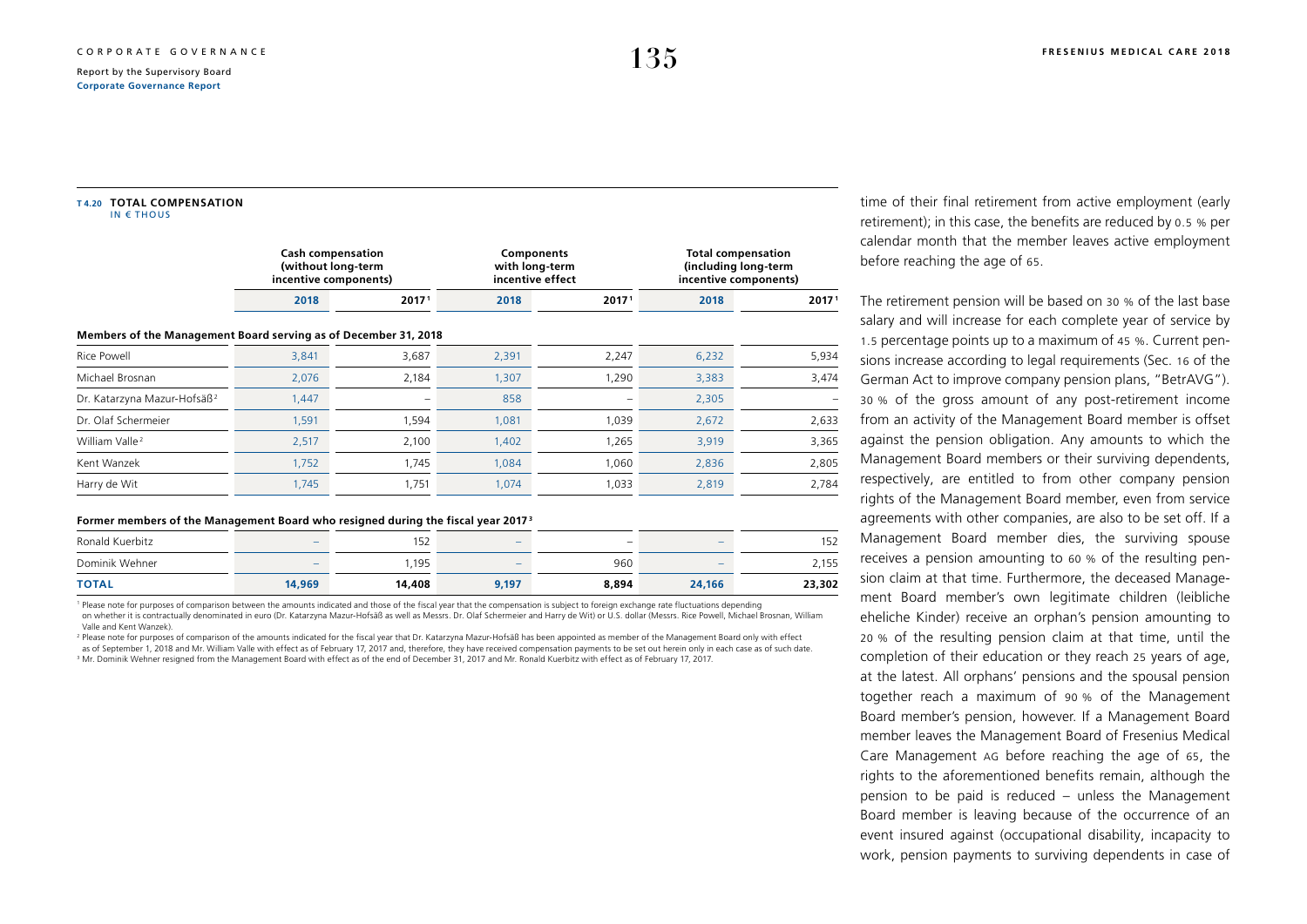**T 4.20 TOTAL COMPENSATION**
IN € THOUS

| | Cash compensation (without long-term incentive components) | | Components with long-term incentive effect | | Total compensation (including long-term incentive components) | |
|---|---|---|---|---|---|---|
| | 2018 | 2017[1] | 2018 | 2017[1] | 2018 | 2017[1] |
| **Members of the Management Board serving as of December 31, 2018** | | | | | | |
| Rice Powell | 3,841 | 3,687 | 2,391 | 2,247 | 6,232 | 5,934 |
| Michael Brosnan | 2,076 | 2,184 | 1,307 | 1,290 | 3,383 | 3,474 |
| Dr. Katarzyna Mazur-Hofsäß[2] | 1,447 | – | 858 | – | 2,305 | – |
| Dr. Olaf Schermeier | 1,591 | 1,594 | 1,081 | 1,039 | 2,672 | 2,633 |
| William Valle[2] | 2,517 | 2,100 | 1,402 | 1,265 | 3,919 | 3,365 |
| Kent Wanzek | 1,752 | 1,745 | 1,084 | 1,060 | 2,836 | 2,805 |
| Harry de Wit | 1,745 | 1,751 | 1,074 | 1,033 | 2,819 | 2,784 |
| **Former members of the Management Board who resigned during the fiscal year 2017[3]** | | | | | | |
| Ronald Kuerbitz | – | 152 | – | – | – | 152 |
| Dominik Wehner | – | 1,195 | – | 960 | – | 2,155 |
| **TOTAL** | **14,969** | **14,408** | **9,197** | **8,894** | **24,166** | **23,302** |

[1] Please note for purposes of comparison between the amounts indicated and those of the fiscal year that the compensation is subject to foreign exchange rate fluctuations depending on whether it is contractually denominated in euro (Dr. Katarzyna Mazur-Hofsäß as well as Messrs. Dr. Olaf Schermeier and Harry de Wit) or U.S. dollar (Messrs. Rice Powell, Michael Brosnan, William Valle and Kent Wanzek).

[2] Please note for purposes of comparison of the amounts indicated for the fiscal year that Dr. Katarzyna Mazur-Hofsäß has been appointed as member of the Management Board only with effect as of September 1, 2018 and Mr. William Valle with effect as of February 17, 2017 and, therefore, they have received compensation payments to be set out herein only in each case as of such date.

[3] Mr. Dominik Wehner resigned from the Management Board with effect as of the end of December 31, 2017 and Mr. Ronald Kuerbitz with effect as of February 17, 2017.

time of their final retirement from active employment (early retirement); in this case, the benefits are reduced by 0.5 % per calendar month that the member leaves active employment before reaching the age of 65.

The retirement pension will be based on 30 % of the last base salary and will increase for each complete year of service by 1.5 percentage points up to a maximum of 45 %. Current pensions increase according to legal requirements (Sec. 16 of the German Act to improve company pension plans, "BetrAVG"). 30 % of the gross amount of any post-retirement income from an activity of the Management Board member is offset against the pension obligation. Any amounts to which the Management Board members or their surviving dependents, respectively, are entitled to from other company pension rights of the Management Board member, even from service agreements with other companies, are also to be set off. If a Management Board member dies, the surviving spouse receives a pension amounting to 60 % of the resulting pension claim at that time. Furthermore, the deceased Management Board member's own legitimate children (leibliche eheliche Kinder) receive an orphan's pension amounting to 20 % of the resulting pension claim at that time, until the completion of their education or they reach 25 years of age, at the latest. All orphans' pensions and the spousal pension together reach a maximum of 90 % of the Management Board member's pension, however. If a Management Board member leaves the Management Board of Fresenius Medical Care Management AG before reaching the age of 65, the rights to the aforementioned benefits remain, although the pension to be paid is reduced – unless the Management Board member is leaving because of the occurrence of an event insured against (occupational disability, incapacity to work, pension payments to surviving dependents in case of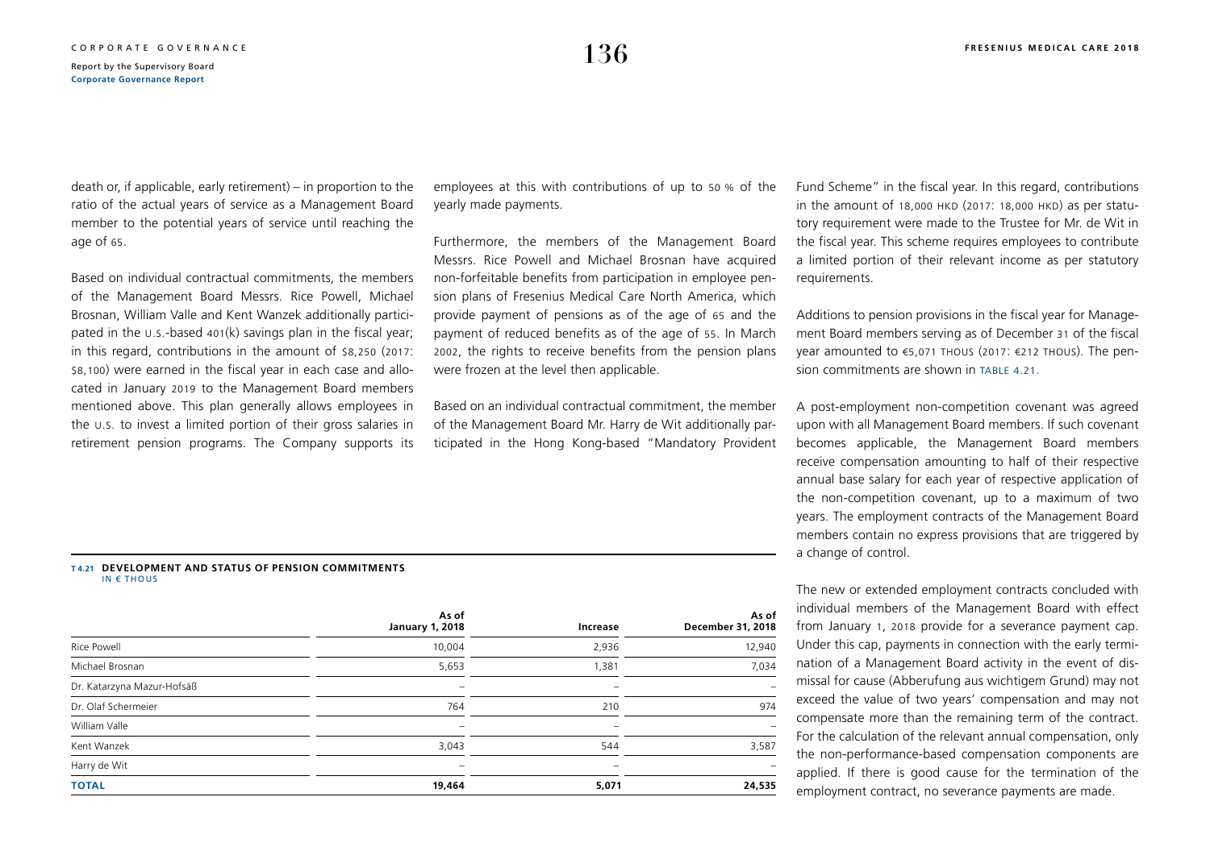death or, if applicable, early retirement) – in proportion to the ratio of the actual years of service as a Management Board member to the potential years of service until reaching the age of 65.

Based on individual contractual commitments, the members of the Management Board Messrs. Rice Powell, Michael Brosnan, William Valle and Kent Wanzek additionally participated in the U.S.-based 401(k) savings plan in the fiscal year; in this regard, contributions in the amount of $8,250 (2017: $8,100) were earned in the fiscal year in each case and allocated in January 2019 to the Management Board members mentioned above. This plan generally allows employees in the U.S. to invest a limited portion of their gross salaries in retirement pension programs. The Company supports its employees at this with contributions of up to 50 % of the yearly made payments.

Furthermore, the members of the Management Board Messrs. Rice Powell and Michael Brosnan have acquired non-forfeitable benefits from participation in employee pension plans of Fresenius Medical Care North America, which provide payment of pensions as of the age of 65 and the payment of reduced benefits as of the age of 55. In March 2002, the rights to receive benefits from the pension plans were frozen at the level then applicable.

Based on an individual contractual commitment, the member of the Management Board Mr. Harry de Wit additionally participated in the Hong Kong-based "Mandatory Provident Fund Scheme" in the fiscal year. In this regard, contributions in the amount of 18,000 HKD (2017: 18,000 HKD) as per statutory requirement were made to the Trustee for Mr. de Wit in the fiscal year. This scheme requires employees to contribute a limited portion of their relevant income as per statutory requirements.

Additions to pension provisions in the fiscal year for Management Board members serving as of December 31 of the fiscal year amounted to €5,071 THOUS (2017: €212 THOUS). The pension commitments are shown in TABLE 4.21.

A post-employment non-competition covenant was agreed upon with all Management Board members. If such covenant becomes applicable, the Management Board members receive compensation amounting to half of their respective annual base salary for each year of respective application of the non-competition covenant, up to a maximum of two years. The employment contracts of the Management Board members contain no express provisions that are triggered by a change of control.

The new or extended employment contracts concluded with individual members of the Management Board with effect from January 1, 2018 provide for a severance payment cap. Under this cap, payments in connection with the early termination of a Management Board activity in the event of dismissal for cause (Abberufung aus wichtigem Grund) may not exceed the value of two years' compensation and may not compensate more than the remaining term of the contract. For the calculation of the relevant annual compensation, only the non-performance-based compensation components are applied. If there is good cause for the termination of the employment contract, no severance payments are made.

**T 4.21 DEVELOPMENT AND STATUS OF PENSION COMMITMENTS**
IN € THOUS

| | As of January 1, 2018 | Increase | As of December 31, 2018 |
|---|---|---|---|
| Rice Powell | 10,004 | 2,936 | 12,940 |
| Michael Brosnan | 5,653 | 1,381 | 7,034 |
| Dr. Katarzyna Mazur-Hofsäß | – | – | – |
| Dr. Olaf Schermeier | 764 | 210 | 974 |
| William Valle | – | – | – |
| Kent Wanzek | 3,043 | 544 | 3,587 |
| Harry de Wit | – | – | – |
| **TOTAL** | **19,464** | **5,071** | **24,535** |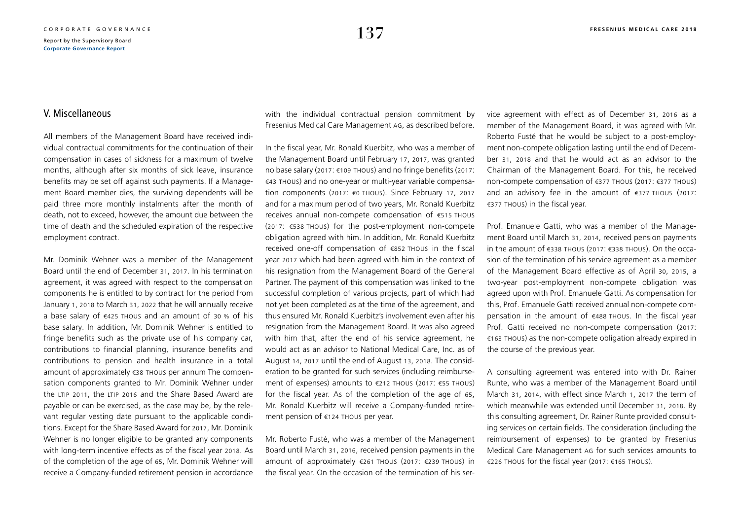## V. Miscellaneous

All members of the Management Board have received individual contractual commitments for the continuation of their compensation in cases of sickness for a maximum of twelve months, although after six months of sick leave, insurance benefits may be set off against such payments. If a Management Board member dies, the surviving dependents will be paid three more monthly instalments after the month of death, not to exceed, however, the amount due between the time of death and the scheduled expiration of the respective employment contract.

Mr. Dominik Wehner was a member of the Management Board until the end of December 31, 2017. In his termination agreement, it was agreed with respect to the compensation components he is entitled to by contract for the period from January 1, 2018 to March 31, 2022 that he will annually receive a base salary of €425 THOUS and an amount of 30 % of his base salary. In addition, Mr. Dominik Wehner is entitled to fringe benefits such as the private use of his company car, contributions to financial planning, insurance benefits and contributions to pension and health insurance in a total amount of approximately €38 THOUS per annum The compensation components granted to Mr. Dominik Wehner under the LTIP 2011, the LTIP 2016 and the Share Based Award are payable or can be exercised, as the case may be, by the relevant regular vesting date pursuant to the applicable conditions. Except for the Share Based Award for 2017, Mr. Dominik Wehner is no longer eligible to be granted any components with long-term incentive effects as of the fiscal year 2018. As of the completion of the age of 65, Mr. Dominik Wehner will receive a Company-funded retirement pension in accordance with the individual contractual pension commitment by Fresenius Medical Care Management AG, as described before.

In the fiscal year, Mr. Ronald Kuerbitz, who was a member of the Management Board until February 17, 2017, was granted no base salary (2017: €109 THOUS) and no fringe benefits (2017: €43 THOUS) and no one-year or multi-year variable compensation components (2017: €0 THOUS). Since February 17, 2017 and for a maximum period of two years, Mr. Ronald Kuerbitz receives annual non-compete compensation of €515 THOUS (2017: €538 THOUS) for the post-employment non-compete obligation agreed with him. In addition, Mr. Ronald Kuerbitz received one-off compensation of €852 THOUS in the fiscal year 2017 which had been agreed with him in the context of his resignation from the Management Board of the General Partner. The payment of this compensation was linked to the successful completion of various projects, part of which had not yet been completed as at the time of the agreement, and thus ensured Mr. Ronald Kuerbitz's involvement even after his resignation from the Management Board. It was also agreed with him that, after the end of his service agreement, he would act as an advisor to National Medical Care, Inc. as of August 14, 2017 until the end of August 13, 2018. The consideration to be granted for such services (including reimbursement of expenses) amounts to €212 THOUS (2017: €55 THOUS) for the fiscal year. As of the completion of the age of 65, Mr. Ronald Kuerbitz will receive a Company-funded retirement pension of €124 THOUS per year.

Mr. Roberto Fusté, who was a member of the Management Board until March 31, 2016, received pension payments in the amount of approximately €261 THOUS (2017: €239 THOUS) in the fiscal year. On the occasion of the termination of his service agreement with effect as of December 31, 2016 as a member of the Management Board, it was agreed with Mr. Roberto Fusté that he would be subject to a post-employment non-compete obligation lasting until the end of December 31, 2018 and that he would act as an advisor to the Chairman of the Management Board. For this, he received non-compete compensation of €377 THOUS (2017: €377 THOUS) and an advisory fee in the amount of €377 THOUS (2017: €377 THOUS) in the fiscal year.

Prof. Emanuele Gatti, who was a member of the Management Board until March 31, 2014, received pension payments in the amount of €338 THOUS (2017: €338 THOUS). On the occasion of the termination of his service agreement as a member of the Management Board effective as of April 30, 2015, a two-year post-employment non-compete obligation was agreed upon with Prof. Emanuele Gatti. As compensation for this, Prof. Emanuele Gatti received annual non-compete compensation in the amount of €488 THOUS. In the fiscal year Prof. Gatti received no non-compete compensation (2017: €163 THOUS) as the non-compete obligation already expired in the course of the previous year.

A consulting agreement was entered into with Dr. Rainer Runte, who was a member of the Management Board until March 31, 2014, with effect since March 1, 2017 the term of which meanwhile was extended until December 31, 2018. By this consulting agreement, Dr. Rainer Runte provided consulting services on certain fields. The consideration (including the reimbursement of expenses) to be granted by Fresenius Medical Care Management AG for such services amounts to €226 THOUS for the fiscal year (2017: €165 THOUS).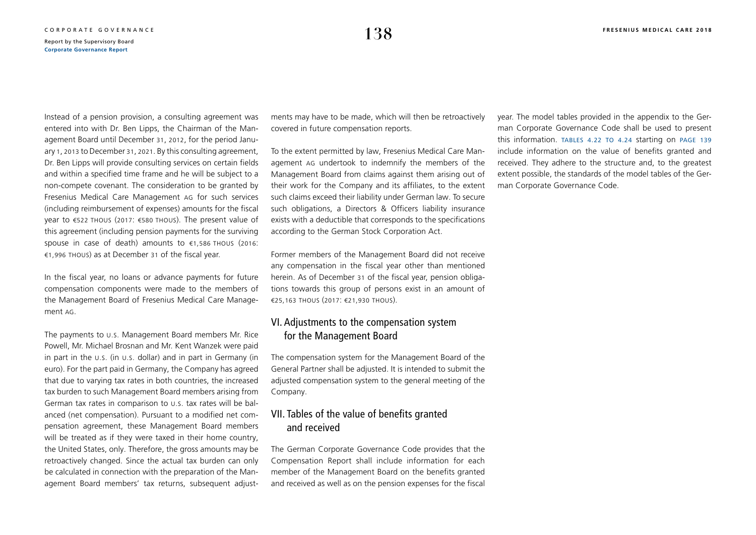Instead of a pension provision, a consulting agreement was entered into with Dr. Ben Lipps, the Chairman of the Management Board until December 31, 2012, for the period January 1, 2013 to December 31, 2021. By this consulting agreement, Dr. Ben Lipps will provide consulting services on certain fields and within a specified time frame and he will be subject to a non-compete covenant. The consideration to be granted by Fresenius Medical Care Management AG for such services (including reimbursement of expenses) amounts for the fiscal year to €522 THOUS (2017: €580 THOUS). The present value of this agreement (including pension payments for the surviving spouse in case of death) amounts to €1,586 THOUS (2016: €1,996 THOUS) as at December 31 of the fiscal year.

In the fiscal year, no loans or advance payments for future compensation components were made to the members of the Management Board of Fresenius Medical Care Management AG.

The payments to U.S. Management Board members Mr. Rice Powell, Mr. Michael Brosnan and Mr. Kent Wanzek were paid in part in the U.S. (in U.S. dollar) and in part in Germany (in euro). For the part paid in Germany, the Company has agreed that due to varying tax rates in both countries, the increased tax burden to such Management Board members arising from German tax rates in comparison to U.S. tax rates will be balanced (net compensation). Pursuant to a modified net compensation agreement, these Management Board members will be treated as if they were taxed in their home country, the United States, only. Therefore, the gross amounts may be retroactively changed. Since the actual tax burden can only be calculated in connection with the preparation of the Management Board members' tax returns, subsequent adjustments may have to be made, which will then be retroactively covered in future compensation reports.

To the extent permitted by law, Fresenius Medical Care Management AG undertook to indemnify the members of the Management Board from claims against them arising out of their work for the Company and its affiliates, to the extent such claims exceed their liability under German law. To secure such obligations, a Directors & Officers liability insurance exists with a deductible that corresponds to the specifications according to the German Stock Corporation Act.

Former members of the Management Board did not receive any compensation in the fiscal year other than mentioned herein. As of December 31 of the fiscal year, pension obligations towards this group of persons exist in an amount of €25,163 THOUS (2017: €21,930 THOUS).

## VI. Adjustments to the compensation system for the Management Board

The compensation system for the Management Board of the General Partner shall be adjusted. It is intended to submit the adjusted compensation system to the general meeting of the Company.

## VII. Tables of the value of benefits granted and received

The German Corporate Governance Code provides that the Compensation Report shall include information for each member of the Management Board on the benefits granted and received as well as on the pension expenses for the fiscal year. The model tables provided in the appendix to the German Corporate Governance Code shall be used to present this information. TABLES 4.22 TO 4.24 starting on PAGE 139 include information on the value of benefits granted and received. They adhere to the structure and, to the greatest extent possible, the standards of the model tables of the German Corporate Governance Code.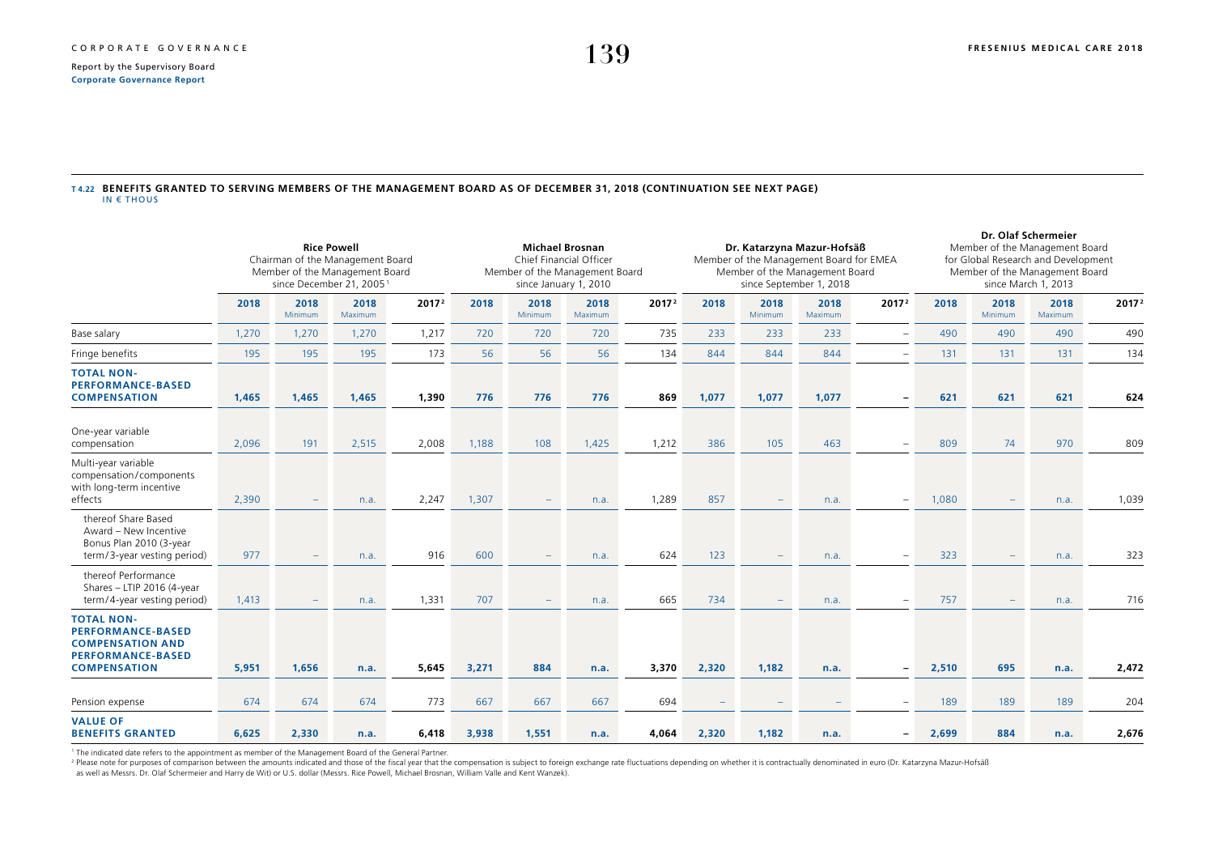**T 4.22 BENEFITS GRANTED TO SERVING MEMBERS OF THE MANAGEMENT BOARD AS OF DECEMBER 31, 2018 (CONTINUATION SEE NEXT PAGE)**
IN € THOUS

| | Rice Powell Chairman of the Management Board Member of the Management Board since December 21, 2005[1] | | | | Michael Brosnan Chief Financial Officer Member of the Management Board since January 1, 2010 | | | | Dr. Katarzyna Mazur-Hofsäß Member of the Management Board for EMEA Member of the Management Board since September 1, 2018 | | | | Dr. Olaf Schermeier Member of the Management Board for Global Research and Development Member of the Management Board since March 1, 2013 | | | |
|---|---|---|---|---|---|---|---|---|---|---|---|---|---|---|---|---|
| | 2018 | 2018 Minimum | 2018 Maximum | 2017[2] | 2018 | 2018 Minimum | 2018 Maximum | 2017[2] | 2018 | 2018 Minimum | 2018 Maximum | 2017[2] | 2018 | 2018 Minimum | 2018 Maximum | 2017[2] |
| Base salary | 1,270 | 1,270 | 1,270 | 1,217 | 720 | 720 | 720 | 735 | 233 | 233 | 233 | – | 490 | 490 | 490 | 490 |
| Fringe benefits | 195 | 195 | 195 | 173 | 56 | 56 | 56 | 134 | 844 | 844 | 844 | – | 131 | 131 | 131 | 134 |
| **TOTAL NON-PERFORMANCE-BASED COMPENSATION** | **1,465** | **1,465** | **1,465** | **1,390** | **776** | **776** | **776** | **869** | **1,077** | **1,077** | **1,077** | **–** | **621** | **621** | **621** | **624** |
| One-year variable compensation | 2,096 | 191 | 2,515 | 2,008 | 1,188 | 108 | 1,425 | 1,212 | 386 | 105 | 463 | – | 809 | 74 | 970 | 809 |
| Multi-year variable compensation/components with long-term incentive effects | 2,390 | – | n.a. | 2,247 | 1,307 | – | n.a. | 1,289 | 857 | – | n.a. | – | 1,080 | – | n.a. | 1,039 |
| thereof Share Based Award – New Incentive Bonus Plan 2010 (3-year term/3-year vesting period) | 977 | – | n.a. | 916 | 600 | – | n.a. | 624 | 123 | – | n.a. | – | 323 | – | n.a. | 323 |
| thereof Performance Shares – LTIP 2016 (4-year term/4-year vesting period) | 1,413 | – | n.a. | 1,331 | 707 | – | n.a. | 665 | 734 | – | n.a. | – | 757 | – | n.a. | 716 |
| **TOTAL NON-PERFORMANCE-BASED COMPENSATION AND PERFORMANCE-BASED COMPENSATION** | **5,951** | **1,656** | **n.a.** | **5,645** | **3,271** | **884** | **n.a.** | **3,370** | **2,320** | **1,182** | **n.a.** | **–** | **2,510** | **695** | **n.a.** | **2,472** |
| Pension expense | 674 | 674 | 674 | 773 | 667 | 667 | 667 | 694 | – | – | – | – | 189 | 189 | 189 | 204 |
| **VALUE OF BENEFITS GRANTED** | **6,625** | **2,330** | **n.a.** | **6,418** | **3,938** | **1,551** | **n.a.** | **4,064** | **2,320** | **1,182** | **n.a.** | **–** | **2,699** | **884** | **n.a.** | **2,676** |

[1] The indicated date refers to the appointment as member of the Management Board of the General Partner.
[2] Please note for purposes of comparison between the amounts indicated and those of the fiscal year that the compensation is subject to foreign exchange rate fluctuations depending on whether it is contractually denominated in euro (Dr. Katarzyna Mazur-Hofsäß as well as Messrs. Dr. Olaf Schermeier and Harry de Wit) or U.S. dollar (Messrs. Rice Powell, Michael Brosnan, William Valle and Kent Wanzek).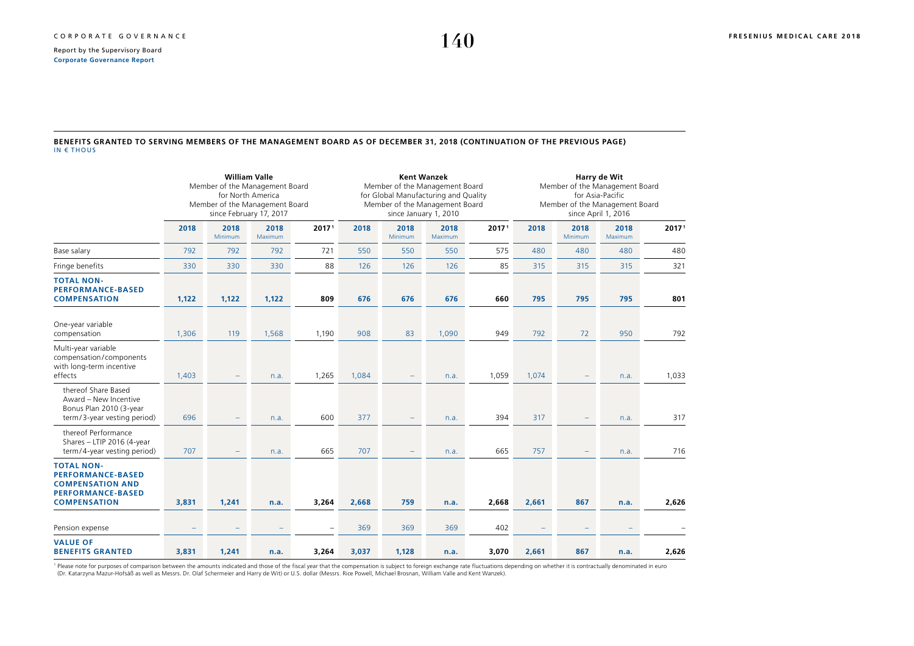## BENEFITS GRANTED TO SERVING MEMBERS OF THE MANAGEMENT BOARD AS OF DECEMBER 31, 2018 (CONTINUATION OF THE PREVIOUS PAGE)

IN € THOUS

| | William Valle<br>Member of the Management Board for North America<br>Member of the Management Board since February 17, 2017 | | | | Kent Wanzek<br>Member of the Management Board for Global Manufacturing and Quality<br>Member of the Management Board since January 1, 2010 | | | | Harry de Wit<br>Member of the Management Board for Asia-Pacific<br>Member of the Management Board since April 1, 2016 | | | |
|---|---|---|---|---|---|---|---|---|---|---|---|---|
| | 2018 | 2018 Minimum | 2018 Maximum | 2017[1] | 2018 | 2018 Minimum | 2018 Maximum | 2017[1] | 2018 | 2018 Minimum | 2018 Maximum | 2017[1] |
| Base salary | 792 | 792 | 792 | 721 | 550 | 550 | 550 | 575 | 480 | 480 | 480 | 480 |
| Fringe benefits | 330 | 330 | 330 | 88 | 126 | 126 | 126 | 85 | 315 | 315 | 315 | 321 |
| **TOTAL NON-PERFORMANCE-BASED COMPENSATION** | **1,122** | **1,122** | **1,122** | **809** | **676** | **676** | **676** | **660** | **795** | **795** | **795** | **801** |
| One-year variable compensation | 1,306 | 119 | 1,568 | 1,190 | 908 | 83 | 1,090 | 949 | 792 | 72 | 950 | 792 |
| Multi-year variable compensation/components with long-term incentive effects | 1,403 | – | n.a. | 1,265 | 1,084 | – | n.a. | 1,059 | 1,074 | – | n.a. | 1,033 |
| thereof Share Based Award – New Incentive Bonus Plan 2010 (3-year term/3-year vesting period) | 696 | – | n.a. | 600 | 377 | – | n.a. | 394 | 317 | – | n.a. | 317 |
| thereof Performance Shares – LTIP 2016 (4-year term/4-year vesting period) | 707 | – | n.a. | 665 | 707 | – | n.a. | 665 | 757 | – | n.a. | 716 |
| **TOTAL NON-PERFORMANCE-BASED COMPENSATION AND PERFORMANCE-BASED COMPENSATION** | **3,831** | **1,241** | **n.a.** | **3,264** | **2,668** | **759** | **n.a.** | **2,668** | **2,661** | **867** | **n.a.** | **2,626** |
| Pension expense | – | – | – | – | 369 | 369 | 369 | 402 | – | – | – | – |
| **VALUE OF BENEFITS GRANTED** | **3,831** | **1,241** | **n.a.** | **3,264** | **3,037** | **1,128** | **n.a.** | **3,070** | **2,661** | **867** | **n.a.** | **2,626** |

[1] Please note for purposes of comparison between the amounts indicated and those of the fiscal year that the compensation is subject to foreign exchange rate fluctuations depending on whether it is contractually denominated in euro (Dr. Katarzyna Mazur-Hofsäß as well as Messrs. Dr. Olaf Schermeier and Harry de Wit) or U.S. dollar (Messrs. Rice Powell, Michael Brosnan, William Valle and Kent Wanzek).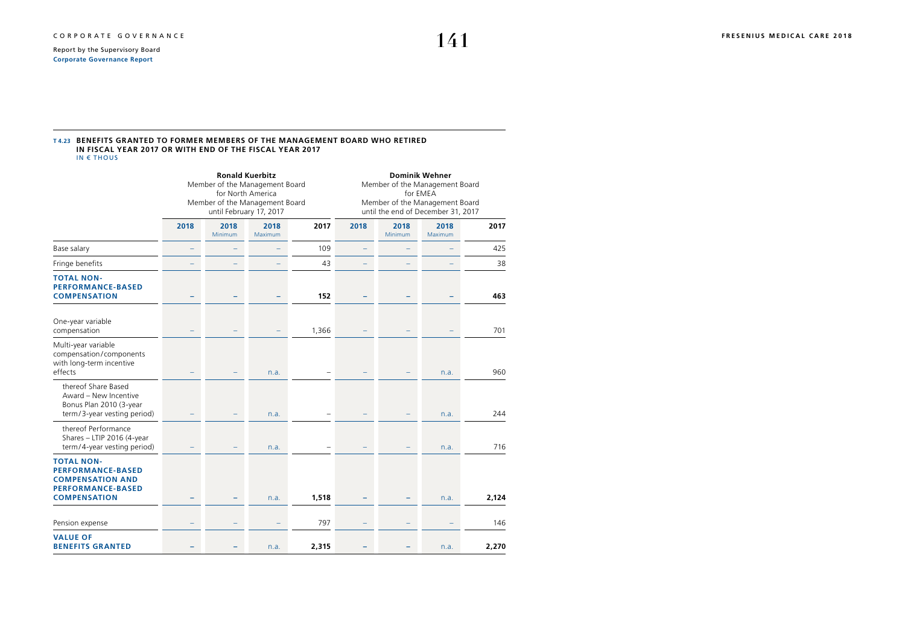**T 4.23 BENEFITS GRANTED TO FORMER MEMBERS OF THE MANAGEMENT BOARD WHO RETIRED IN FISCAL YEAR 2017 OR WITH END OF THE FISCAL YEAR 2017**
IN € THOUS

| | Ronald Kuerbitz Member of the Management Board for North America Member of the Management Board until February 17, 2017 | | | | Dominik Wehner Member of the Management Board for EMEA Member of the Management Board until the end of December 31, 2017 | | | |
|---|---|---|---|---|---|---|---|---|
| | 2018 | 2018 Minimum | 2018 Maximum | 2017 | 2018 | 2018 Minimum | 2018 Maximum | 2017 |
| Base salary | – | – | – | 109 | – | – | – | 425 |
| Fringe benefits | – | – | – | 43 | – | – | – | 38 |
| **TOTAL NON-PERFORMANCE-BASED COMPENSATION** | **–** | **–** | **–** | **152** | **–** | **–** | **–** | **463** |
| One-year variable compensation | – | – | – | 1,366 | – | – | – | 701 |
| Multi-year variable compensation/components with long-term incentive effects | – | – | n.a. | – | – | – | n.a. | 960 |
| thereof Share Based Award – New Incentive Bonus Plan 2010 (3-year term/3-year vesting period) | – | – | n.a. | – | – | – | n.a. | 244 |
| thereof Performance Shares – LTIP 2016 (4-year term/4-year vesting period) | – | – | n.a. | – | – | – | n.a. | 716 |
| **TOTAL NON-PERFORMANCE-BASED COMPENSATION AND PERFORMANCE-BASED COMPENSATION** | **–** | **–** | **n.a.** | **1,518** | **–** | **–** | **n.a.** | **2,124** |
| Pension expense | – | – | – | 797 | – | – | – | 146 |
| **VALUE OF BENEFITS GRANTED** | **–** | **–** | **n.a.** | **2,315** | **–** | **–** | **n.a.** | **2,270** |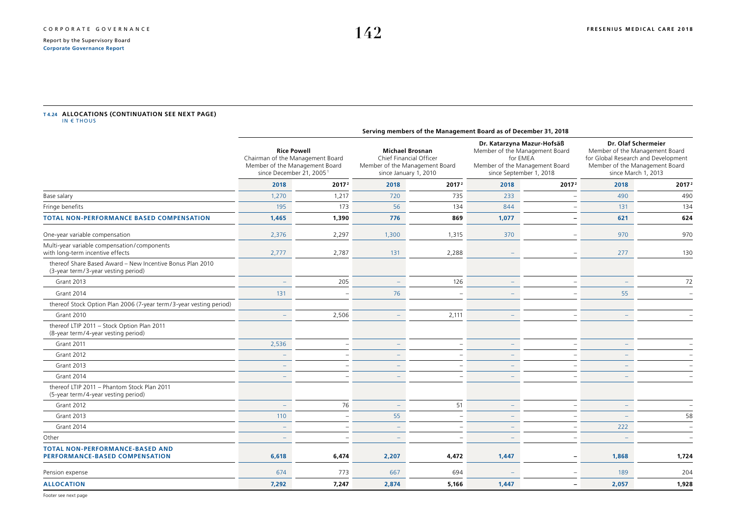**T 4.24 ALLOCATIONS (CONTINUATION SEE NEXT PAGE)**
IN € THOUS

| | Serving members of the Management Board as of December 31, 2018 | | | | | | | |
|---|---|---|---|---|---|---|---|---|
| | Rice Powell Chairman of the Management Board Member of the Management Board since December 21, 2005[1] | | Michael Brosnan Chief Financial Officer Member of the Management Board since January 1, 2010 | | Dr. Katarzyna Mazur-Hofsäß Member of the Management Board for EMEA Member of the Management Board since September 1, 2018 | | Dr. Olaf Schermeier Member of the Management Board for Global Research and Development Member of the Management Board since March 1, 2013 | |
| | 2018 | 2017[2] | 2018 | 2017[2] | 2018 | 2017[2] | 2018 | 2017[2] |
| Base salary | 1,270 | 1,217 | 720 | 735 | 233 | – | 490 | 490 |
| Fringe benefits | 195 | 173 | 56 | 134 | 844 | – | 131 | 134 |
| **TOTAL NON-PERFORMANCE BASED COMPENSATION** | **1,465** | **1,390** | **776** | **869** | **1,077** | **–** | **621** | **624** |
| One-year variable compensation | 2,376 | 2,297 | 1,300 | 1,315 | 370 | – | 970 | 970 |
| Multi-year variable compensation/components with long-term incentive effects | 2,777 | 2,787 | 131 | 2,288 | – | – | 277 | 130 |
| thereof Share Based Award – New Incentive Bonus Plan 2010 (3-year term/3-year vesting period) | | | | | | | | |
| Grant 2013 | – | 205 | – | 126 | – | – | – | 72 |
| Grant 2014 | 131 | – | 76 | – | – | – | 55 | – |
| thereof Stock Option Plan 2006 (7-year term/3-year vesting period) | | | | | | | | |
| Grant 2010 | – | 2,506 | – | 2,111 | – | – | – | – |
| thereof LTIP 2011 – Stock Option Plan 2011 (8-year term/4-year vesting period) | | | | | | | | |
| Grant 2011 | 2,536 | – | – | – | – | – | – | – |
| Grant 2012 | – | – | – | – | – | – | – | – |
| Grant 2013 | – | – | – | – | – | – | – | – |
| Grant 2014 | – | – | – | – | – | – | – | – |
| thereof LTIP 2011 – Phantom Stock Plan 2011 (5-year term/4-year vesting period) | | | | | | | | |
| Grant 2012 | – | 76 | – | 51 | – | – | – | – |
| Grant 2013 | 110 | – | 55 | – | – | – | – | 58 |
| Grant 2014 | – | – | – | – | – | – | 222 | – |
| Other | – | – | – | – | – | – | – | – |
| **TOTAL NON-PERFORMANCE-BASED AND PERFORMANCE-BASED COMPENSATION** | **6,618** | **6,474** | **2,207** | **4,472** | **1,447** | **–** | **1,868** | **1,724** |
| Pension expense | 674 | 773 | 667 | 694 | – | – | 189 | 204 |
| **ALLOCATION** | **7,292** | **7,247** | **2,874** | **5,166** | **1,447** | **–** | **2,057** | **1,928** |

Footer see next page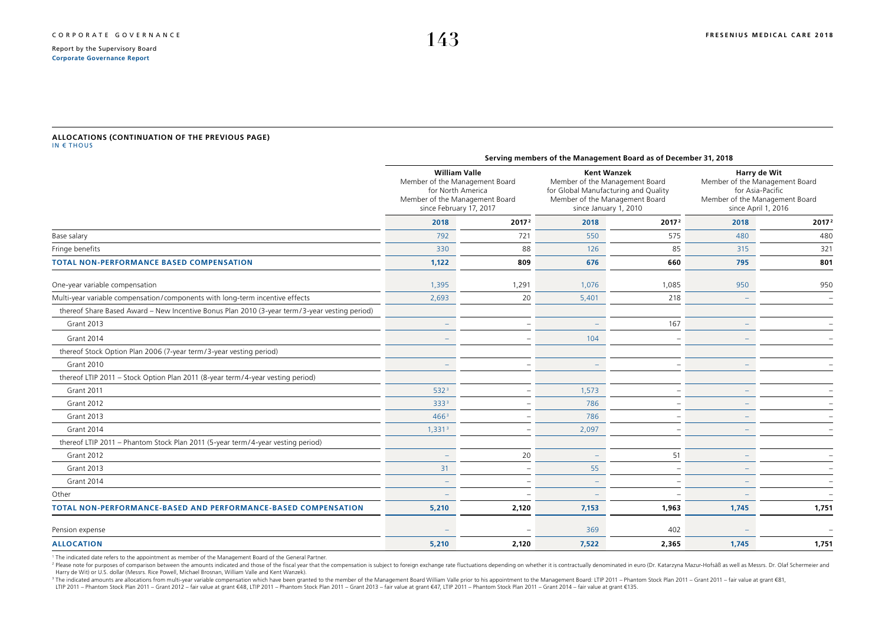**ALLOCATIONS (CONTINUATION OF THE PREVIOUS PAGE)**
IN € THOUS

| | Serving members of the Management Board as of December 31, 2018 | | | | | |
|---|---|---|---|---|---|---|
| | **William Valle** Member of the Management Board for North America Member of the Management Board since February 17, 2017 | | **Kent Wanzek** Member of the Management Board for Global Manufacturing and Quality Member of the Management Board since January 1, 2010 | | **Harry de Wit** Member of the Management Board for Asia-Pacific Member of the Management Board since April 1, 2016 | |
| | **2018** | **2017** [2] | **2018** | **2017** [2] | **2018** | **2017** [2] |
| Base salary | 792 | 721 | 550 | 575 | 480 | 480 |
| Fringe benefits | 330 | 88 | 126 | 85 | 315 | 321 |
| **TOTAL NON-PERFORMANCE BASED COMPENSATION** | **1,122** | **809** | **676** | **660** | **795** | **801** |
| One-year variable compensation | 1,395 | 1,291 | 1,076 | 1,085 | 950 | 950 |
| Multi-year variable compensation/components with long-term incentive effects | 2,693 | 20 | 5,401 | 218 | – | – |
| thereof Share Based Award – New Incentive Bonus Plan 2010 (3-year term/3-year vesting period) | | | | | | |
| Grant 2013 | – | – | – | 167 | – | – |
| Grant 2014 | – | – | 104 | – | – | – |
| thereof Stock Option Plan 2006 (7-year term/3-year vesting period) | | | | | | |
| Grant 2010 | – | – | – | – | – | – |
| thereof LTIP 2011 – Stock Option Plan 2011 (8-year term/4-year vesting period) | | | | | | |
| Grant 2011 | 532 [3] | – | 1,573 | – | – | – |
| Grant 2012 | 333 [3] | – | 786 | – | – | – |
| Grant 2013 | 466 [3] | – | 786 | – | – | – |
| Grant 2014 | 1,331 [3] | – | 2,097 | – | – | – |
| thereof LTIP 2011 – Phantom Stock Plan 2011 (5-year term/4-year vesting period) | | | | | | |
| Grant 2012 | – | 20 | – | 51 | – | – |
| Grant 2013 | 31 | – | 55 | – | – | – |
| Grant 2014 | – | – | – | – | – | – |
| Other | – | – | – | – | – | – |
| **TOTAL NON-PERFORMANCE-BASED AND PERFORMANCE-BASED COMPENSATION** | **5,210** | **2,120** | **7,153** | **1,963** | **1,745** | **1,751** |
| Pension expense | – | – | 369 | 402 | – | – |
| **ALLOCATION** | **5,210** | **2,120** | **7,522** | **2,365** | **1,745** | **1,751** |

[1] The indicated date refers to the appointment as member of the Management Board of the General Partner.

[2] Please note for purposes of comparison between the amounts indicated and those of the fiscal year that the compensation is subject to foreign exchange rate fluctuations depending on whether it is contractually denominated in euro (Dr. Katarzyna Mazur-Hofsäß as well as Messrs. Dr. Olaf Schermeier and Harry de Wit) or U.S. dollar (Messrs. Rice Powell, Michael Brosnan, William Valle and Kent Wanzek).

[3] The indicated amounts are allocations from multi-year variable compensation which have been granted to the member of the Management Board William Valle prior to his appointment to the Management Board: LTIP 2011 – Phantom Stock Plan 2011 – Grant 2011 – fair value at grant €81, LTIP 2011 – Phantom Stock Plan 2011 – Grant 2012 – fair value at grant €48, LTIP 2011 – Phantom Stock Plan 2011 – Grant 2013 – fair value at grant €47, LTIP 2011 – Phantom Stock Plan 2011 – Grant 2014 – fair value at grant €135.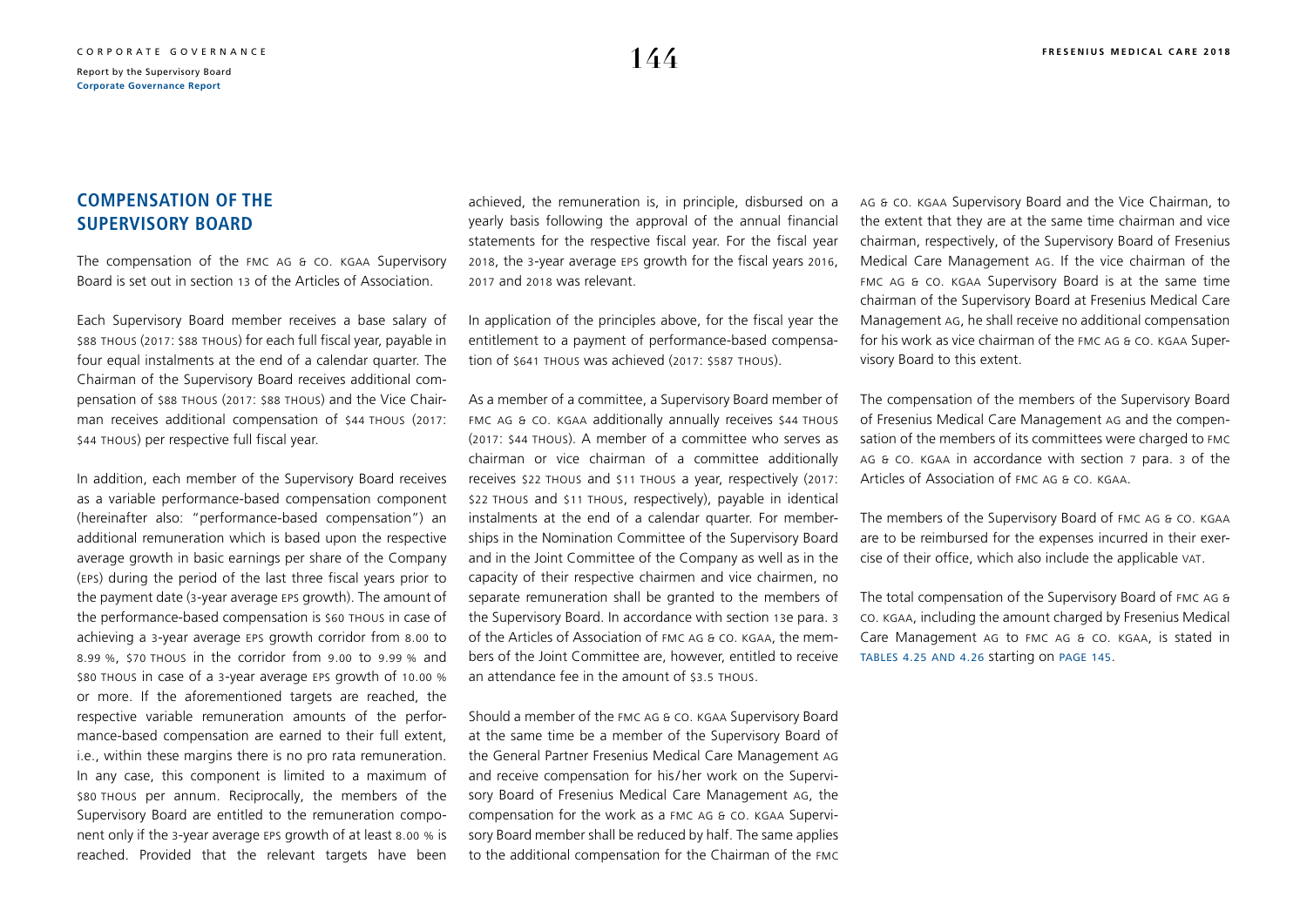## COMPENSATION OF THE SUPERVISORY BOARD

The compensation of the FMC AG & CO. KGAA Supervisory Board is set out in section 13 of the Articles of Association.

Each Supervisory Board member receives a base salary of $88 THOUS (2017: $88 THOUS) for each full fiscal year, payable in four equal instalments at the end of a calendar quarter. The Chairman of the Supervisory Board receives additional compensation of $88 THOUS (2017: $88 THOUS) and the Vice Chairman receives additional compensation of $44 THOUS (2017: $44 THOUS) per respective full fiscal year.

In addition, each member of the Supervisory Board receives as a variable performance-based compensation component (hereinafter also: "performance-based compensation") an additional remuneration which is based upon the respective average growth in basic earnings per share of the Company (EPS) during the period of the last three fiscal years prior to the payment date (3-year average EPS growth). The amount of the performance-based compensation is $60 THOUS in case of achieving a 3-year average EPS growth corridor from 8.00 to 8.99 %, $70 THOUS in the corridor from 9.00 to 9.99 % and $80 THOUS in case of a 3-year average EPS growth of 10.00 % or more. If the aforementioned targets are reached, the respective variable remuneration amounts of the performance-based compensation are earned to their full extent, i.e., within these margins there is no pro rata remuneration. In any case, this component is limited to a maximum of $80 THOUS per annum. Reciprocally, the members of the Supervisory Board are entitled to the remuneration component only if the 3-year average EPS growth of at least 8.00 % is reached. Provided that the relevant targets have been achieved, the remuneration is, in principle, disbursed on a yearly basis following the approval of the annual financial statements for the respective fiscal year. For the fiscal year 2018, the 3-year average EPS growth for the fiscal years 2016, 2017 and 2018 was relevant.

In application of the principles above, for the fiscal year the entitlement to a payment of performance-based compensation of $641 THOUS was achieved (2017: $587 THOUS).

As a member of a committee, a Supervisory Board member of FMC AG & CO. KGAA additionally annually receives $44 THOUS (2017: $44 THOUS). A member of a committee who serves as chairman or vice chairman of a committee additionally receives $22 THOUS and $11 THOUS a year, respectively (2017: $22 THOUS and $11 THOUS, respectively), payable in identical instalments at the end of a calendar quarter. For memberships in the Nomination Committee of the Supervisory Board and in the Joint Committee of the Company as well as in the capacity of their respective chairmen and vice chairmen, no separate remuneration shall be granted to the members of the Supervisory Board. In accordance with section 13e para. 3 of the Articles of Association of FMC AG & CO. KGAA, the members of the Joint Committee are, however, entitled to receive an attendance fee in the amount of $3.5 THOUS.

Should a member of the FMC AG & CO. KGAA Supervisory Board at the same time be a member of the Supervisory Board of the General Partner Fresenius Medical Care Management AG and receive compensation for his/her work on the Supervisory Board of Fresenius Medical Care Management AG, the compensation for the work as a FMC AG & CO. KGAA Supervisory Board member shall be reduced by half. The same applies to the additional compensation for the Chairman of the FMC AG & CO. KGAA Supervisory Board and the Vice Chairman, to the extent that they are at the same time chairman and vice chairman, respectively, of the Supervisory Board of Fresenius Medical Care Management AG. If the vice chairman of the FMC AG & CO. KGAA Supervisory Board is at the same time chairman of the Supervisory Board at Fresenius Medical Care Management AG, he shall receive no additional compensation for his work as vice chairman of the FMC AG & CO. KGAA Supervisory Board to this extent.

The compensation of the members of the Supervisory Board of Fresenius Medical Care Management AG and the compensation of the members of its committees were charged to FMC AG & CO. KGAA in accordance with section 7 para. 3 of the Articles of Association of FMC AG & CO. KGAA.

The members of the Supervisory Board of FMC AG & CO. KGAA are to be reimbursed for the expenses incurred in their exercise of their office, which also include the applicable VAT.

The total compensation of the Supervisory Board of FMC AG & CO. KGAA, including the amount charged by Fresenius Medical Care Management AG to FMC AG & CO. KGAA, is stated in TABLES 4.25 AND 4.26 starting on PAGE 145.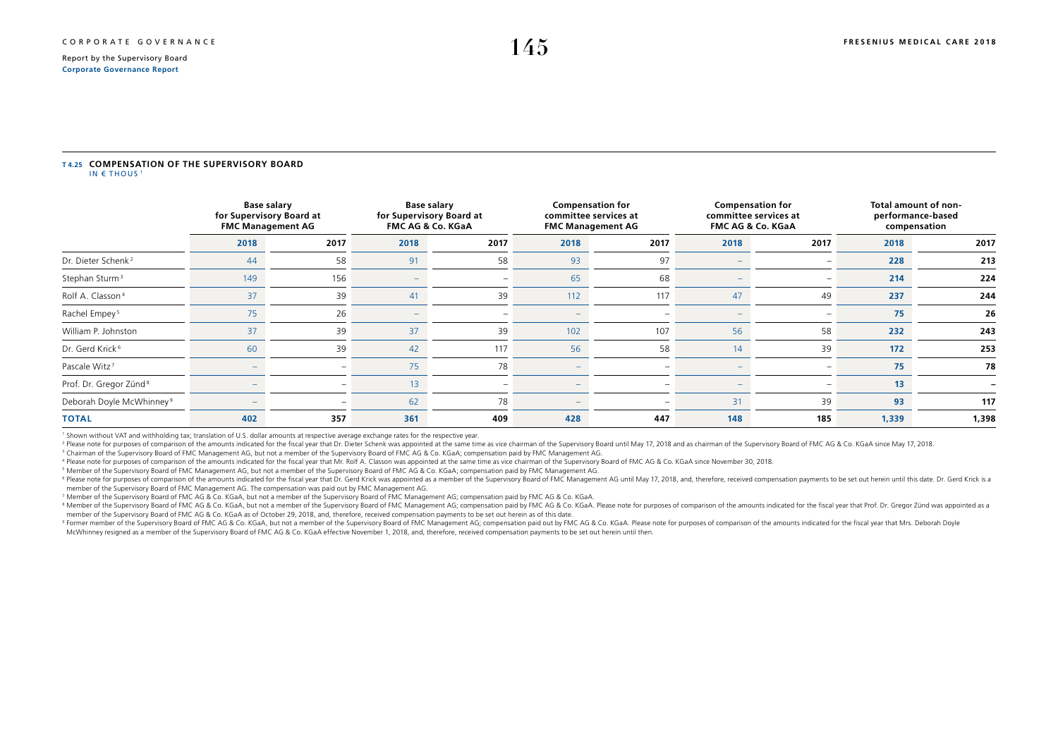**T 4.25 COMPENSATION OF THE SUPERVISORY BOARD**
IN € THOUS [1]

| | Base salary for Supervisory Board at FMC Management AG | | Base salary for Supervisory Board at FMC AG & Co. KGaA | | Compensation for committee services at FMC Management AG | | Compensation for committee services at FMC AG & Co. KGaA | | Total amount of non-performance-based compensation | |
|---|---|---|---|---|---|---|---|---|---|---|
| | 2018 | 2017 | 2018 | 2017 | 2018 | 2017 | 2018 | 2017 | 2018 | 2017 |
| Dr. Dieter Schenk [2] | 44 | 58 | 91 | 58 | 93 | 97 | – | – | 228 | 213 |
| Stephan Sturm [3] | 149 | 156 | – | – | 65 | 68 | – | – | 214 | 224 |
| Rolf A. Classon [4] | 37 | 39 | 41 | 39 | 112 | 117 | 47 | 49 | 237 | 244 |
| Rachel Empey [5] | 75 | 26 | – | – | – | – | – | – | 75 | 26 |
| William P. Johnston | 37 | 39 | 37 | 39 | 102 | 107 | 56 | 58 | 232 | 243 |
| Dr. Gerd Krick [6] | 60 | 39 | 42 | 117 | 56 | 58 | 14 | 39 | 172 | 253 |
| Pascale Witz [7] | – | – | 75 | 78 | – | – | – | – | 75 | 78 |
| Prof. Dr. Gregor Zünd [8] | – | – | 13 | – | – | – | – | – | 13 | – |
| Deborah Doyle McWhinney [9] | – | – | 62 | 78 | – | – | 31 | 39 | 93 | 117 |
| **TOTAL** | **402** | **357** | **361** | **409** | **428** | **447** | **148** | **185** | **1,339** | **1,398** |

[1] Shown without VAT and withholding tax; translation of U.S. dollar amounts at respective average exchange rates for the respective year.

[2] Please note for purposes of comparison of the amounts indicated for the fiscal year that Dr. Dieter Schenk was appointed at the same time as vice chairman of the Supervisory Board until May 17, 2018 and as chairman of the Supervisory Board of FMC AG & Co. KGaA since May 17, 2018.

[3] Chairman of the Supervisory Board of FMC Management AG, but not a member of the Supervisory Board of FMC AG & Co. KGaA; compensation paid by FMC Management AG.

[4] Please note for purposes of comparison of the amounts indicated for the fiscal year that Mr. Rolf A. Classon was appointed at the same time as vice chairman of the Supervisory Board of FMC AG & Co. KGaA since November 30, 2018.

[5] Member of the Supervisory Board of FMC Management AG, but not a member of the Supervisory Board of FMC AG & Co. KGaA; compensation paid by FMC Management AG.

[6] Please note for purposes of comparison of the amounts indicated for the fiscal year that Dr. Gerd Krick was appointed as a member of the Supervisory Board of FMC Management AG until May 17, 2018, and, therefore, received compensation payments to be set out herein until this date. Dr. Gerd Krick is a member of the Supervisory Board of FMC Management AG. The compensation was paid out by FMC Management AG.

[7] Member of the Supervisory Board of FMC AG & Co. KGaA, but not a member of the Supervisory Board of FMC Management AG; compensation paid by FMC AG & Co. KGaA.

[8] Member of the Supervisory Board of FMC AG & Co. KGaA, but not a member of the Supervisory Board of FMC Management AG; compensation paid by FMC AG & Co. KGaA. Please note for purposes of comparison of the amounts indicated for the fiscal year that Prof. Dr. Gregor Zünd was appointed as a member of the Supervisory Board of FMC AG & Co. KGaA as of October 29, 2018, and, therefore, received compensation payments to be set out herein as of this date.

[9] Former member of the Supervisory Board of FMC AG & Co. KGaA, but not a member of the Supervisory Board of FMC Management AG; compensation paid out by FMC AG & Co. KGaA. Please note for purposes of comparison of the amounts indicated for the fiscal year that Mrs. Deborah Doyle McWhinney resigned as a member of the Supervisory Board of FMC AG & Co. KGaA effective November 1, 2018, and, therefore, received compensation payments to be set out herein until then.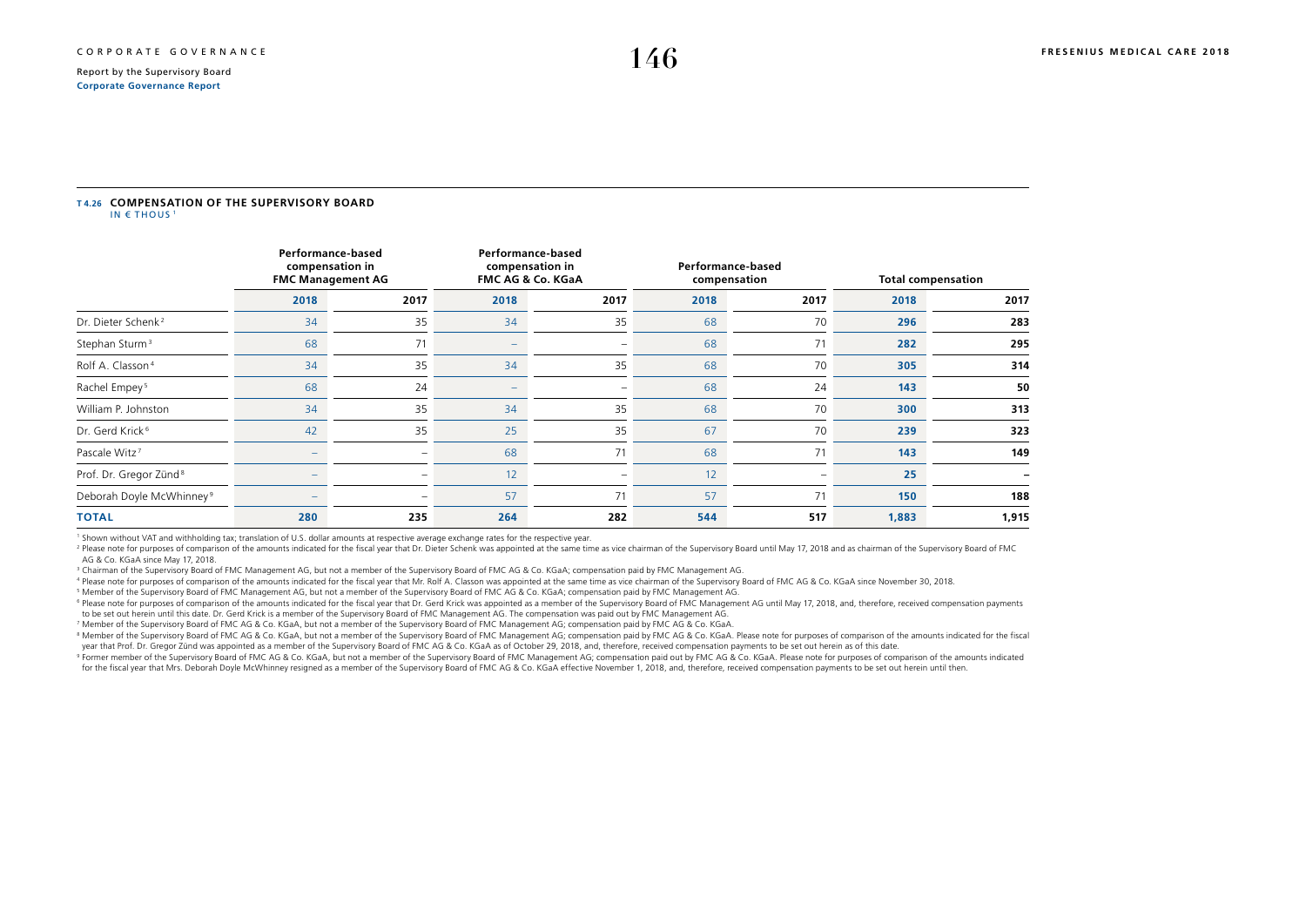**T 4.26 COMPENSATION OF THE SUPERVISORY BOARD**
IN € THOUS [1]

| | Performance-based compensation in FMC Management AG | | Performance-based compensation in FMC AG & Co. KGaA | | Performance-based compensation | | Total compensation | |
|---|---|---|---|---|---|---|---|---|
| | 2018 | 2017 | 2018 | 2017 | 2018 | 2017 | 2018 | 2017 |
| Dr. Dieter Schenk [2] | 34 | 35 | 34 | 35 | 68 | 70 | 296 | 283 |
| Stephan Sturm [3] | 68 | 71 | – | – | 68 | 71 | 282 | 295 |
| Rolf A. Classon [4] | 34 | 35 | 34 | 35 | 68 | 70 | 305 | 314 |
| Rachel Empey [5] | 68 | 24 | – | – | 68 | 24 | 143 | 50 |
| William P. Johnston | 34 | 35 | 34 | 35 | 68 | 70 | 300 | 313 |
| Dr. Gerd Krick [6] | 42 | 35 | 25 | 35 | 67 | 70 | 239 | 323 |
| Pascale Witz [7] | – | – | 68 | 71 | 68 | 71 | 143 | 149 |
| Prof. Dr. Gregor Zünd [8] | – | – | 12 | – | 12 | – | 25 | – |
| Deborah Doyle McWhinney [9] | – | – | 57 | 71 | 57 | 71 | 150 | 188 |
| **TOTAL** | **280** | **235** | **264** | **282** | **544** | **517** | **1,883** | **1,915** |

[1] Shown without VAT and withholding tax; translation of U.S. dollar amounts at respective average exchange rates for the respective year.

[2] Please note for purposes of comparison of the amounts indicated for the fiscal year that Dr. Dieter Schenk was appointed at the same time as vice chairman of the Supervisory Board until May 17, 2018 and as chairman of the Supervisory Board of FMC AG & Co. KGaA since May 17, 2018.

[3] Chairman of the Supervisory Board of FMC Management AG, but not a member of the Supervisory Board of FMC AG & Co. KGaA; compensation paid by FMC Management AG.

[4] Please note for purposes of comparison of the amounts indicated for the fiscal year that Mr. Rolf A. Classon was appointed at the same time as vice chairman of the Supervisory Board of FMC AG & Co. KGaA since November 30, 2018.

[5] Member of the Supervisory Board of FMC Management AG, but not a member of the Supervisory Board of FMC AG & Co. KGaA; compensation paid by FMC Management AG.

[6] Please note for purposes of comparison of the amounts indicated for the fiscal year that Dr. Gerd Krick was appointed as a member of the Supervisory Board of FMC Management AG until May 17, 2018, and, therefore, received compensation payments to be set out herein until this date. Dr. Gerd Krick is a member of the Supervisory Board of FMC Management AG. The compensation was paid out by FMC Management AG.

[7] Member of the Supervisory Board of FMC AG & Co. KGaA, but not a member of the Supervisory Board of FMC Management AG; compensation paid by FMC AG & Co. KGaA.

[8] Member of the Supervisory Board of FMC AG & Co. KGaA, but not a member of the Supervisory Board of FMC Management AG; compensation paid by FMC AG & Co. KGaA. Please note for purposes of comparison of the amounts indicated for the fiscal year that Prof. Dr. Gregor Zünd was appointed as a member of the Supervisory Board of FMC AG & Co. KGaA as of October 29, 2018, and, therefore, received compensation payments to be set out herein as of this date.

[9] Former member of the Supervisory Board of FMC AG & Co. KGaA, but not a member of the Supervisory Board of FMC Management AG; compensation paid out by FMC AG & Co. KGaA. Please note for purposes of comparison of the amounts indicated for the fiscal year that Mrs. Deborah Doyle McWhinney resigned as a member of the Supervisory Board of FMC AG & Co. KGaA effective November 1, 2018, and, therefore, received compensation payments to be set out herein until then.